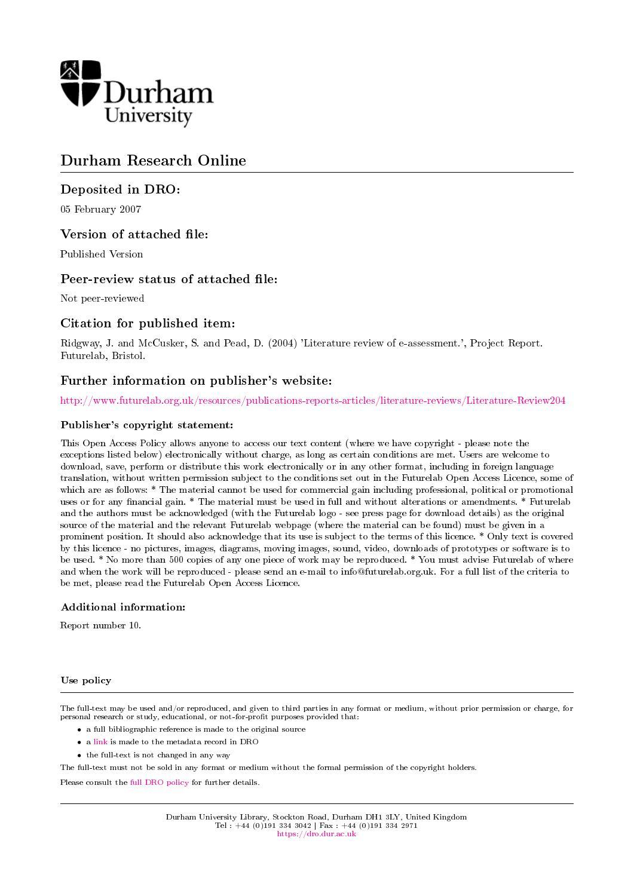Durham University

# Durham Research Online

## Deposited in DRO:

05 February 2007

## Version of attached file:

Published Version

## Peer-review status of attached file:

Not peer-reviewed

## Citation for published item:

Ridgway, J. and McCusker, S. and Pead, D. (2004) 'Literature review of e-assessment.', Project Report. Futurelab, Bristol.

## Further information on publisher's website:

http://www.futurelab.org.uk/resources/publications-reports-articles/literature-reviews/Literature-Review204

### Publisher's copyright statement:

This Open Access Policy allows anyone to access our text content (where we have copyright - please note the exceptions listed below) electronically without charge, as long as certain conditions are met. Users are welcome to download, save, perform or distribute this work electronically or in any other format, including in foreign language translation, without written permission subject to the conditions set out in the Futurelab Open Access Licence, some of which are as follows: * The material cannot be used for commercial gain including professional, political or promotional uses or for any financial gain. * The material must be used in full and without alterations or amendments. * Futurelab and the authors must be acknowledged (with the Futurelab logo - see press page for download details) as the original source of the material and the relevant Futurelab webpage (where the material can be found) must be given in a prominent position. It should also acknowledge that its use is subject to the terms of this licence. * Only text is covered by this licence - no pictures, images, diagrams, moving images, sound, video, downloads of prototypes or software is to be used. * No more than 500 copies of any one piece of work may be reproduced. * You must advise Futurelab of where and when the work will be reproduced - please send an e-mail to info@futurelab.org.uk. For a full list of the criteria to be met, please read the Futurelab Open Access Licence.

### Additional information:

Report number 10.

### Use policy

The full-text may be used and/or reproduced, and given to third parties in any format or medium, without prior permission or charge, for personal research or study, educational, or not-for-profit purposes provided that:

- a full bibliographic reference is made to the original source
- a link is made to the metadata record in DRO
- the full-text is not changed in any way

The full-text must not be sold in any format or medium without the formal permission of the copyright holders.

Please consult the full DRO policy for further details.

Durham University Library, Stockton Road, Durham DH1 3LY, United Kingdom
Tel : +44 (0)191 334 3042 | Fax : +44 (0)191 334 2971
https://dro.dur.ac.uk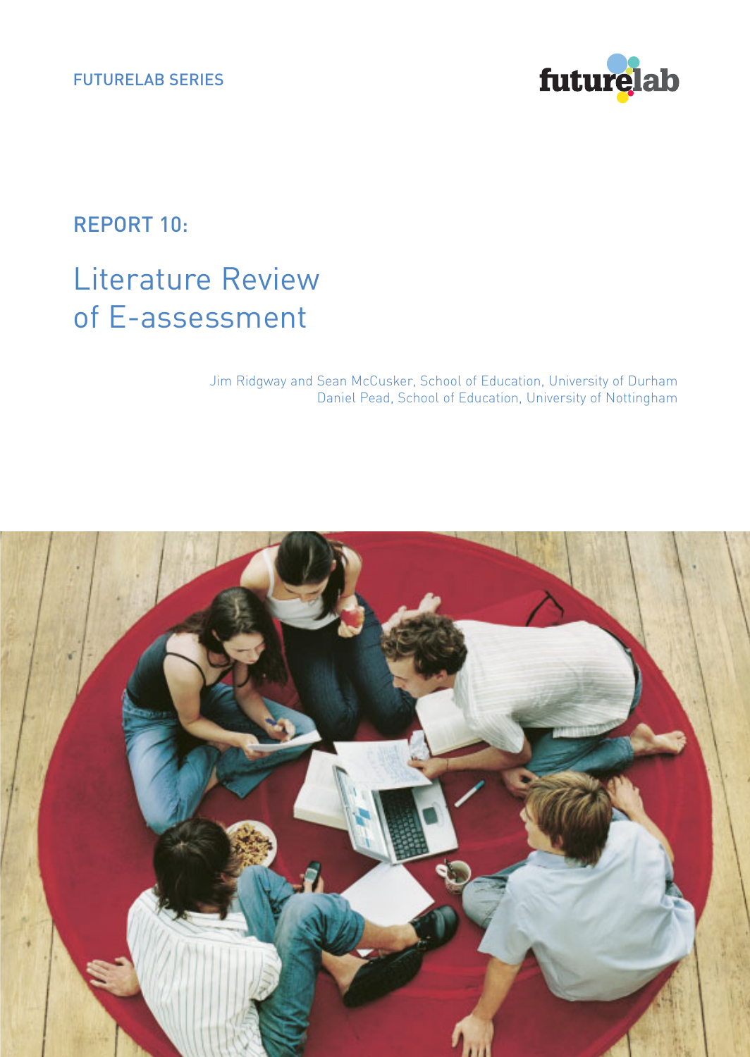FUTURELAB SERIES

futurelab

## REPORT 10:

# Literature Review of E-assessment

Jim Ridgway and Sean McCusker, School of Education, University of Durham
Daniel Pead, School of Education, University of Nottingham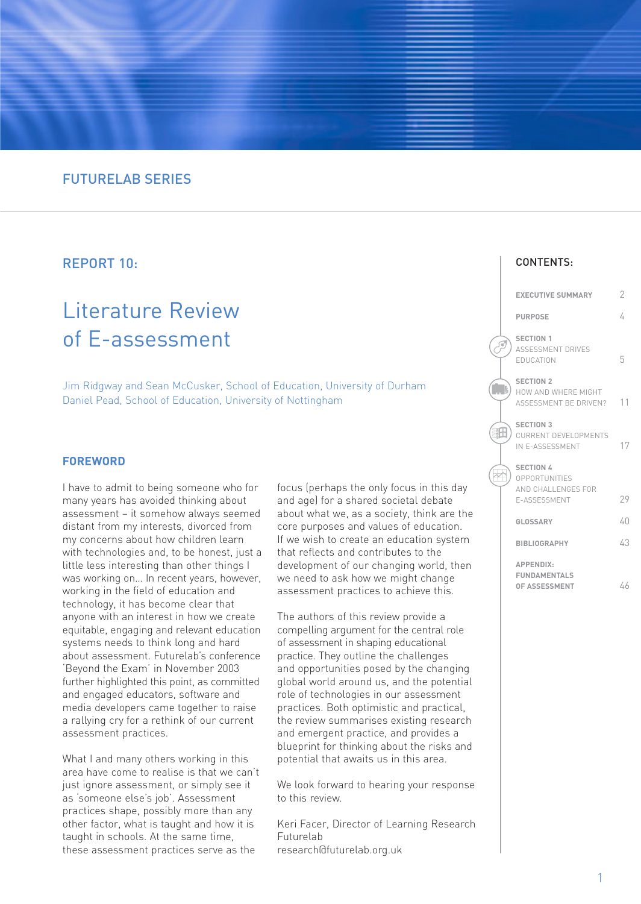FUTURELAB SERIES

## REPORT 10:

# Literature Review of E-assessment

Jim Ridgway and Sean McCusker, School of Education, University of Durham
Daniel Pead, School of Education, University of Nottingham

## FOREWORD

I have to admit to being someone who for many years has avoided thinking about assessment – it somehow always seemed distant from my interests, divorced from my concerns about how children learn with technologies and, to be honest, just a little less interesting than other things I was working on... In recent years, however, working in the field of education and technology, it has become clear that anyone with an interest in how we create equitable, engaging and relevant education systems needs to think long and hard about assessment. Futurelab's conference 'Beyond the Exam' in November 2003 further highlighted this point, as committed and engaged educators, software and media developers came together to raise a rallying cry for a rethink of our current assessment practices.

What I and many others working in this area have come to realise is that we can't just ignore assessment, or simply see it as 'someone else's job'. Assessment practices shape, possibly more than any other factor, what is taught and how it is taught in schools. At the same time, these assessment practices serve as the focus (perhaps the only focus in this day and age) for a shared societal debate about what we, as a society, think are the core purposes and values of education. If we wish to create an education system that reflects and contributes to the development of our changing world, then we need to ask how we might change assessment practices to achieve this.

The authors of this review provide a compelling argument for the central role of assessment in shaping educational practice. They outline the challenges and opportunities posed by the changing global world around us, and the potential role of technologies in our assessment practices. Both optimistic and practical, the review summarises existing research and emergent practice, and provides a blueprint for thinking about the risks and potential that awaits us in this area.

We look forward to hearing your response to this review.

Keri Facer, Director of Learning Research
Futurelab
research@futurelab.org.uk

## CONTENTS:

| | |
|---|---|
| EXECUTIVE SUMMARY | 2 |
| PURPOSE | 4 |
| SECTION 1 ASSESSMENT DRIVES EDUCATION | 5 |
| SECTION 2 HOW AND WHERE MIGHT ASSESSMENT BE DRIVEN? | 11 |
| SECTION 3 CURRENT DEVELOPMENTS IN E-ASSESSMENT | 17 |
| SECTION 4 OPPORTUNITIES AND CHALLENGES FOR E-ASSESSMENT | 29 |
| GLOSSARY | 40 |
| BIBLIOGRAPHY | 43 |
| APPENDIX: FUNDAMENTALS OF ASSESSMENT | 46 |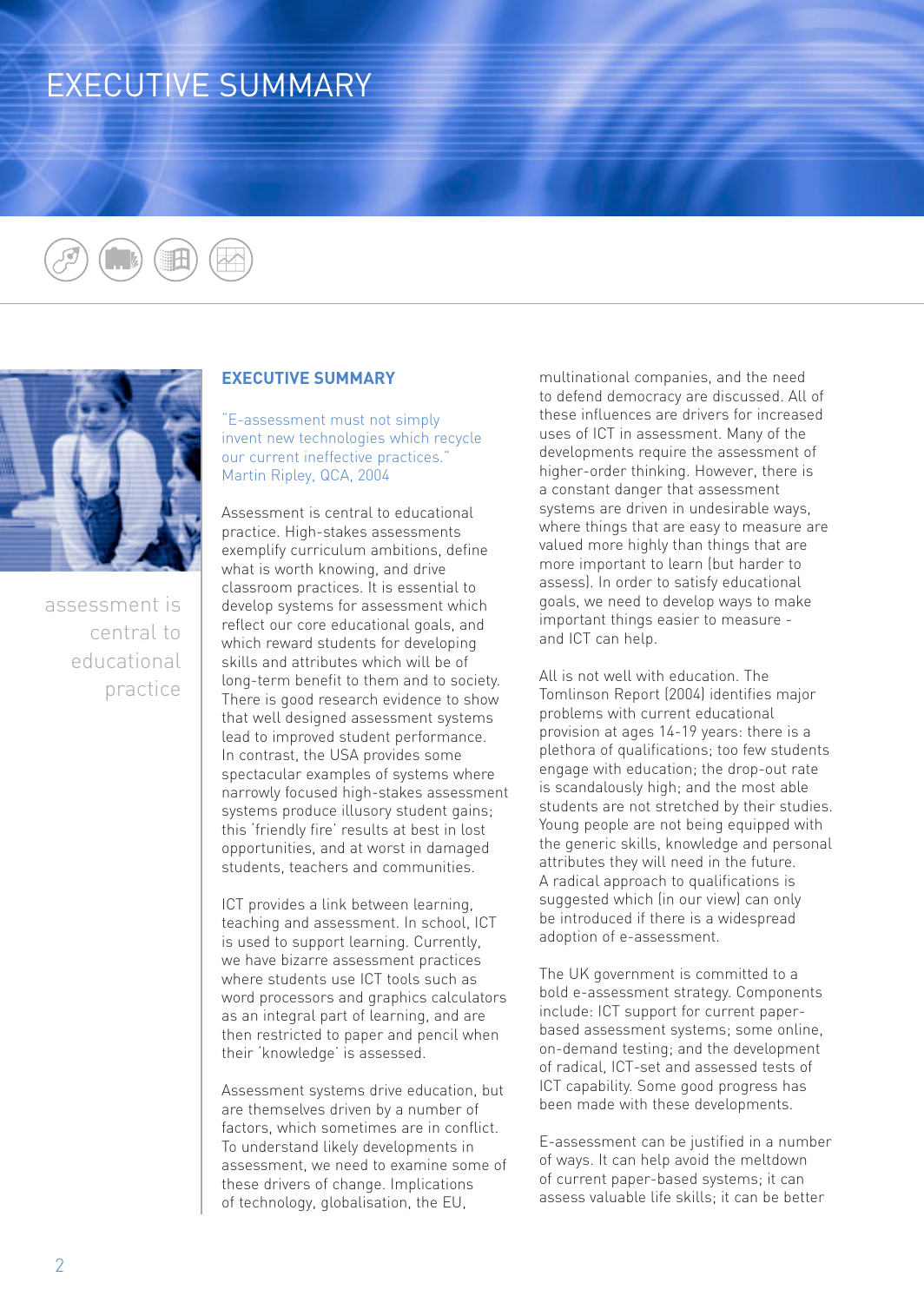# EXECUTIVE SUMMARY

assessment is central to educational practice

## EXECUTIVE SUMMARY

"E-assessment must not simply invent new technologies which recycle our current ineffective practices."
Martin Ripley, QCA, 2004

Assessment is central to educational practice. High-stakes assessments exemplify curriculum ambitions, define what is worth knowing, and drive classroom practices. It is essential to develop systems for assessment which reflect our core educational goals, and which reward students for developing skills and attributes which will be of long-term benefit to them and to society. There is good research evidence to show that well designed assessment systems lead to improved student performance. In contrast, the USA provides some spectacular examples of systems where narrowly focused high-stakes assessment systems produce illusory student gains; this 'friendly fire' results at best in lost opportunities, and at worst in damaged students, teachers and communities.

ICT provides a link between learning, teaching and assessment. In school, ICT is used to support learning. Currently, we have bizarre assessment practices where students use ICT tools such as word processors and graphics calculators as an integral part of learning, and are then restricted to paper and pencil when their 'knowledge' is assessed.

Assessment systems drive education, but are themselves driven by a number of factors, which sometimes are in conflict. To understand likely developments in assessment, we need to examine some of these drivers of change. Implications of technology, globalisation, the EU, multinational companies, and the need to defend democracy are discussed. All of these influences are drivers for increased uses of ICT in assessment. Many of the developments require the assessment of higher-order thinking. However, there is a constant danger that assessment systems are driven in undesirable ways, where things that are easy to measure are valued more highly than things that are more important to learn (but harder to assess). In order to satisfy educational goals, we need to develop ways to make important things easier to measure - and ICT can help.

All is not well with education. The Tomlinson Report (2004) identifies major problems with current educational provision at ages 14-19 years: there is a plethora of qualifications; too few students engage with education; the drop-out rate is scandalously high; and the most able students are not stretched by their studies. Young people are not being equipped with the generic skills, knowledge and personal attributes they will need in the future. A radical approach to qualifications is suggested which (in our view) can only be introduced if there is a widespread adoption of e-assessment.

The UK government is committed to a bold e-assessment strategy. Components include: ICT support for current paper-based assessment systems; some online, on-demand testing; and the development of radical, ICT-set and assessed tests of ICT capability. Some good progress has been made with these developments.

E-assessment can be justified in a number of ways. It can help avoid the meltdown of current paper-based systems; it can assess valuable life skills; it can be better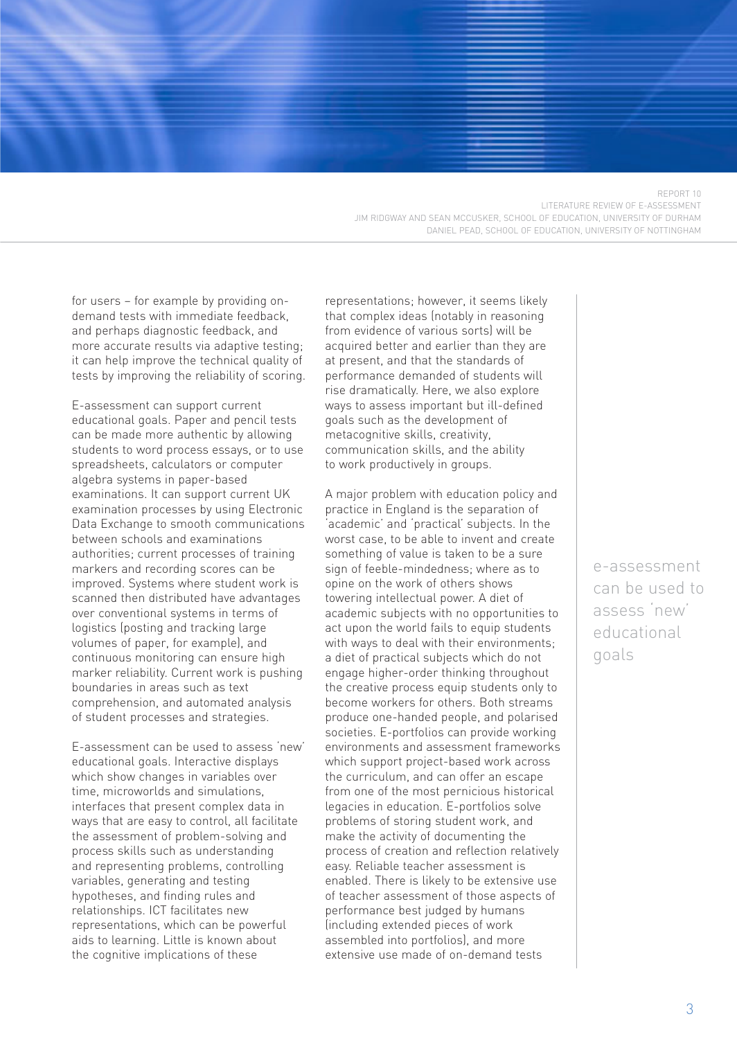for users – for example by providing on-demand tests with immediate feedback, and perhaps diagnostic feedback, and more accurate results via adaptive testing; it can help improve the technical quality of tests by improving the reliability of scoring.

E-assessment can support current educational goals. Paper and pencil tests can be made more authentic by allowing students to word process essays, or to use spreadsheets, calculators or computer algebra systems in paper-based examinations. It can support current UK examination processes by using Electronic Data Exchange to smooth communications between schools and examinations authorities; current processes of training markers and recording scores can be improved. Systems where student work is scanned then distributed have advantages over conventional systems in terms of logistics (posting and tracking large volumes of paper, for example), and continuous monitoring can ensure high marker reliability. Current work is pushing boundaries in areas such as text comprehension, and automated analysis of student processes and strategies.

E-assessment can be used to assess 'new' educational goals. Interactive displays which show changes in variables over time, microworlds and simulations, interfaces that present complex data in ways that are easy to control, all facilitate the assessment of problem-solving and process skills such as understanding and representing problems, controlling variables, generating and testing hypotheses, and finding rules and relationships. ICT facilitates new representations, which can be powerful aids to learning. Little is known about the cognitive implications of these representations; however, it seems likely that complex ideas (notably in reasoning from evidence of various sorts) will be acquired better and earlier than they are at present, and that the standards of performance demanded of students will rise dramatically. Here, we also explore ways to assess important but ill-defined goals such as the development of metacognitive skills, creativity, communication skills, and the ability to work productively in groups.

A major problem with education policy and practice in England is the separation of 'academic' and 'practical' subjects. In the worst case, to be able to invent and create something of value is taken to be a sure sign of feeble-mindedness; where as to opine on the work of others shows towering intellectual power. A diet of academic subjects with no opportunities to act upon the world fails to equip students with ways to deal with their environments; a diet of practical subjects which do not engage higher-order thinking throughout the creative process equip students only to become workers for others. Both streams produce one-handed people, and polarised societies. E-portfolios can provide working environments and assessment frameworks which support project-based work across the curriculum, and can offer an escape from one of the most pernicious historical legacies in education. E-portfolios solve problems of storing student work, and make the activity of documenting the process of creation and reflection relatively easy. Reliable teacher assessment is enabled. There is likely to be extensive use of teacher assessment of those aspects of performance best judged by humans (including extended pieces of work assembled into portfolios), and more extensive use made of on-demand tests

> e-assessment can be used to assess 'new' educational goals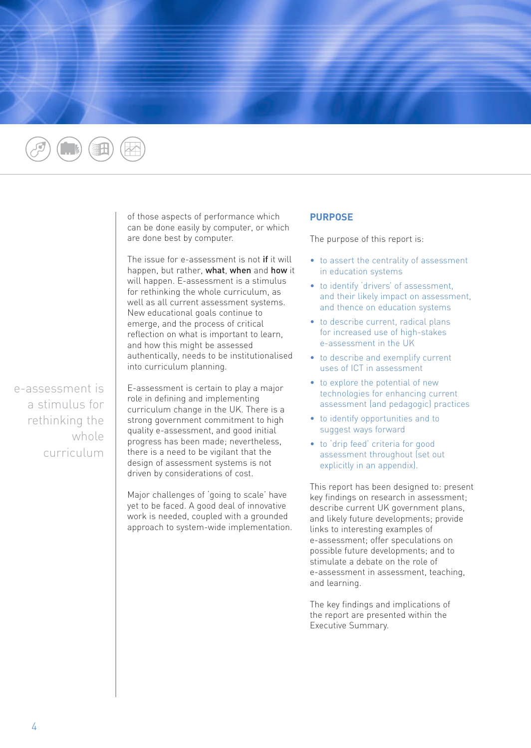of those aspects of performance which can be done easily by computer, or which are done best by computer.

The issue for e-assessment is not **if** it will happen, but rather, **what**, **when** and **how** it will happen. E-assessment is a stimulus for rethinking the whole curriculum, as well as all current assessment systems. New educational goals continue to emerge, and the process of critical reflection on what is important to learn, and how this might be assessed authentically, needs to be institutionalised into curriculum planning.

e-assessment is a stimulus for rethinking the whole curriculum

E-assessment is certain to play a major role in defining and implementing curriculum change in the UK. There is a strong government commitment to high quality e-assessment, and good initial progress has been made; nevertheless, there is a need to be vigilant that the design of assessment systems is not driven by considerations of cost.

Major challenges of 'going to scale' have yet to be faced. A good deal of innovative work is needed, coupled with a grounded approach to system-wide implementation.

## PURPOSE

The purpose of this report is:

- to assert the centrality of assessment in education systems
- to identify 'drivers' of assessment, and their likely impact on assessment, and thence on education systems
- to describe current, radical plans for increased use of high-stakes e-assessment in the UK
- to describe and exemplify current uses of ICT in assessment
- to explore the potential of new technologies for enhancing current assessment (and pedagogic) practices
- to identify opportunities and to suggest ways forward
- to 'drip feed' criteria for good assessment throughout (set out explicitly in an appendix).

This report has been designed to: present key findings on research in assessment; describe current UK government plans, and likely future developments; provide links to interesting examples of e-assessment; offer speculations on possible future developments; and to stimulate a debate on the role of e-assessment in assessment, teaching, and learning.

The key findings and implications of the report are presented within the Executive Summary.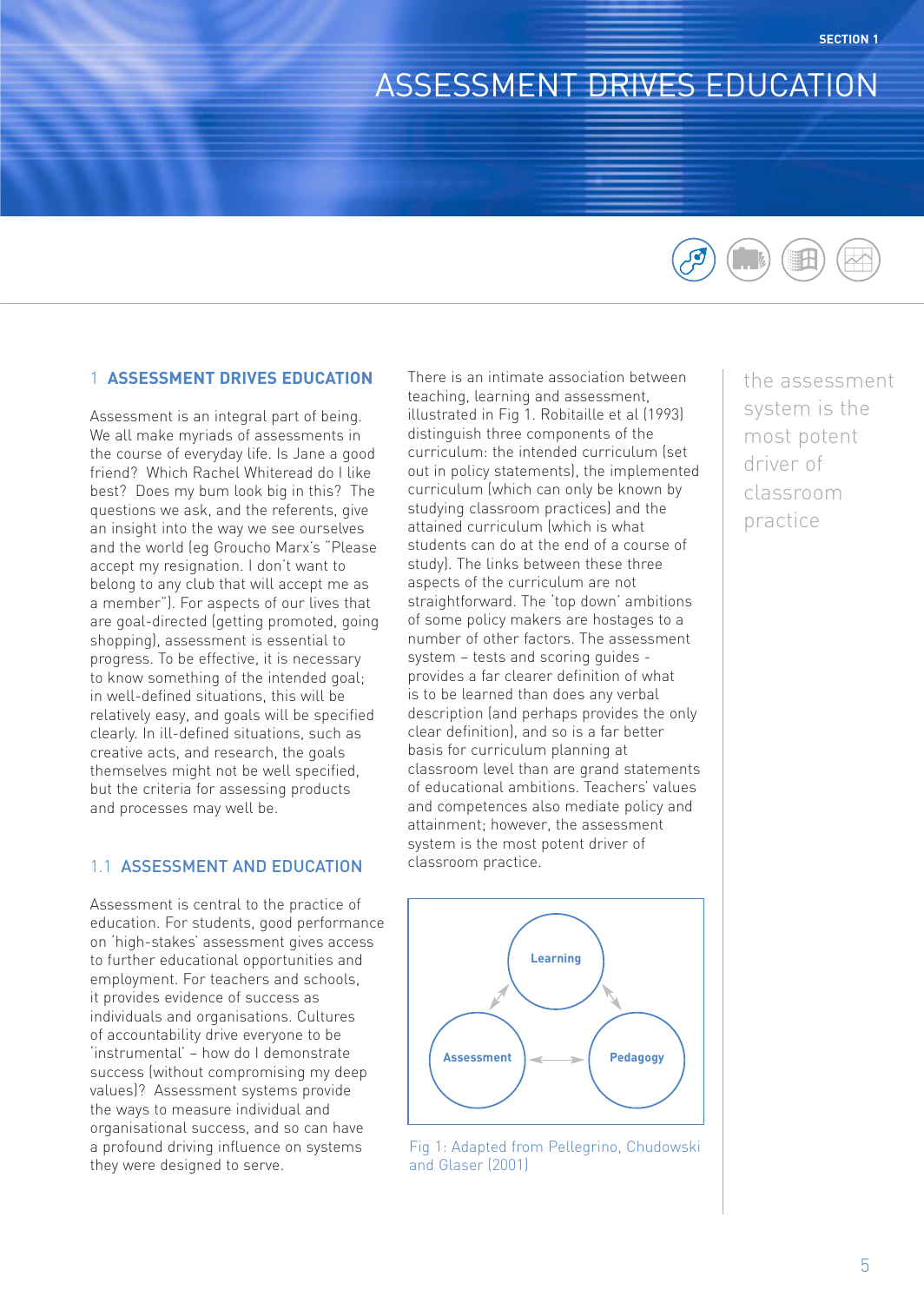# ASSESSMENT DRIVES EDUCATION

## 1 ASSESSMENT DRIVES EDUCATION

Assessment is an integral part of being. We all make myriads of assessments in the course of everyday life. Is Jane a good friend? Which Rachel Whiteread do I like best? Does my bum look big in this? The questions we ask, and the referents, give an insight into the way we see ourselves and the world (eg Groucho Marx's "Please accept my resignation. I don't want to belong to any club that will accept me as a member"). For aspects of our lives that are goal-directed (getting promoted, going shopping), assessment is essential to progress. To be effective, it is necessary to know something of the intended goal; in well-defined situations, this will be relatively easy, and goals will be specified clearly. In ill-defined situations, such as creative acts, and research, the goals themselves might not be well specified, but the criteria for assessing products and processes may well be.

### 1.1 ASSESSMENT AND EDUCATION

Assessment is central to the practice of education. For students, good performance on 'high-stakes' assessment gives access to further educational opportunities and employment. For teachers and schools, it provides evidence of success as individuals and organisations. Cultures of accountability drive everyone to be 'instrumental' – how do I demonstrate success (without compromising my deep values)? Assessment systems provide the ways to measure individual and organisational success, and so can have a profound driving influence on systems they were designed to serve.

There is an intimate association between teaching, learning and assessment, illustrated in Fig 1. Robitaille et al (1993) distinguish three components of the curriculum: the intended curriculum (set out in policy statements), the implemented curriculum (which can only be known by studying classroom practices) and the attained curriculum (which is what students can do at the end of a course of study). The links between these three aspects of the curriculum are not straightforward. The 'top down' ambitions of some policy makers are hostages to a number of other factors. The assessment system – tests and scoring guides - provides a far clearer definition of what is to be learned than does any verbal description (and perhaps provides the only clear definition), and so is a far better basis for curriculum planning at classroom level than are grand statements of educational ambitions. Teachers' values and competences also mediate policy and attainment; however, the assessment system is the most potent driver of classroom practice.

Learning

Assessment

Pedagogy

Fig 1: Adapted from Pellegrino, Chudowski and Glaser (2001)

the assessment system is the most potent driver of classroom practice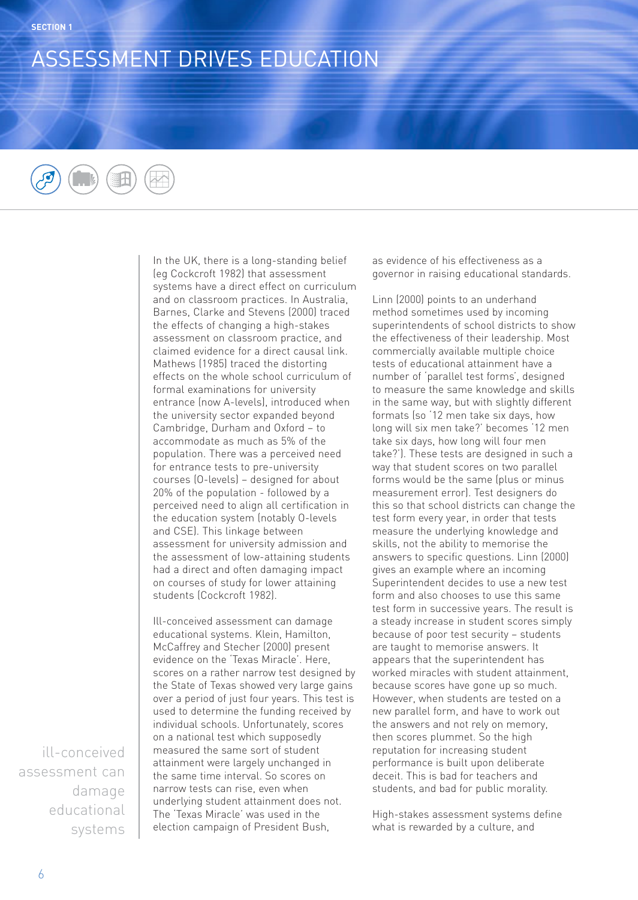SECTION 1

# ASSESSMENT DRIVES EDUCATION

In the UK, there is a long-standing belief (eg Cockcroft 1982) that assessment systems have a direct effect on curriculum and on classroom practices. In Australia, Barnes, Clarke and Stevens (2000) traced the effects of changing a high-stakes assessment on classroom practice, and claimed evidence for a direct causal link. Mathews (1985) traced the distorting effects on the whole school curriculum of formal examinations for university entrance (now A-levels), introduced when the university sector expanded beyond Cambridge, Durham and Oxford – to accommodate as much as 5% of the population. There was a perceived need for entrance tests to pre-university courses (O-levels) – designed for about 20% of the population - followed by a perceived need to align all certification in the education system (notably O-levels and CSE). This linkage between assessment for university admission and the assessment of low-attaining students had a direct and often damaging impact on courses of study for lower attaining students (Cockcroft 1982).

> ill-conceived assessment can damage educational systems

Ill-conceived assessment can damage educational systems. Klein, Hamilton, McCaffrey and Stecher (2000) present evidence on the 'Texas Miracle'. Here, scores on a rather narrow test designed by the State of Texas showed very large gains over a period of just four years. This test is used to determine the funding received by individual schools. Unfortunately, scores on a national test which supposedly measured the same sort of student attainment were largely unchanged in the same time interval. So scores on narrow tests can rise, even when underlying student attainment does not. The 'Texas Miracle' was used in the election campaign of President Bush, as evidence of his effectiveness as a governor in raising educational standards.

Linn (2000) points to an underhand method sometimes used by incoming superintendents of school districts to show the effectiveness of their leadership. Most commercially available multiple choice tests of educational attainment have a number of 'parallel test forms', designed to measure the same knowledge and skills in the same way, but with slightly different formats (so '12 men take six days, how long will six men take?' becomes '12 men take six days, how long will four men take?'). These tests are designed in such a way that student scores on two parallel forms would be the same (plus or minus measurement error). Test designers do this so that school districts can change the test form every year, in order that tests measure the underlying knowledge and skills, not the ability to memorise the answers to specific questions. Linn (2000) gives an example where an incoming Superintendent decides to use a new test form and also chooses to use this same test form in successive years. The result is a steady increase in student scores simply because of poor test security – students are taught to memorise answers. It appears that the superintendent has worked miracles with student attainment, because scores have gone up so much. However, when students are tested on a new parallel form, and have to work out the answers and not rely on memory, then scores plummet. So the high reputation for increasing student performance is built upon deliberate deceit. This is bad for teachers and students, and bad for public morality.

High-stakes assessment systems define what is rewarded by a culture, and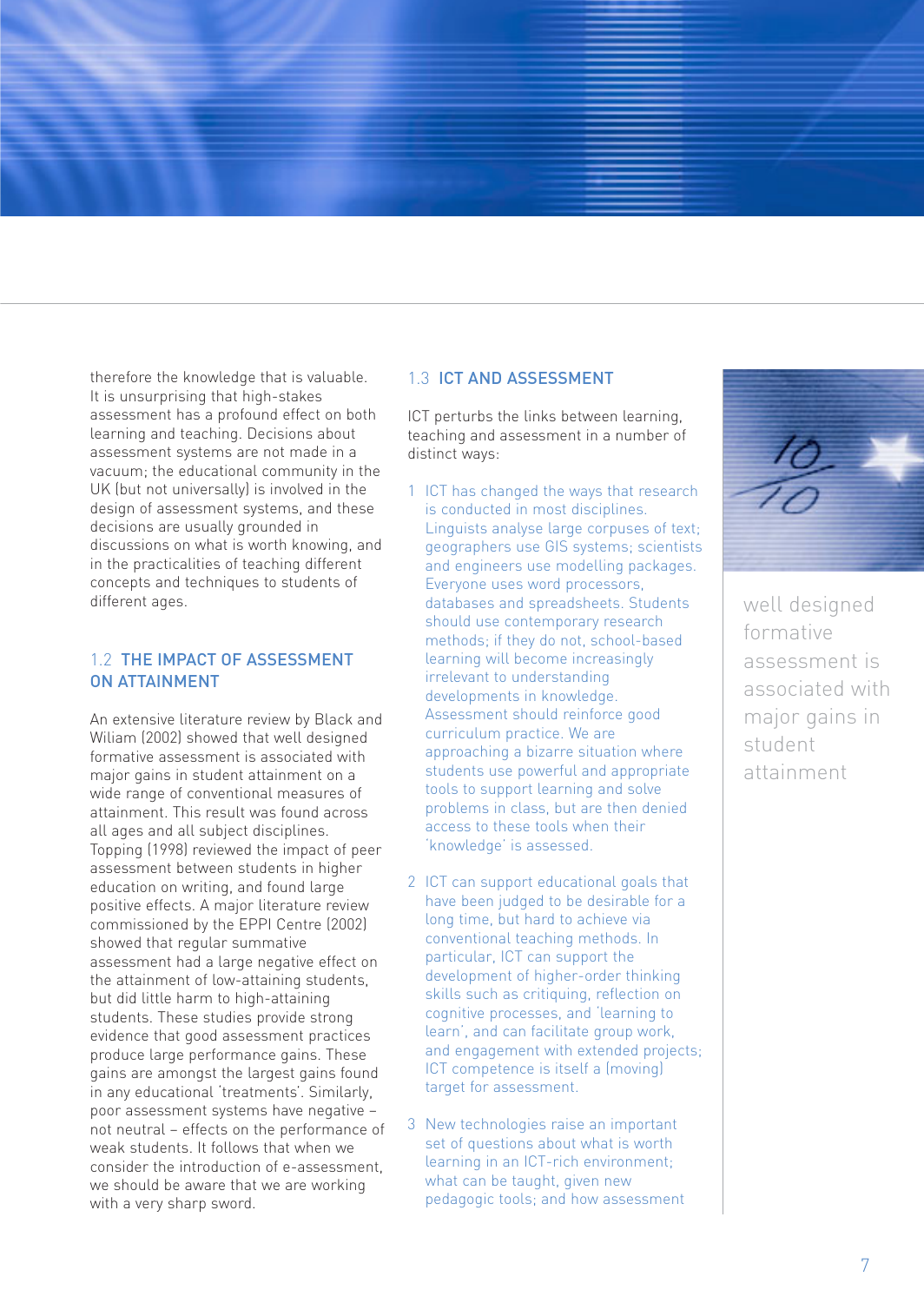therefore the knowledge that is valuable. It is unsurprising that high-stakes assessment has a profound effect on both learning and teaching. Decisions about assessment systems are not made in a vacuum; the educational community in the UK (but not universally) is involved in the design of assessment systems, and these decisions are usually grounded in discussions on what is worth knowing, and in the practicalities of teaching different concepts and techniques to students of different ages.

## 1.2 THE IMPACT OF ASSESSMENT ON ATTAINMENT

An extensive literature review by Black and Wiliam (2002) showed that well designed formative assessment is associated with major gains in student attainment on a wide range of conventional measures of attainment. This result was found across all ages and all subject disciplines. Topping (1998) reviewed the impact of peer assessment between students in higher education on writing, and found large positive effects. A major literature review commissioned by the EPPI Centre (2002) showed that regular summative assessment had a large negative effect on the attainment of low-attaining students, but did little harm to high-attaining students. These studies provide strong evidence that good assessment practices produce large performance gains. These gains are amongst the largest gains found in any educational 'treatments'. Similarly, poor assessment systems have negative – not neutral – effects on the performance of weak students. It follows that when we consider the introduction of e-assessment, we should be aware that we are working with a very sharp sword.

## 1.3 ICT AND ASSESSMENT

ICT perturbs the links between learning, teaching and assessment in a number of distinct ways:

1. ICT has changed the ways that research is conducted in most disciplines. Linguists analyse large corpuses of text; geographers use GIS systems; scientists and engineers use modelling packages. Everyone uses word processors, databases and spreadsheets. Students should use contemporary research methods; if they do not, school-based learning will become increasingly irrelevant to understanding developments in knowledge. Assessment should reinforce good curriculum practice. We are approaching a bizarre situation where students use powerful and appropriate tools to support learning and solve problems in class, but are then denied access to these tools when their 'knowledge' is assessed.

2. ICT can support educational goals that have been judged to be desirable for a long time, but hard to achieve via conventional teaching methods. In particular, ICT can support the development of higher-order thinking skills such as critiquing, reflection on cognitive processes, and 'learning to learn', and can facilitate group work, and engagement with extended projects; ICT competence is itself a (moving) target for assessment.

3. New technologies raise an important set of questions about what is worth learning in an ICT-rich environment; what can be taught, given new pedagogic tools; and how assessment

well designed formative assessment is associated with major gains in student attainment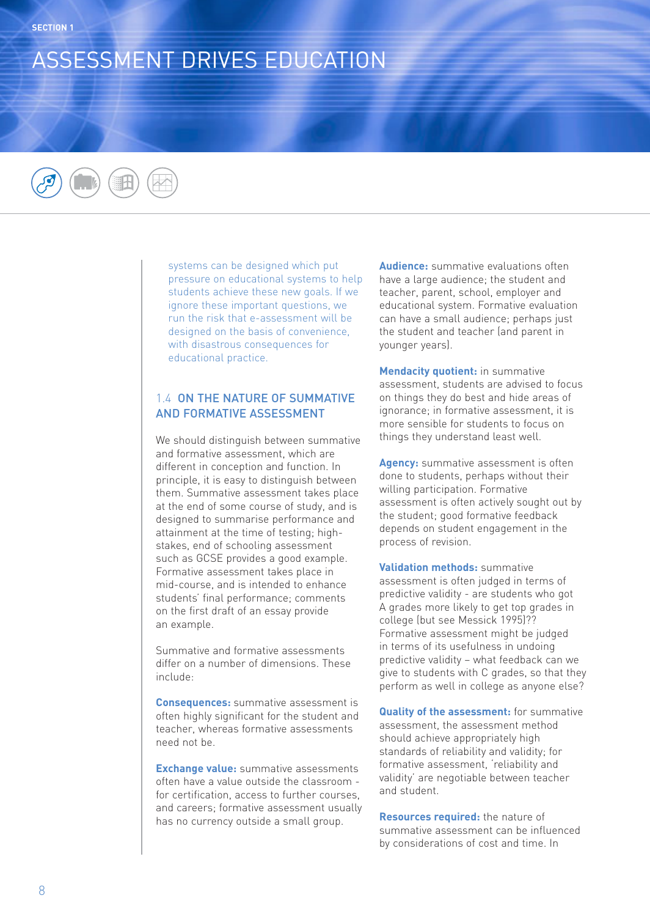systems can be designed which put pressure on educational systems to help students achieve these new goals. If we ignore these important questions, we run the risk that e-assessment will be designed on the basis of convenience, with disastrous consequences for educational practice.

## 1.4 ON THE NATURE OF SUMMATIVE AND FORMATIVE ASSESSMENT

We should distinguish between summative and formative assessment, which are different in conception and function. In principle, it is easy to distinguish between them. Summative assessment takes place at the end of some course of study, and is designed to summarise performance and attainment at the time of testing; high-stakes, end of schooling assessment such as GCSE provides a good example. Formative assessment takes place in mid-course, and is intended to enhance students' final performance; comments on the first draft of an essay provide an example.

Summative and formative assessments differ on a number of dimensions. These include:

**Consequences:** summative assessment is often highly significant for the student and teacher, whereas formative assessments need not be.

**Exchange value:** summative assessments often have a value outside the classroom - for certification, access to further courses, and careers; formative assessment usually has no currency outside a small group.

**Audience:** summative evaluations often have a large audience; the student and teacher, parent, school, employer and educational system. Formative evaluation can have a small audience; perhaps just the student and teacher (and parent in younger years).

**Mendacity quotient:** in summative assessment, students are advised to focus on things they do best and hide areas of ignorance; in formative assessment, it is more sensible for students to focus on things they understand least well.

**Agency:** summative assessment is often done to students, perhaps without their willing participation. Formative assessment is often actively sought out by the student; good formative feedback depends on student engagement in the process of revision.

**Validation methods:** summative assessment is often judged in terms of predictive validity - are students who got A grades more likely to get top grades in college (but see Messick 1995)?? Formative assessment might be judged in terms of its usefulness in undoing predictive validity – what feedback can we give to students with C grades, so that they perform as well in college as anyone else?

**Quality of the assessment:** for summative assessment, the assessment method should achieve appropriately high standards of reliability and validity; for formative assessment, 'reliability and validity' are negotiable between teacher and student.

**Resources required:** the nature of summative assessment can be influenced by considerations of cost and time. In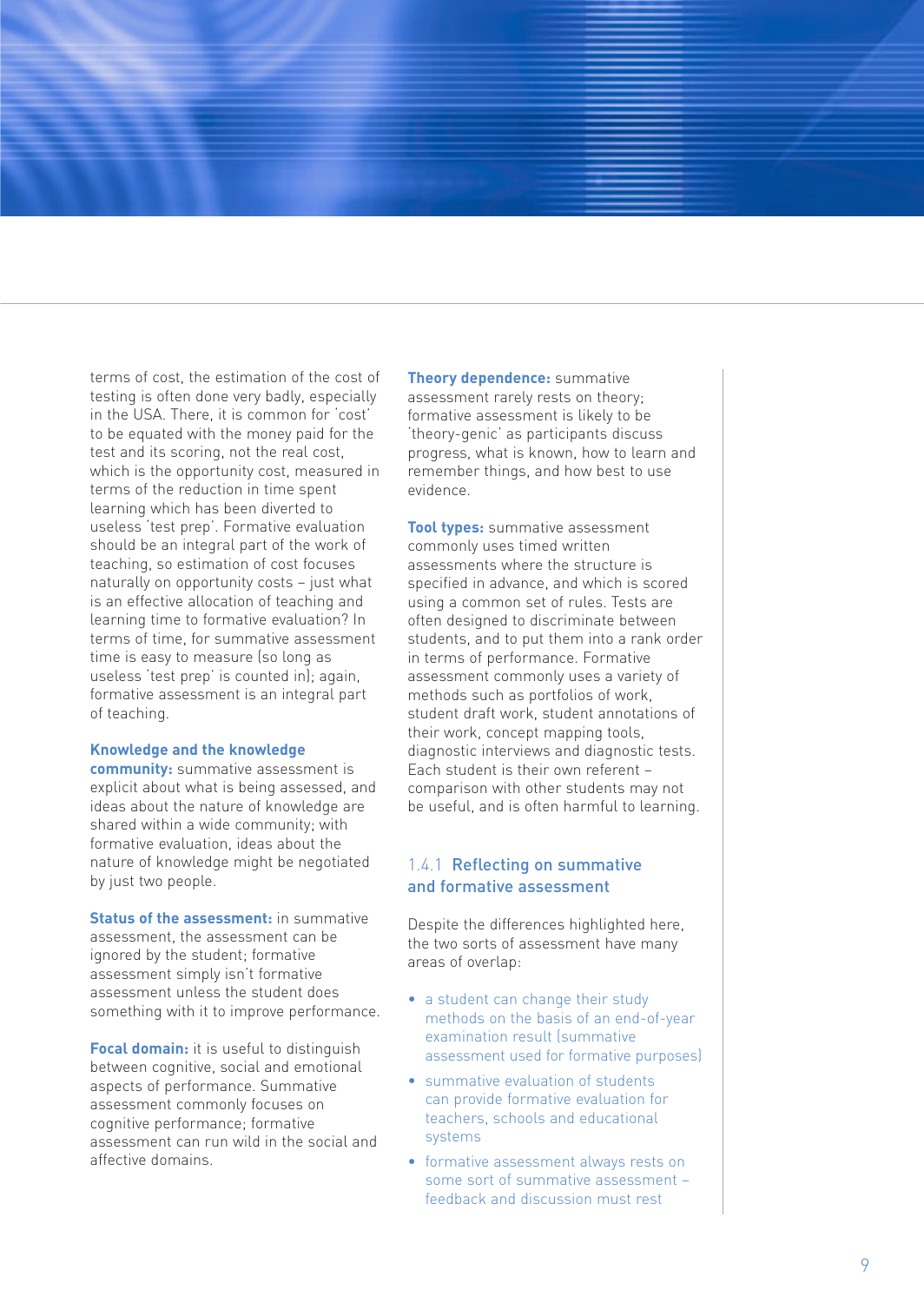terms of cost, the estimation of the cost of testing is often done very badly, especially in the USA. There, it is common for 'cost' to be equated with the money paid for the test and its scoring, not the real cost, which is the opportunity cost, measured in terms of the reduction in time spent learning which has been diverted to useless 'test prep'. Formative evaluation should be an integral part of the work of teaching, so estimation of cost focuses naturally on opportunity costs – just what is an effective allocation of teaching and learning time to formative evaluation? In terms of time, for summative assessment time is easy to measure (so long as useless 'test prep' is counted in); again, formative assessment is an integral part of teaching.

**Knowledge and the knowledge community:** summative assessment is explicit about what is being assessed, and ideas about the nature of knowledge are shared within a wide community; with formative evaluation, ideas about the nature of knowledge might be negotiated by just two people.

**Status of the assessment:** in summative assessment, the assessment can be ignored by the student; formative assessment simply isn't formative assessment unless the student does something with it to improve performance.

**Focal domain:** it is useful to distinguish between cognitive, social and emotional aspects of performance. Summative assessment commonly focuses on cognitive performance; formative assessment can run wild in the social and affective domains.

**Theory dependence:** summative assessment rarely rests on theory; formative assessment is likely to be 'theory-genic' as participants discuss progress, what is known, how to learn and remember things, and how best to use evidence.

**Tool types:** summative assessment commonly uses timed written assessments where the structure is specified in advance, and which is scored using a common set of rules. Tests are often designed to discriminate between students, and to put them into a rank order in terms of performance. Formative assessment commonly uses a variety of methods such as portfolios of work, student draft work, student annotations of their work, concept mapping tools, diagnostic interviews and diagnostic tests. Each student is their own referent – comparison with other students may not be useful, and is often harmful to learning.

### 1.4.1 Reflecting on summative and formative assessment

Despite the differences highlighted here, the two sorts of assessment have many areas of overlap:

- a student can change their study methods on the basis of an end-of-year examination result (summative assessment used for formative purposes)
- summative evaluation of students can provide formative evaluation for teachers, schools and educational systems
- formative assessment always rests on some sort of summative assessment – feedback and discussion must rest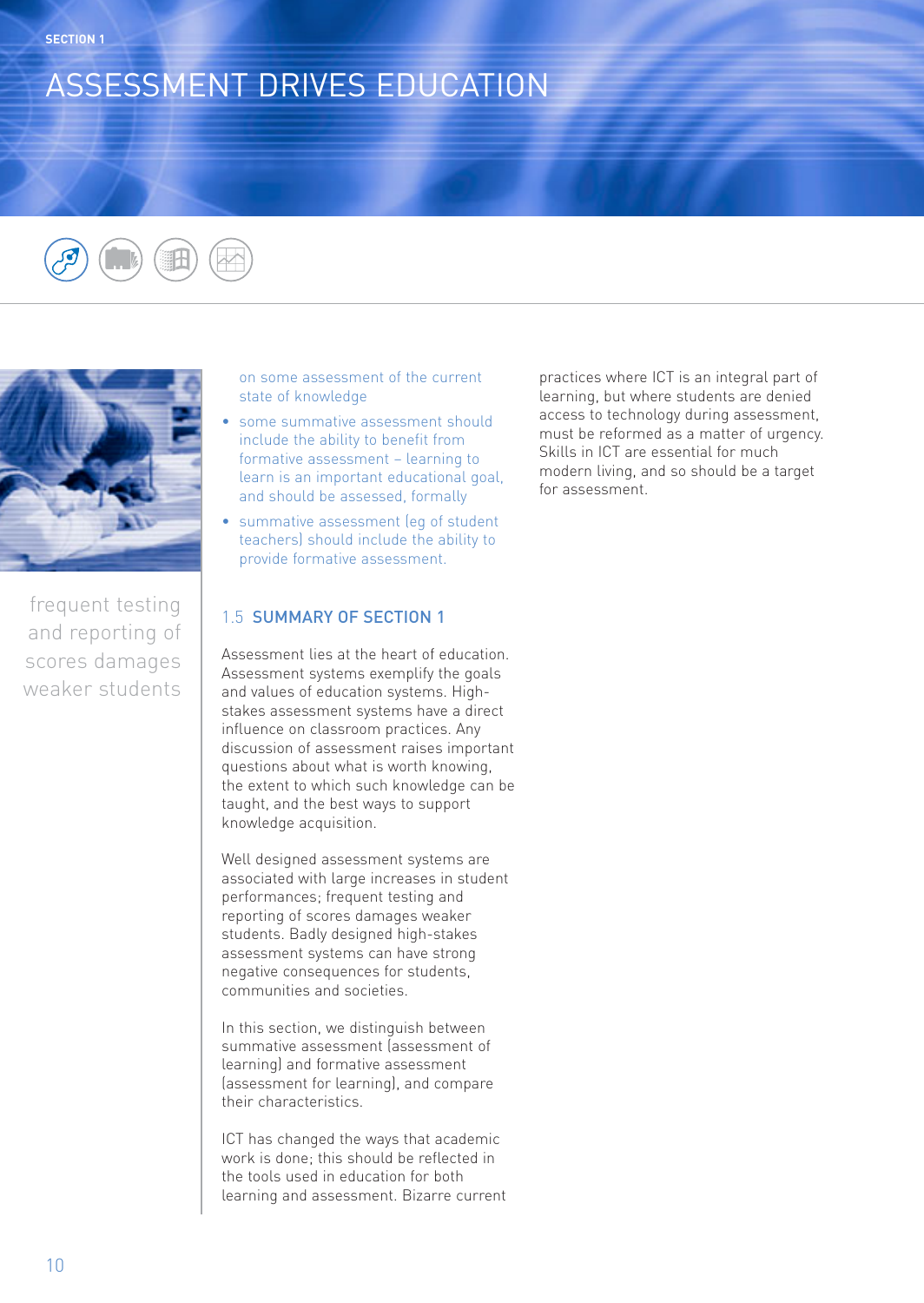# ASSESSMENT DRIVES EDUCATION

frequent testing and reporting of scores damages weaker students

on some assessment of the current state of knowledge

- some summative assessment should include the ability to benefit from formative assessment – learning to learn is an important educational goal, and should be assessed, formally
- summative assessment (eg of student teachers) should include the ability to provide formative assessment.

## 1.5 SUMMARY OF SECTION 1

Assessment lies at the heart of education. Assessment systems exemplify the goals and values of education systems. High-stakes assessment systems have a direct influence on classroom practices. Any discussion of assessment raises important questions about what is worth knowing, the extent to which such knowledge can be taught, and the best ways to support knowledge acquisition.

Well designed assessment systems are associated with large increases in student performances; frequent testing and reporting of scores damages weaker students. Badly designed high-stakes assessment systems can have strong negative consequences for students, communities and societies.

In this section, we distinguish between summative assessment (assessment of learning) and formative assessment (assessment for learning), and compare their characteristics.

ICT has changed the ways that academic work is done; this should be reflected in the tools used in education for both learning and assessment. Bizarre current practices where ICT is an integral part of learning, but where students are denied access to technology during assessment, must be reformed as a matter of urgency. Skills in ICT are essential for much modern living, and so should be a target for assessment.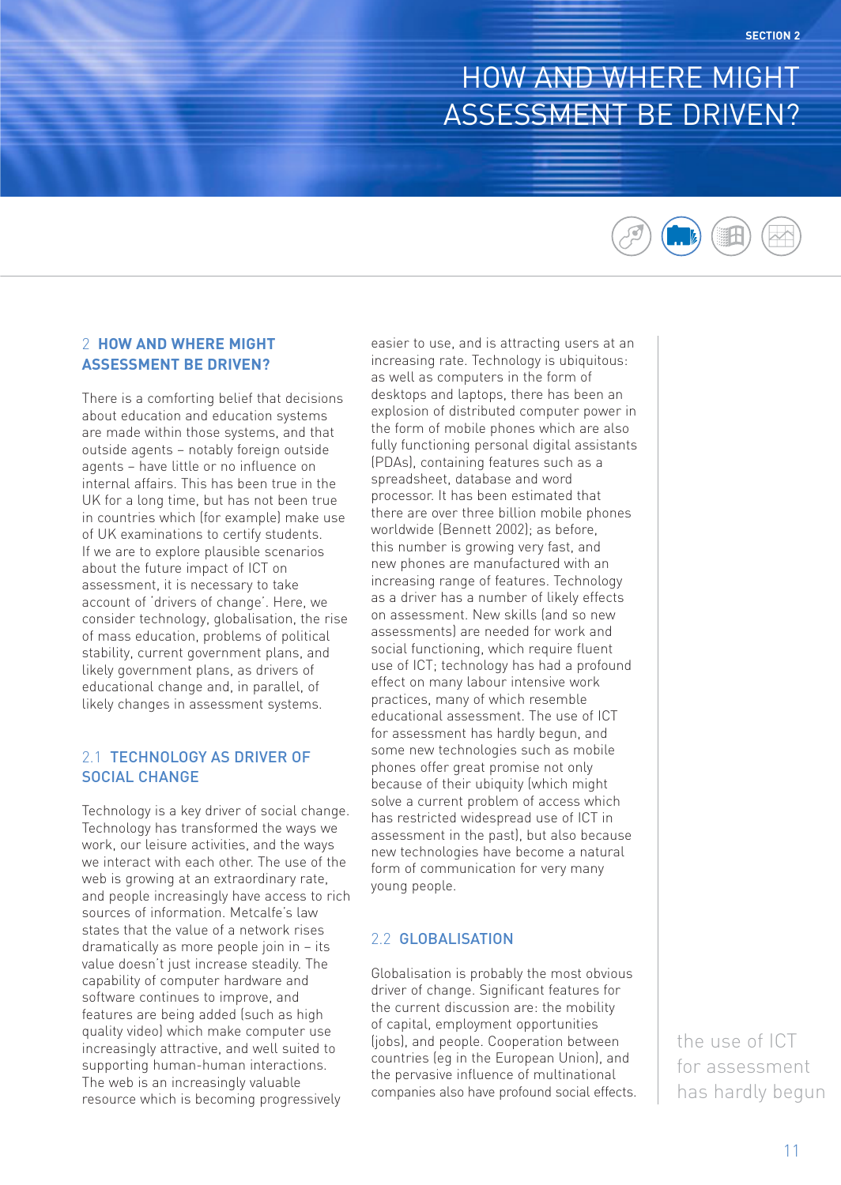# HOW AND WHERE MIGHT ASSESSMENT BE DRIVEN?

## 2 HOW AND WHERE MIGHT ASSESSMENT BE DRIVEN?

There is a comforting belief that decisions about education and education systems are made within those systems, and that outside agents – notably foreign outside agents – have little or no influence on internal affairs. This has been true in the UK for a long time, but has not been true in countries which (for example) make use of UK examinations to certify students. If we are to explore plausible scenarios about the future impact of ICT on assessment, it is necessary to take account of 'drivers of change'. Here, we consider technology, globalisation, the rise of mass education, problems of political stability, current government plans, and likely government plans, as drivers of educational change and, in parallel, of likely changes in assessment systems.

### 2.1 TECHNOLOGY AS DRIVER OF SOCIAL CHANGE

Technology is a key driver of social change. Technology has transformed the ways we work, our leisure activities, and the ways we interact with each other. The use of the web is growing at an extraordinary rate, and people increasingly have access to rich sources of information. Metcalfe's law states that the value of a network rises dramatically as more people join in – its value doesn't just increase steadily. The capability of computer hardware and software continues to improve, and features are being added (such as high quality video) which make computer use increasingly attractive, and well suited to supporting human-human interactions. The web is an increasingly valuable resource which is becoming progressively easier to use, and is attracting users at an increasing rate. Technology is ubiquitous: as well as computers in the form of desktops and laptops, there has been an explosion of distributed computer power in the form of mobile phones which are also fully functioning personal digital assistants (PDAs), containing features such as a spreadsheet, database and word processor. It has been estimated that there are over three billion mobile phones worldwide (Bennett 2002); as before, this number is growing very fast, and new phones are manufactured with an increasing range of features. Technology as a driver has a number of likely effects on assessment. New skills (and so new assessments) are needed for work and social functioning, which require fluent use of ICT; technology has had a profound effect on many labour intensive work practices, many of which resemble educational assessment. The use of ICT for assessment has hardly begun, and some new technologies such as mobile phones offer great promise not only because of their ubiquity (which might solve a current problem of access which has restricted widespread use of ICT in assessment in the past), but also because new technologies have become a natural form of communication for very many young people.

### 2.2 GLOBALISATION

Globalisation is probably the most obvious driver of change. Significant features for the current discussion are: the mobility of capital, employment opportunities (jobs), and people. Cooperation between countries (eg in the European Union), and the pervasive influence of multinational companies also have profound social effects.

the use of ICT for assessment has hardly begun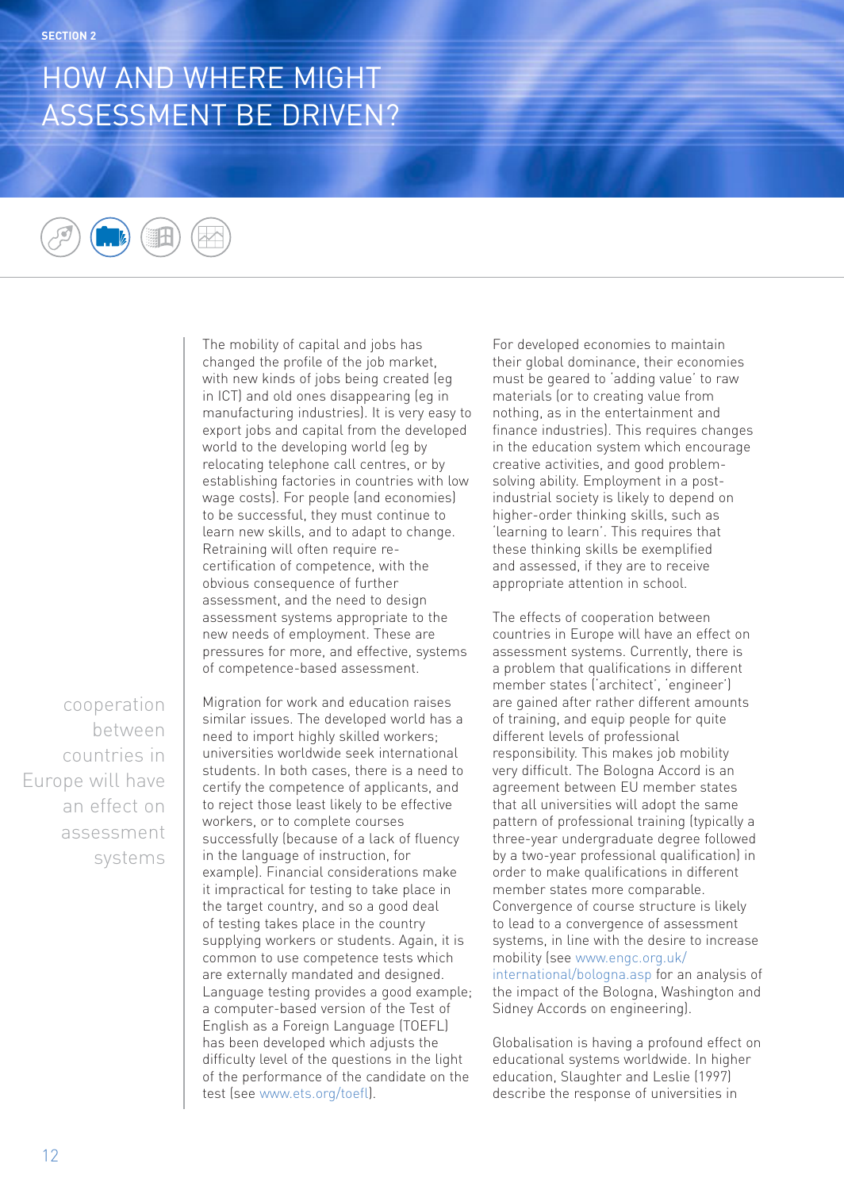SECTION 2

# HOW AND WHERE MIGHT ASSESSMENT BE DRIVEN?

The mobility of capital and jobs has changed the profile of the job market, with new kinds of jobs being created (eg in ICT) and old ones disappearing (eg in manufacturing industries). It is very easy to export jobs and capital from the developed world to the developing world (eg by relocating telephone call centres, or by establishing factories in countries with low wage costs). For people (and economies) to be successful, they must continue to learn new skills, and to adapt to change. Retraining will often require re-certification of competence, with the obvious consequence of further assessment, and the need to design assessment systems appropriate to the new needs of employment. These are pressures for more, and effective, systems of competence-based assessment.

> cooperation between countries in Europe will have an effect on assessment systems

Migration for work and education raises similar issues. The developed world has a need to import highly skilled workers; universities worldwide seek international students. In both cases, there is a need to certify the competence of applicants, and to reject those least likely to be effective workers, or to complete courses successfully (because of a lack of fluency in the language of instruction, for example). Financial considerations make it impractical for testing to take place in the target country, and so a good deal of testing takes place in the country supplying workers or students. Again, it is common to use competence tests which are externally mandated and designed. Language testing provides a good example; a computer-based version of the Test of English as a Foreign Language (TOEFL) has been developed which adjusts the difficulty level of the questions in the light of the performance of the candidate on the test (see www.ets.org/toefl).

For developed economies to maintain their global dominance, their economies must be geared to 'adding value' to raw materials (or to creating value from nothing, as in the entertainment and finance industries). This requires changes in the education system which encourage creative activities, and good problem-solving ability. Employment in a post-industrial society is likely to depend on higher-order thinking skills, such as 'learning to learn'. This requires that these thinking skills be exemplified and assessed, if they are to receive appropriate attention in school.

The effects of cooperation between countries in Europe will have an effect on assessment systems. Currently, there is a problem that qualifications in different member states ('architect', 'engineer') are gained after rather different amounts of training, and equip people for quite different levels of professional responsibility. This makes job mobility very difficult. The Bologna Accord is an agreement between EU member states that all universities will adopt the same pattern of professional training (typically a three-year undergraduate degree followed by a two-year professional qualification) in order to make qualifications in different member states more comparable. Convergence of course structure is likely to lead to a convergence of assessment systems, in line with the desire to increase mobility (see www.engc.org.uk/international/bologna.asp for an analysis of the impact of the Bologna, Washington and Sidney Accords on engineering).

Globalisation is having a profound effect on educational systems worldwide. In higher education, Slaughter and Leslie (1997) describe the response of universities in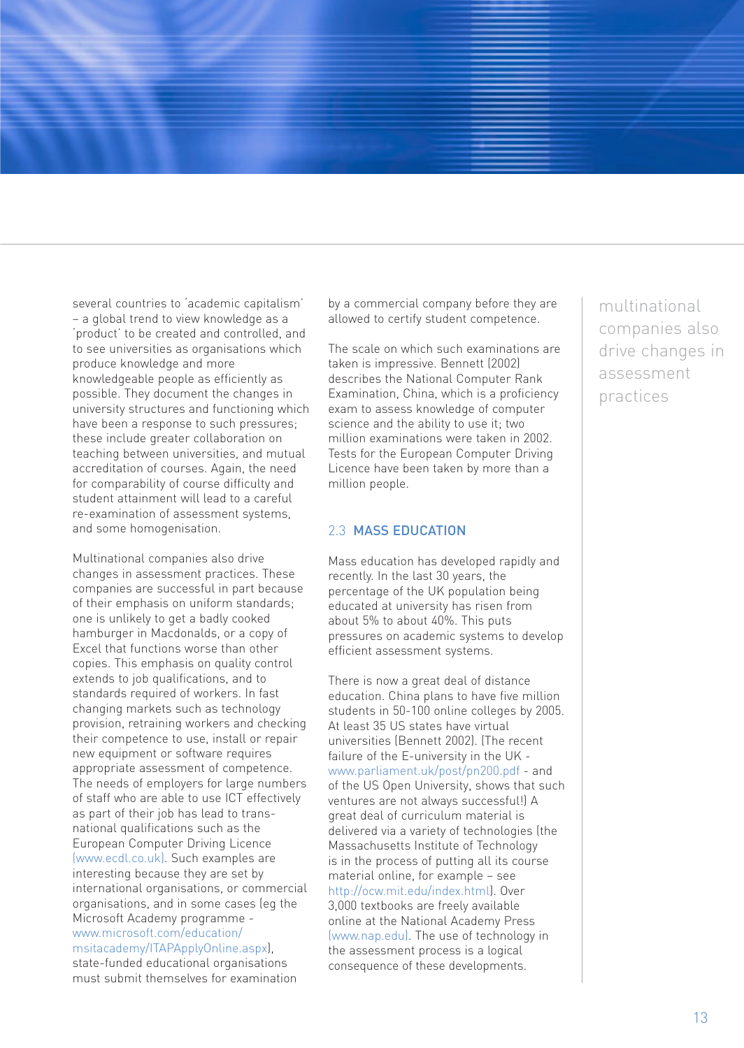several countries to 'academic capitalism' – a global trend to view knowledge as a 'product' to be created and controlled, and to see universities as organisations which produce knowledge and more knowledgeable people as efficiently as possible. They document the changes in university structures and functioning which have been a response to such pressures; these include greater collaboration on teaching between universities, and mutual accreditation of courses. Again, the need for comparability of course difficulty and student attainment will lead to a careful re-examination of assessment systems, and some homogenisation.

Multinational companies also drive changes in assessment practices. These companies are successful in part because of their emphasis on uniform standards; one is unlikely to get a badly cooked hamburger in Macdonalds, or a copy of Excel that functions worse than other copies. This emphasis on quality control extends to job qualifications, and to standards required of workers. In fast changing markets such as technology provision, retraining workers and checking their competence to use, install or repair new equipment or software requires appropriate assessment of competence. The needs of employers for large numbers of staff who are able to use ICT effectively as part of their job has lead to trans-national qualifications such as the European Computer Driving Licence (www.ecdl.co.uk). Such examples are interesting because they are set by international organisations, or commercial organisations, and in some cases (eg the Microsoft Academy programme - www.microsoft.com/education/msitacademy/ITAPApplyOnline.aspx), state-funded educational organisations must submit themselves for examination by a commercial company before they are allowed to certify student competence.

The scale on which such examinations are taken is impressive. Bennett (2002) describes the National Computer Rank Examination, China, which is a proficiency exam to assess knowledge of computer science and the ability to use it; two million examinations were taken in 2002. Tests for the European Computer Driving Licence have been taken by more than a million people.

## 2.3 MASS EDUCATION

Mass education has developed rapidly and recently. In the last 30 years, the percentage of the UK population being educated at university has risen from about 5% to about 40%. This puts pressures on academic systems to develop efficient assessment systems.

There is now a great deal of distance education. China plans to have five million students in 50-100 online colleges by 2005. At least 35 US states have virtual universities (Bennett 2002). (The recent failure of the E-university in the UK - www.parliament.uk/post/pn200.pdf - and of the US Open University, shows that such ventures are not always successful!) A great deal of curriculum material is delivered via a variety of technologies (the Massachusetts Institute of Technology is in the process of putting all its course material online, for example – see http://ocw.mit.edu/index.html). Over 3,000 textbooks are freely available online at the National Academy Press (www.nap.edu). The use of technology in the assessment process is a logical consequence of these developments.

multinational companies also drive changes in assessment practices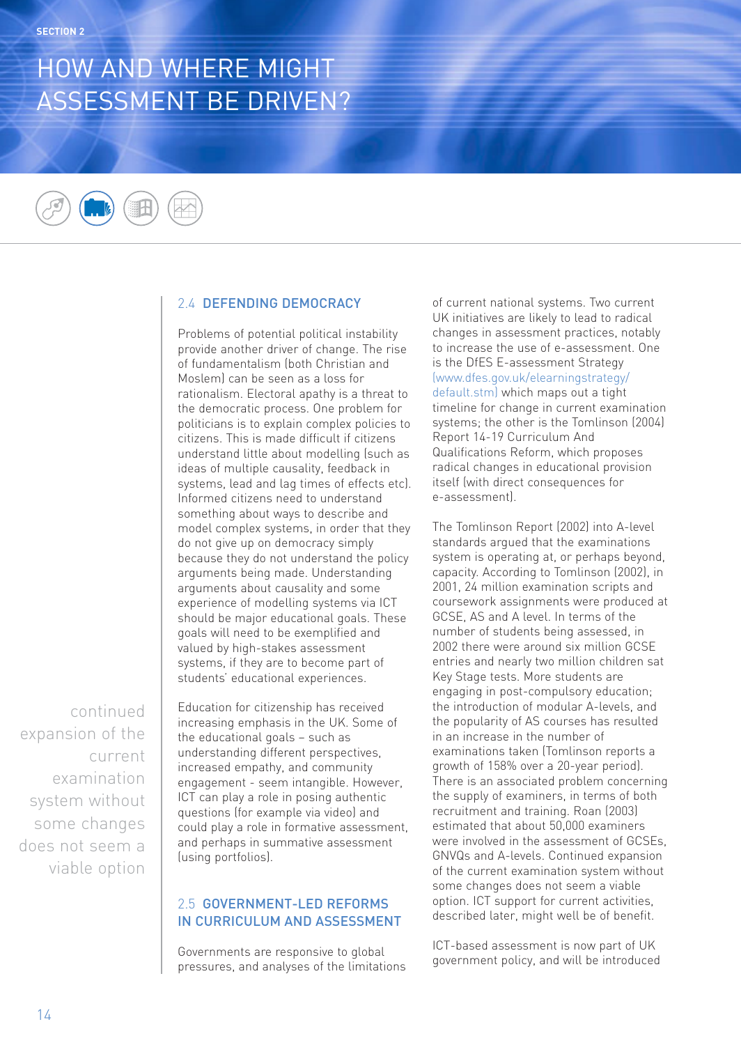## SECTION 2

# HOW AND WHERE MIGHT ASSESSMENT BE DRIVEN?

### 2.4 DEFENDING DEMOCRACY

Problems of potential political instability provide another driver of change. The rise of fundamentalism (both Christian and Moslem) can be seen as a loss for rationalism. Electoral apathy is a threat to the democratic process. One problem for politicians is to explain complex policies to citizens. This is made difficult if citizens understand little about modelling (such as ideas of multiple causality, feedback in systems, lead and lag times of effects etc). Informed citizens need to understand something about ways to describe and model complex systems, in order that they do not give up on democracy simply because they do not understand the policy arguments being made. Understanding arguments about causality and some experience of modelling systems via ICT should be major educational goals. These goals will need to be exemplified and valued by high-stakes assessment systems, if they are to become part of students' educational experiences.

Education for citizenship has received increasing emphasis in the UK. Some of the educational goals – such as understanding different perspectives, increased empathy, and community engagement - seem intangible. However, ICT can play a role in posing authentic questions (for example via video) and could play a role in formative assessment, and perhaps in summative assessment (using portfolios).

### 2.5 GOVERNMENT-LED REFORMS IN CURRICULUM AND ASSESSMENT

Governments are responsive to global pressures, and analyses of the limitations of current national systems. Two current UK initiatives are likely to lead to radical changes in assessment practices, notably to increase the use of e-assessment. One is the DfES E-assessment Strategy (www.dfes.gov.uk/elearningstrategy/default.stm) which maps out a tight timeline for change in current examination systems; the other is the Tomlinson (2004) Report 14-19 Curriculum And Qualifications Reform, which proposes radical changes in educational provision itself (with direct consequences for e-assessment).

The Tomlinson Report (2002) into A-level standards argued that the examinations system is operating at, or perhaps beyond, capacity. According to Tomlinson (2002), in 2001, 24 million examination scripts and coursework assignments were produced at GCSE, AS and A level. In terms of the number of students being assessed, in 2002 there were around six million GCSE entries and nearly two million children sat Key Stage tests. More students are engaging in post-compulsory education; the introduction of modular A-levels, and the popularity of AS courses has resulted in an increase in the number of examinations taken (Tomlinson reports a growth of 158% over a 20-year period). There is an associated problem concerning the supply of examiners, in terms of both recruitment and training. Roan (2003) estimated that about 50,000 examiners were involved in the assessment of GCSEs, GNVQs and A-levels. Continued expansion of the current examination system without some changes does not seem a viable option. ICT support for current activities, described later, might well be of benefit.

> continued expansion of the current examination system without some changes does not seem a viable option

ICT-based assessment is now part of UK government policy, and will be introduced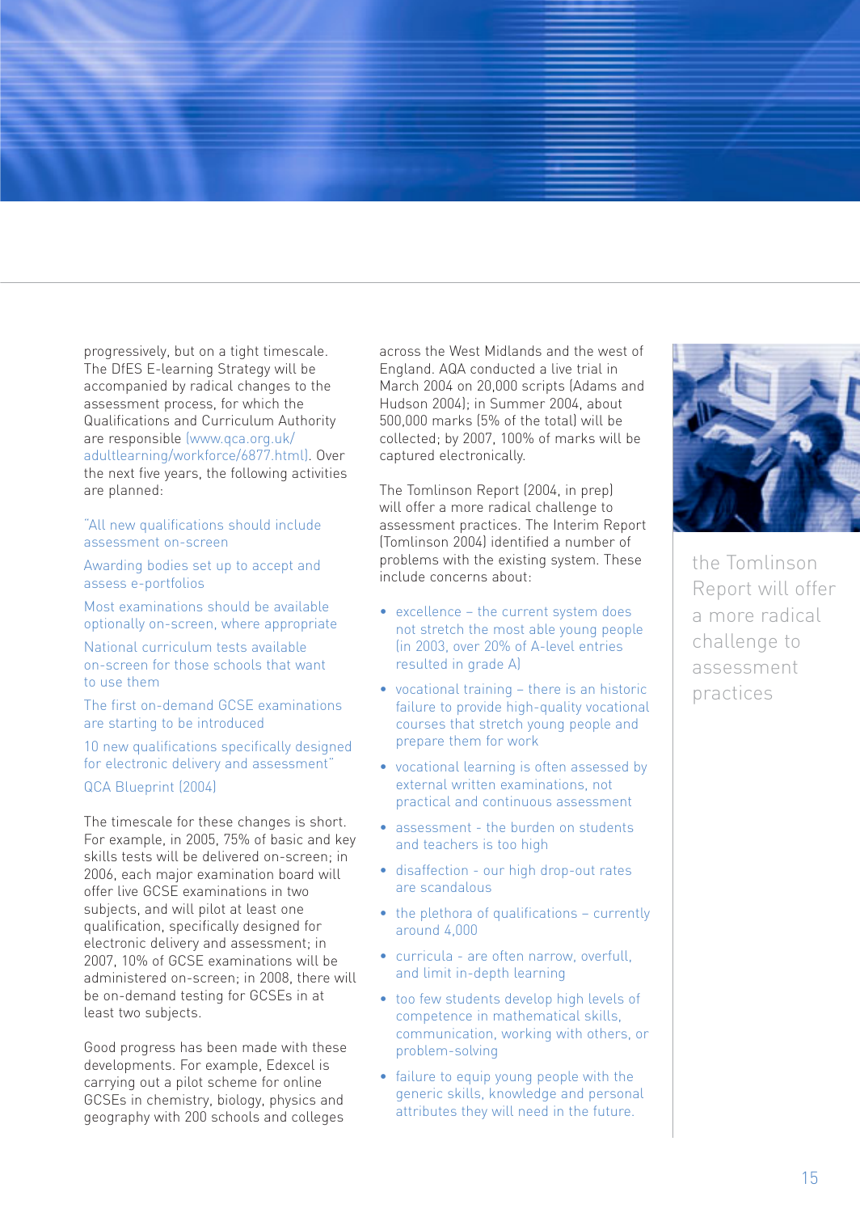progressively, but on a tight timescale. The DfES E-learning Strategy will be accompanied by radical changes to the assessment process, for which the Qualifications and Curriculum Authority are responsible (www.qca.org.uk/adultlearning/workforce/6877.html). Over the next five years, the following activities are planned:

> "All new qualifications should include assessment on-screen
>
> Awarding bodies set up to accept and assess e-portfolios
>
> Most examinations should be available optionally on-screen, where appropriate
>
> National curriculum tests available on-screen for those schools that want to use them
>
> The first on-demand GCSE examinations are starting to be introduced
>
> 10 new qualifications specifically designed for electronic delivery and assessment"
>
> QCA Blueprint (2004)

The timescale for these changes is short. For example, in 2005, 75% of basic and key skills tests will be delivered on-screen; in 2006, each major examination board will offer live GCSE examinations in two subjects, and will pilot at least one qualification, specifically designed for electronic delivery and assessment; in 2007, 10% of GCSE examinations will be administered on-screen; in 2008, there will be on-demand testing for GCSEs in at least two subjects.

Good progress has been made with these developments. For example, Edexcel is carrying out a pilot scheme for online GCSEs in chemistry, biology, physics and geography with 200 schools and colleges across the West Midlands and the west of England. AQA conducted a live trial in March 2004 on 20,000 scripts (Adams and Hudson 2004); in Summer 2004, about 500,000 marks (5% of the total) will be collected; by 2007, 100% of marks will be captured electronically.

The Tomlinson Report (2004, in prep) will offer a more radical challenge to assessment practices. The Interim Report (Tomlinson 2004) identified a number of problems with the existing system. These include concerns about:

- excellence – the current system does not stretch the most able young people (in 2003, over 20% of A-level entries resulted in grade A)
- vocational training – there is an historic failure to provide high-quality vocational courses that stretch young people and prepare them for work
- vocational learning is often assessed by external written examinations, not practical and continuous assessment
- assessment - the burden on students and teachers is too high
- disaffection - our high drop-out rates are scandalous
- the plethora of qualifications – currently around 4,000
- curricula - are often narrow, overfull, and limit in-depth learning
- too few students develop high levels of competence in mathematical skills, communication, working with others, or problem-solving
- failure to equip young people with the generic skills, knowledge and personal attributes they will need in the future.

> the Tomlinson Report will offer a more radical challenge to assessment practices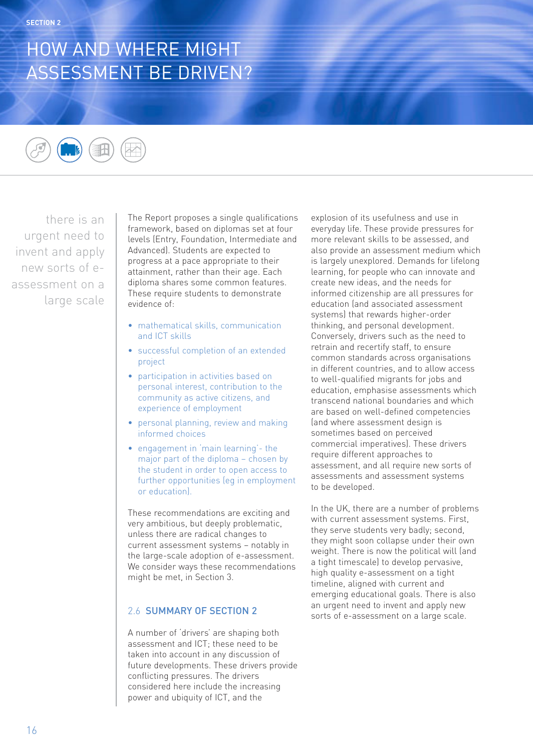SECTION 2

# HOW AND WHERE MIGHT ASSESSMENT BE DRIVEN?

> there is an urgent need to invent and apply new sorts of e-assessment on a large scale

The Report proposes a single qualifications framework, based on diplomas set at four levels (Entry, Foundation, Intermediate and Advanced). Students are expected to progress at a pace appropriate to their attainment, rather than their age. Each diploma shares some common features. These require students to demonstrate evidence of:

- mathematical skills, communication and ICT skills
- successful completion of an extended project
- participation in activities based on personal interest, contribution to the community as active citizens, and experience of employment
- personal planning, review and making informed choices
- engagement in 'main learning'- the major part of the diploma – chosen by the student in order to open access to further opportunities (eg in employment or education).

These recommendations are exciting and very ambitious, but deeply problematic, unless there are radical changes to current assessment systems – notably in the large-scale adoption of e-assessment. We consider ways these recommendations might be met, in Section 3.

## 2.6 SUMMARY OF SECTION 2

A number of 'drivers' are shaping both assessment and ICT; these need to be taken into account in any discussion of future developments. These drivers provide conflicting pressures. The drivers considered here include the increasing power and ubiquity of ICT, and the explosion of its usefulness and use in everyday life. These provide pressures for more relevant skills to be assessed, and also provide an assessment medium which is largely unexplored. Demands for lifelong learning, for people who can innovate and create new ideas, and the needs for informed citizenship are all pressures for education (and associated assessment systems) that rewards higher-order thinking, and personal development. Conversely, drivers such as the need to retrain and recertify staff, to ensure common standards across organisations in different countries, and to allow access to well-qualified migrants for jobs and education, emphasise assessments which transcend national boundaries and which are based on well-defined competencies (and where assessment design is sometimes based on perceived commercial imperatives). These drivers require different approaches to assessment, and all require new sorts of assessments and assessment systems to be developed.

In the UK, there are a number of problems with current assessment systems. First, they serve students very badly; second, they might soon collapse under their own weight. There is now the political will (and a tight timescale) to develop pervasive, high quality e-assessment on a tight timeline, aligned with current and emerging educational goals. There is also an urgent need to invent and apply new sorts of e-assessment on a large scale.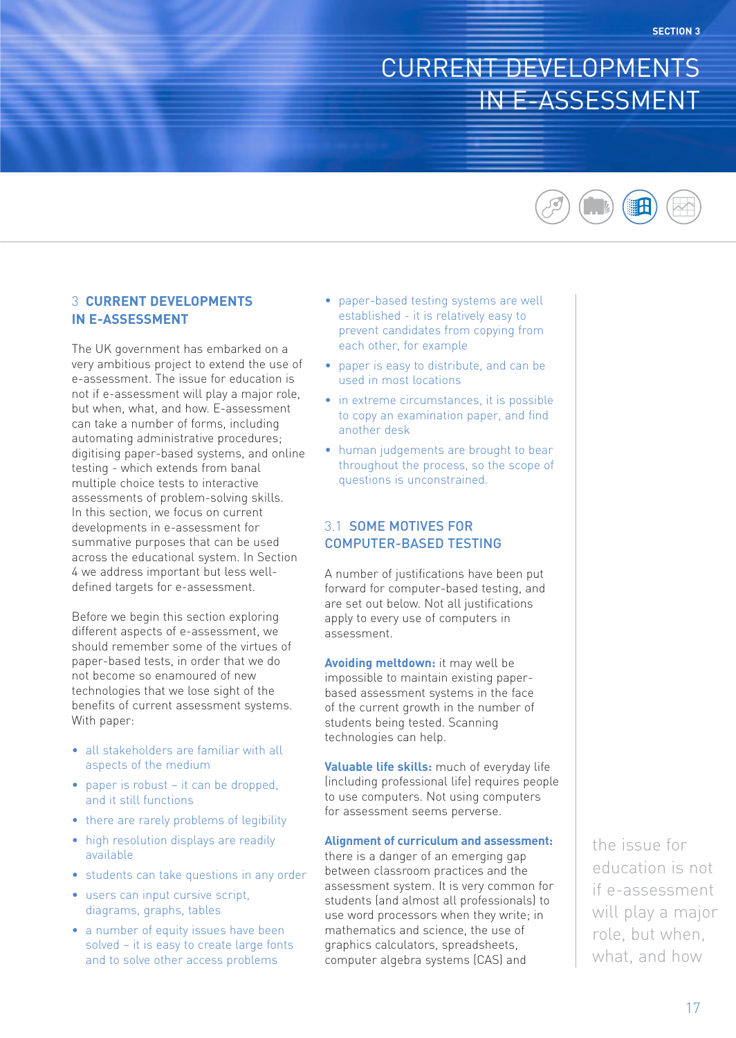# 3 CURRENT DEVELOPMENTS IN E-ASSESSMENT

The UK government has embarked on a very ambitious project to extend the use of e-assessment. The issue for education is not if e-assessment will play a major role, but when, what, and how. E-assessment can take a number of forms, including automating administrative procedures; digitising paper-based systems, and online testing - which extends from banal multiple choice tests to interactive assessments of problem-solving skills. In this section, we focus on current developments in e-assessment for summative purposes that can be used across the educational system. In Section 4 we address important but less well-defined targets for e-assessment.

Before we begin this section exploring different aspects of e-assessment, we should remember some of the virtues of paper-based tests, in order that we do not become so enamoured of new technologies that we lose sight of the benefits of current assessment systems. With paper:

- all stakeholders are familiar with all aspects of the medium
- paper is robust – it can be dropped, and it still functions
- there are rarely problems of legibility
- high resolution displays are readily available
- students can take questions in any order
- users can input cursive script, diagrams, graphs, tables
- a number of equity issues have been solved – it is easy to create large fonts and to solve other access problems
- paper-based testing systems are well established - it is relatively easy to prevent candidates from copying from each other, for example
- paper is easy to distribute, and can be used in most locations
- in extreme circumstances, it is possible to copy an examination paper, and find another desk
- human judgements are brought to bear throughout the process, so the scope of questions is unconstrained.

## 3.1 SOME MOTIVES FOR COMPUTER-BASED TESTING

A number of justifications have been put forward for computer-based testing, and are set out below. Not all justifications apply to every use of computers in assessment.

**Avoiding meltdown:** it may well be impossible to maintain existing paper-based assessment systems in the face of the current growth in the number of students being tested. Scanning technologies can help.

**Valuable life skills:** much of everyday life (including professional life) requires people to use computers. Not using computers for assessment seems perverse.

**Alignment of curriculum and assessment:** there is a danger of an emerging gap between classroom practices and the assessment system. It is very common for students (and almost all professionals) to use word processors when they write; in mathematics and science, the use of graphics calculators, spreadsheets, computer algebra systems (CAS) and

the issue for education is not if e-assessment will play a major role, but when, what, and how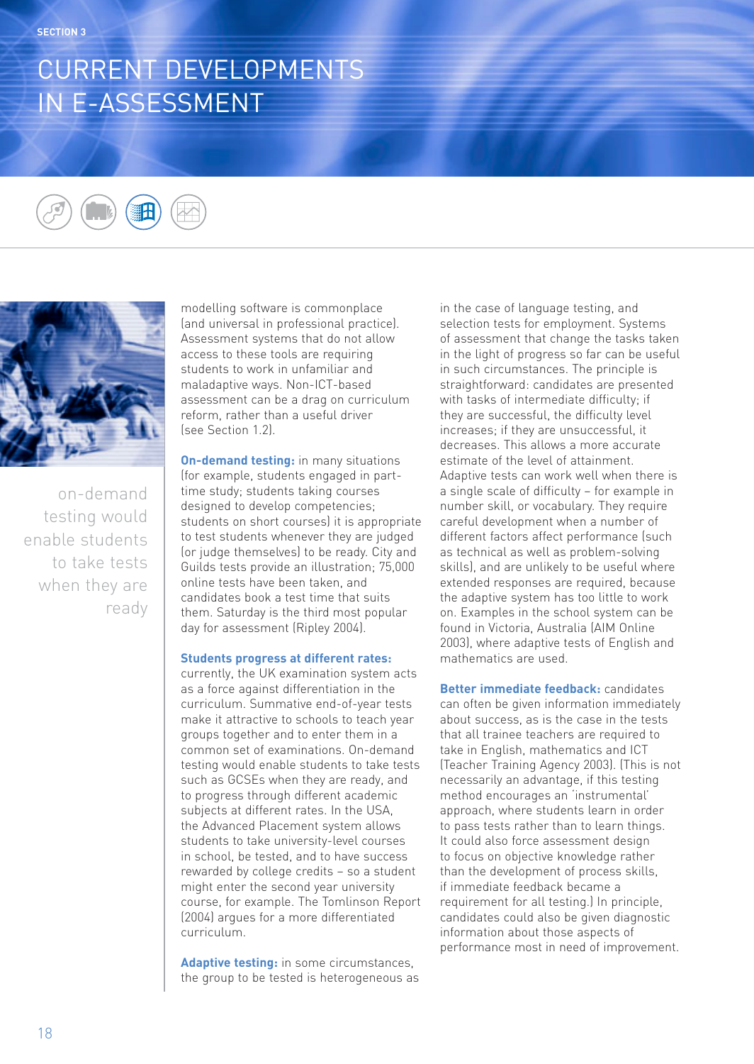# CURRENT DEVELOPMENTS IN E-ASSESSMENT

on-demand testing would enable students to take tests when they are ready

modelling software is commonplace (and universal in professional practice). Assessment systems that do not allow access to these tools are requiring students to work in unfamiliar and maladaptive ways. Non-ICT-based assessment can be a drag on curriculum reform, rather than a useful driver (see Section 1.2).

**On-demand testing:** in many situations (for example, students engaged in part-time study; students taking courses designed to develop competencies; students on short courses) it is appropriate to test students whenever they are judged (or judge themselves) to be ready. City and Guilds tests provide an illustration; 75,000 online tests have been taken, and candidates book a test time that suits them. Saturday is the third most popular day for assessment (Ripley 2004).

**Students progress at different rates:** currently, the UK examination system acts as a force against differentiation in the curriculum. Summative end-of-year tests make it attractive to schools to teach year groups together and to enter them in a common set of examinations. On-demand testing would enable students to take tests such as GCSEs when they are ready, and to progress through different academic subjects at different rates. In the USA, the Advanced Placement system allows students to take university-level courses in school, be tested, and to have success rewarded by college credits – so a student might enter the second year university course, for example. The Tomlinson Report (2004) argues for a more differentiated curriculum.

**Adaptive testing:** in some circumstances, the group to be tested is heterogeneous as in the case of language testing, and selection tests for employment. Systems of assessment that change the tasks taken in the light of progress so far can be useful in such circumstances. The principle is straightforward: candidates are presented with tasks of intermediate difficulty; if they are successful, the difficulty level increases; if they are unsuccessful, it decreases. This allows a more accurate estimate of the level of attainment. Adaptive tests can work well when there is a single scale of difficulty – for example in number skill, or vocabulary. They require careful development when a number of different factors affect performance (such as technical as well as problem-solving skills), and are unlikely to be useful where extended responses are required, because the adaptive system has too little to work on. Examples in the school system can be found in Victoria, Australia (AIM Online 2003), where adaptive tests of English and mathematics are used.

**Better immediate feedback:** candidates can often be given information immediately about success, as is the case in the tests that all trainee teachers are required to take in English, mathematics and ICT (Teacher Training Agency 2003). (This is not necessarily an advantage, if this testing method encourages an 'instrumental' approach, where students learn in order to pass tests rather than to learn things. It could also force assessment design to focus on objective knowledge rather than the development of process skills, if immediate feedback became a requirement for all testing.) In principle, candidates could also be given diagnostic information about those aspects of performance most in need of improvement.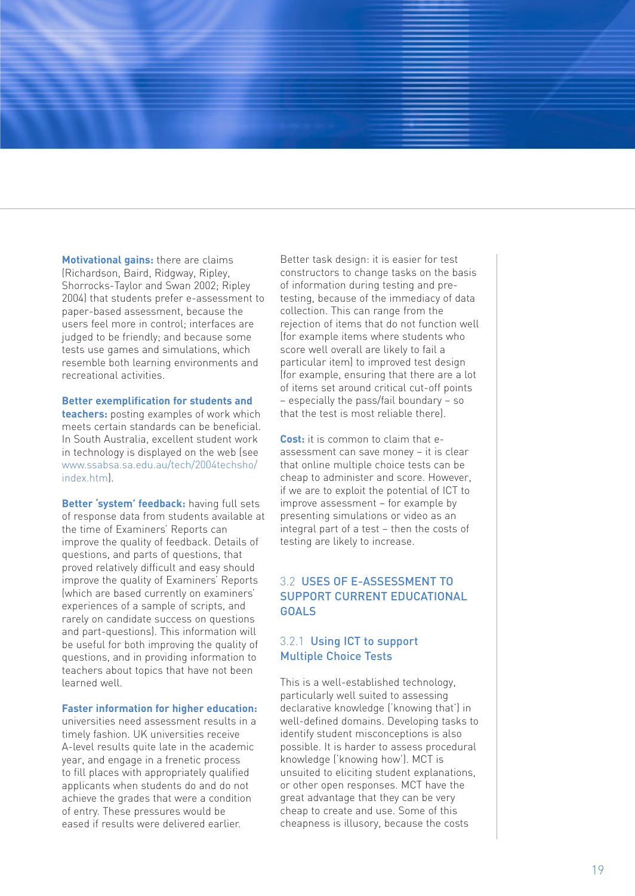**Motivational gains:** there are claims (Richardson, Baird, Ridgway, Ripley, Shorrocks-Taylor and Swan 2002; Ripley 2004) that students prefer e-assessment to paper-based assessment, because the users feel more in control; interfaces are judged to be friendly; and because some tests use games and simulations, which resemble both learning environments and recreational activities.

**Better exemplification for students and teachers:** posting examples of work which meets certain standards can be beneficial. In South Australia, excellent student work in technology is displayed on the web (see www.ssabsa.sa.edu.au/tech/2004techsho/index.htm).

**Better 'system' feedback:** having full sets of response data from students available at the time of Examiners' Reports can improve the quality of feedback. Details of questions, and parts of questions, that proved relatively difficult and easy should improve the quality of Examiners' Reports (which are based currently on examiners' experiences of a sample of scripts, and rarely on candidate success on questions and part-questions). This information will be useful for both improving the quality of questions, and in providing information to teachers about topics that have not been learned well.

**Faster information for higher education:** universities need assessment results in a timely fashion. UK universities receive A-level results quite late in the academic year, and engage in a frenetic process to fill places with appropriately qualified applicants when students do and do not achieve the grades that were a condition of entry. These pressures would be eased if results were delivered earlier.

Better task design: it is easier for test constructors to change tasks on the basis of information during testing and pre-testing, because of the immediacy of data collection. This can range from the rejection of items that do not function well (for example items where students who score well overall are likely to fail a particular item) to improved test design (for example, ensuring that there are a lot of items set around critical cut-off points – especially the pass/fail boundary – so that the test is most reliable there).

**Cost:** it is common to claim that e-assessment can save money – it is clear that online multiple choice tests can be cheap to administer and score. However, if we are to exploit the potential of ICT to improve assessment – for example by presenting simulations or video as an integral part of a test – then the costs of testing are likely to increase.

## 3.2 USES OF E-ASSESSMENT TO SUPPORT CURRENT EDUCATIONAL GOALS

### 3.2.1 Using ICT to support Multiple Choice Tests

This is a well-established technology, particularly well suited to assessing declarative knowledge ('knowing that') in well-defined domains. Developing tasks to identify student misconceptions is also possible. It is harder to assess procedural knowledge ('knowing how'). MCT is unsuited to eliciting student explanations, or other open responses. MCT have the great advantage that they can be very cheap to create and use. Some of this cheapness is illusory, because the costs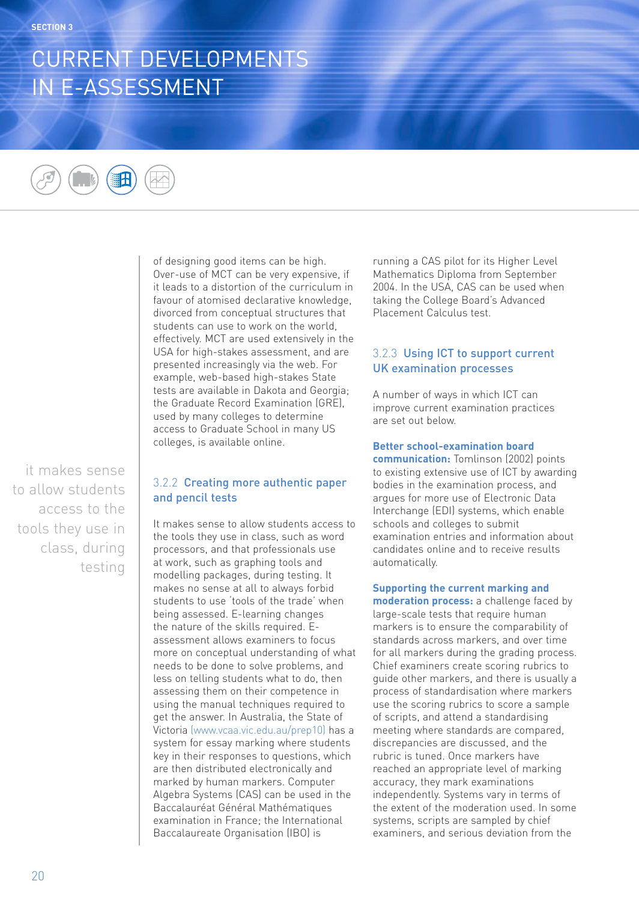of designing good items can be high. Over-use of MCT can be very expensive, if it leads to a distortion of the curriculum in favour of atomised declarative knowledge, divorced from conceptual structures that students can use to work on the world, effectively. MCT are used extensively in the USA for high-stakes assessment, and are presented increasingly via the web. For example, web-based high-stakes State tests are available in Dakota and Georgia; the Graduate Record Examination (GRE), used by many colleges to determine access to Graduate School in many US colleges, is available online.

### 3.2.2 Creating more authentic paper and pencil tests

> it makes sense to allow students access to the tools they use in class, during testing

It makes sense to allow students access to the tools they use in class, such as word processors, and that professionals use at work, such as graphing tools and modelling packages, during testing. It makes no sense at all to always forbid students to use 'tools of the trade' when being assessed. E-learning changes the nature of the skills required. E-assessment allows examiners to focus more on conceptual understanding of what needs to be done to solve problems, and less on telling students what to do, then assessing them on their competence in using the manual techniques required to get the answer. In Australia, the State of Victoria (www.vcaa.vic.edu.au/prep10) has a system for essay marking where students key in their responses to questions, which are then distributed electronically and marked by human markers. Computer Algebra Systems (CAS) can be used in the Baccalauréat Général Mathématiques examination in France; the International Baccalaureate Organisation (IBO) is running a CAS pilot for its Higher Level Mathematics Diploma from September 2004. In the USA, CAS can be used when taking the College Board's Advanced Placement Calculus test.

### 3.2.3 Using ICT to support current UK examination processes

A number of ways in which ICT can improve current examination practices are set out below.

**Better school-examination board communication:** Tomlinson (2002) points to existing extensive use of ICT by awarding bodies in the examination process, and argues for more use of Electronic Data Interchange (EDI) systems, which enable schools and colleges to submit examination entries and information about candidates online and to receive results automatically.

**Supporting the current marking and moderation process:** a challenge faced by large-scale tests that require human markers is to ensure the comparability of standards across markers, and over time for all markers during the grading process. Chief examiners create scoring rubrics to guide other markers, and there is usually a process of standardisation where markers use the scoring rubrics to score a sample of scripts, and attend a standardising meeting where standards are compared, discrepancies are discussed, and the rubric is tuned. Once markers have reached an appropriate level of marking accuracy, they mark examinations independently. Systems vary in terms of the extent of the moderation used. In some systems, scripts are sampled by chief examiners, and serious deviation from the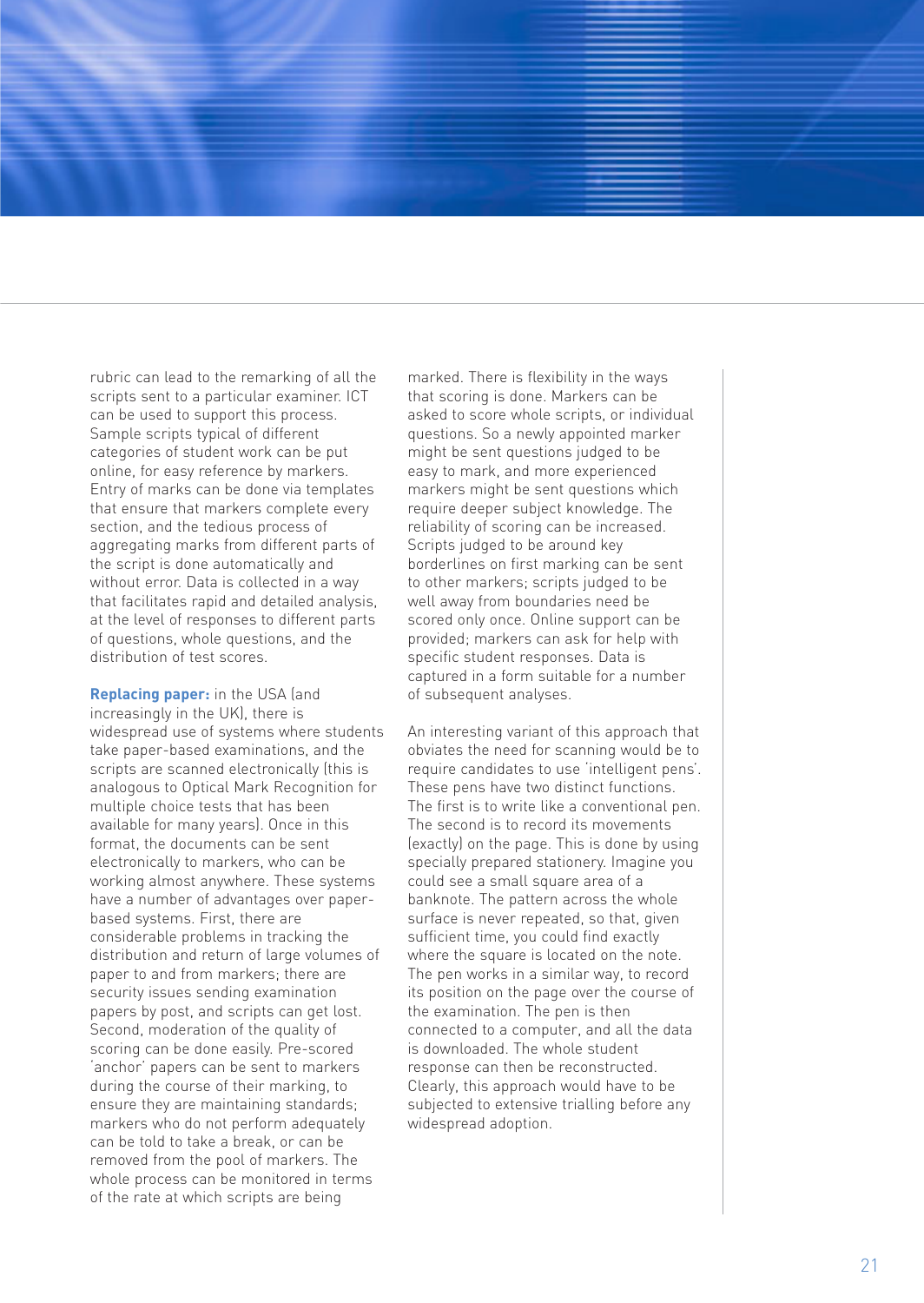rubric can lead to the remarking of all the scripts sent to a particular examiner. ICT can be used to support this process. Sample scripts typical of different categories of student work can be put online, for easy reference by markers. Entry of marks can be done via templates that ensure that markers complete every section, and the tedious process of aggregating marks from different parts of the script is done automatically and without error. Data is collected in a way that facilitates rapid and detailed analysis, at the level of responses to different parts of questions, whole questions, and the distribution of test scores.

**Replacing paper:** in the USA (and increasingly in the UK), there is widespread use of systems where students take paper-based examinations, and the scripts are scanned electronically (this is analogous to Optical Mark Recognition for multiple choice tests that has been available for many years). Once in this format, the documents can be sent electronically to markers, who can be working almost anywhere. These systems have a number of advantages over paper-based systems. First, there are considerable problems in tracking the distribution and return of large volumes of paper to and from markers; there are security issues sending examination papers by post, and scripts can get lost. Second, moderation of the quality of scoring can be done easily. Pre-scored 'anchor' papers can be sent to markers during the course of their marking, to ensure they are maintaining standards; markers who do not perform adequately can be told to take a break, or can be removed from the pool of markers. The whole process can be monitored in terms of the rate at which scripts are being marked. There is flexibility in the ways that scoring is done. Markers can be asked to score whole scripts, or individual questions. So a newly appointed marker might be sent questions judged to be easy to mark, and more experienced markers might be sent questions which require deeper subject knowledge. The reliability of scoring can be increased. Scripts judged to be around key borderlines on first marking can be sent to other markers; scripts judged to be well away from boundaries need be scored only once. Online support can be provided; markers can ask for help with specific student responses. Data is captured in a form suitable for a number of subsequent analyses.

An interesting variant of this approach that obviates the need for scanning would be to require candidates to use 'intelligent pens'. These pens have two distinct functions. The first is to write like a conventional pen. The second is to record its movements (exactly) on the page. This is done by using specially prepared stationery. Imagine you could see a small square area of a banknote. The pattern across the whole surface is never repeated, so that, given sufficient time, you could find exactly where the square is located on the note. The pen works in a similar way, to record its position on the page over the course of the examination. The pen is then connected to a computer, and all the data is downloaded. The whole student response can then be reconstructed. Clearly, this approach would have to be subjected to extensive trialling before any widespread adoption.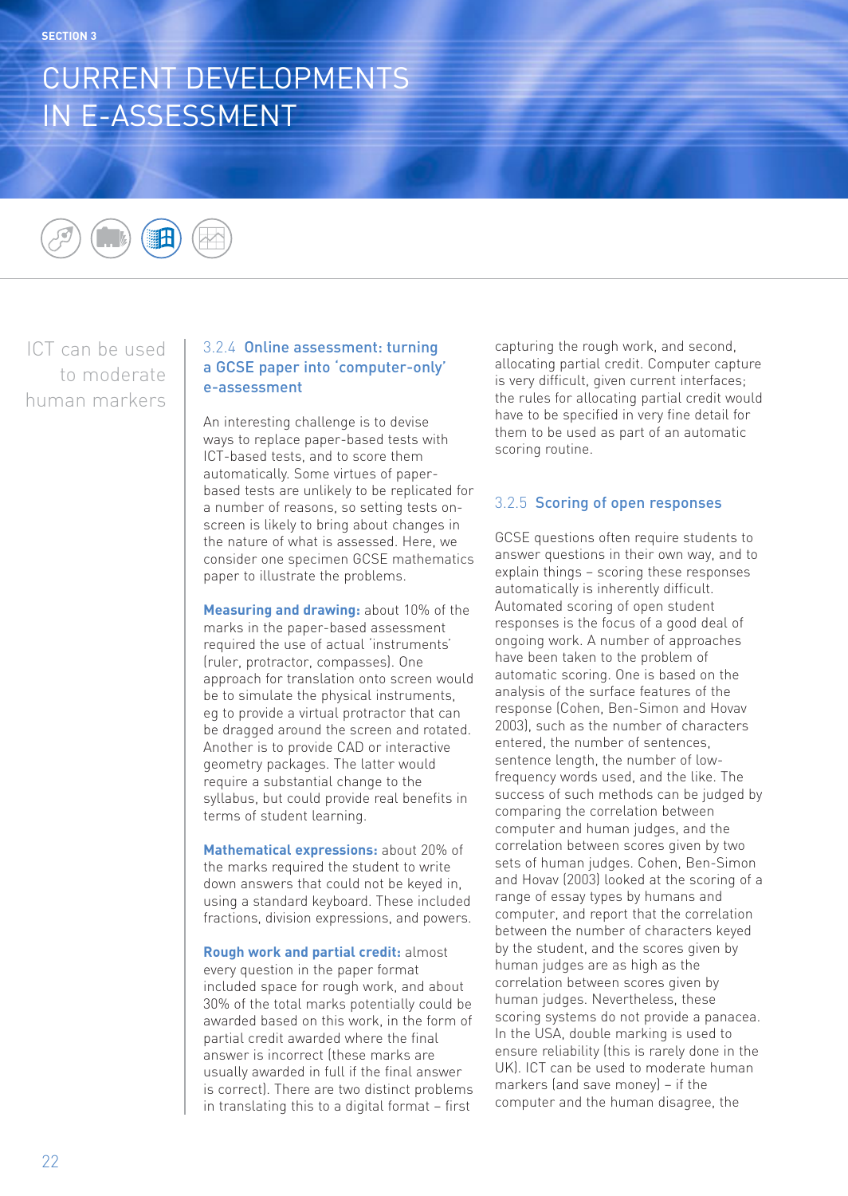SECTION 3

# CURRENT DEVELOPMENTS IN E-ASSESSMENT

ICT can be used to moderate human markers

### 3.2.4 Online assessment: turning a GCSE paper into 'computer-only' e-assessment

An interesting challenge is to devise ways to replace paper-based tests with ICT-based tests, and to score them automatically. Some virtues of paper-based tests are unlikely to be replicated for a number of reasons, so setting tests on-screen is likely to bring about changes in the nature of what is assessed. Here, we consider one specimen GCSE mathematics paper to illustrate the problems.

**Measuring and drawing:** about 10% of the marks in the paper-based assessment required the use of actual 'instruments' (ruler, protractor, compasses). One approach for translation onto screen would be to simulate the physical instruments, eg to provide a virtual protractor that can be dragged around the screen and rotated. Another is to provide CAD or interactive geometry packages. The latter would require a substantial change to the syllabus, but could provide real benefits in terms of student learning.

**Mathematical expressions:** about 20% of the marks required the student to write down answers that could not be keyed in, using a standard keyboard. These included fractions, division expressions, and powers.

**Rough work and partial credit:** almost every question in the paper format included space for rough work, and about 30% of the total marks potentially could be awarded based on this work, in the form of partial credit awarded where the final answer is incorrect (these marks are usually awarded in full if the final answer is correct). There are two distinct problems in translating this to a digital format – first capturing the rough work, and second, allocating partial credit. Computer capture is very difficult, given current interfaces; the rules for allocating partial credit would have to be specified in very fine detail for them to be used as part of an automatic scoring routine.

### 3.2.5 Scoring of open responses

GCSE questions often require students to answer questions in their own way, and to explain things – scoring these responses automatically is inherently difficult. Automated scoring of open student responses is the focus of a good deal of ongoing work. A number of approaches have been taken to the problem of automatic scoring. One is based on the analysis of the surface features of the response (Cohen, Ben-Simon and Hovav 2003), such as the number of characters entered, the number of sentences, sentence length, the number of low-frequency words used, and the like. The success of such methods can be judged by comparing the correlation between computer and human judges, and the correlation between scores given by two sets of human judges. Cohen, Ben-Simon and Hovav (2003) looked at the scoring of a range of essay types by humans and computer, and report that the correlation between the number of characters keyed by the student, and the scores given by human judges are as high as the correlation between scores given by human judges. Nevertheless, these scoring systems do not provide a panacea. In the USA, double marking is used to ensure reliability (this is rarely done in the UK). ICT can be used to moderate human markers (and save money) – if the computer and the human disagree, the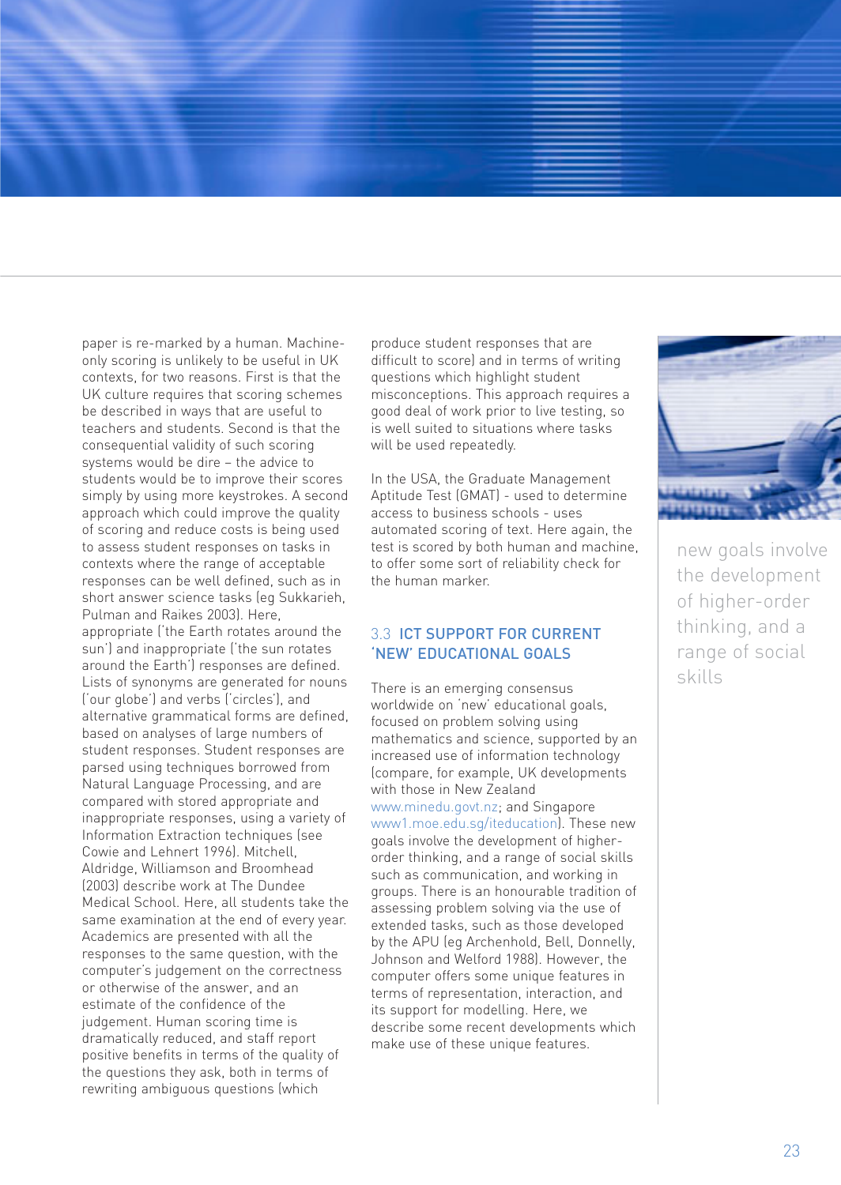paper is re-marked by a human. Machine-only scoring is unlikely to be useful in UK contexts, for two reasons. First is that the UK culture requires that scoring schemes be described in ways that are useful to teachers and students. Second is that the consequential validity of such scoring systems would be dire – the advice to students would be to improve their scores simply by using more keystrokes. A second approach which could improve the quality of scoring and reduce costs is being used to assess student responses on tasks in contexts where the range of acceptable responses can be well defined, such as in short answer science tasks (eg Sukkarieh, Pulman and Raikes 2003). Here, appropriate ('the Earth rotates around the sun') and inappropriate ('the sun rotates around the Earth') responses are defined. Lists of synonyms are generated for nouns ('our globe') and verbs ('circles'), and alternative grammatical forms are defined, based on analyses of large numbers of student responses. Student responses are parsed using techniques borrowed from Natural Language Processing, and are compared with stored appropriate and inappropriate responses, using a variety of Information Extraction techniques (see Cowie and Lehnert 1996). Mitchell, Aldridge, Williamson and Broomhead (2003) describe work at The Dundee Medical School. Here, all students take the same examination at the end of every year. Academics are presented with all the responses to the same question, with the computer's judgement on the correctness or otherwise of the answer, and an estimate of the confidence of the judgement. Human scoring time is dramatically reduced, and staff report positive benefits in terms of the quality of the questions they ask, both in terms of rewriting ambiguous questions (which produce student responses that are difficult to score) and in terms of writing questions which highlight student misconceptions. This approach requires a good deal of work prior to live testing, so is well suited to situations where tasks will be used repeatedly.

In the USA, the Graduate Management Aptitude Test (GMAT) - used to determine access to business schools - uses automated scoring of text. Here again, the test is scored by both human and machine, to offer some sort of reliability check for the human marker.

## 3.3 ICT SUPPORT FOR CURRENT 'NEW' EDUCATIONAL GOALS

There is an emerging consensus worldwide on 'new' educational goals, focused on problem solving using mathematics and science, supported by an increased use of information technology (compare, for example, UK developments with those in New Zealand www.minedu.govt.nz; and Singapore www1.moe.edu.sg/iteducation). These new goals involve the development of higher-order thinking, and a range of social skills such as communication, and working in groups. There is an honourable tradition of assessing problem solving via the use of extended tasks, such as those developed by the APU (eg Archenhold, Bell, Donnelly, Johnson and Welford 1988). However, the computer offers some unique features in terms of representation, interaction, and its support for modelling. Here, we describe some recent developments which make use of these unique features.

*new goals involve the development of higher-order thinking, and a range of social skills*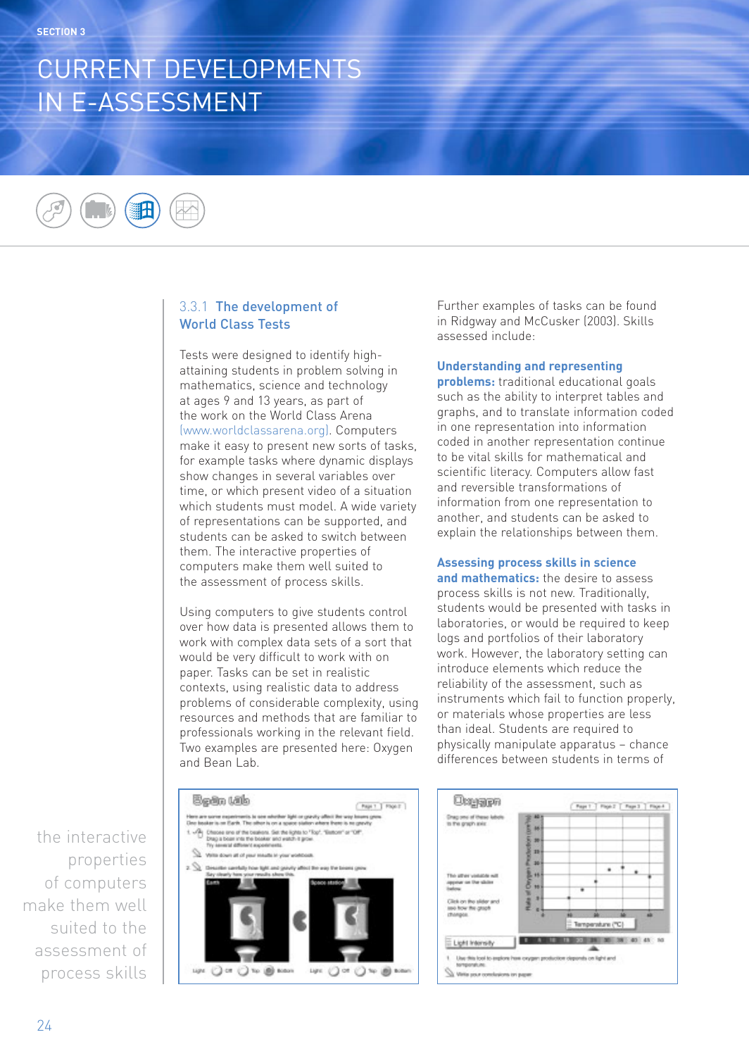## 3.3.1 The development of World Class Tests

Tests were designed to identify high-attaining students in problem solving in mathematics, science and technology at ages 9 and 13 years, as part of the work on the World Class Arena (www.worldclassarena.org). Computers make it easy to present new sorts of tasks, for example tasks where dynamic displays show changes in several variables over time, or which present video of a situation which students must model. A wide variety of representations can be supported, and students can be asked to switch between them. The interactive properties of computers make them well suited to the assessment of process skills.

Using computers to give students control over how data is presented allows them to work with complex data sets of a sort that would be very difficult to work with on paper. Tasks can be set in realistic contexts, using realistic data to address problems of considerable complexity, using resources and methods that are familiar to professionals working in the relevant field. Two examples are presented here: Oxygen and Bean Lab.

Further examples of tasks can be found in Ridgway and McCusker (2003). Skills assessed include:

**Understanding and representing problems:** traditional educational goals such as the ability to interpret tables and graphs, and to translate information coded in one representation into information coded in another representation continue to be vital skills for mathematical and scientific literacy. Computers allow fast and reversible transformations of information from one representation to another, and students can be asked to explain the relationships between them.

**Assessing process skills in science and mathematics:** the desire to assess process skills is not new. Traditionally, students would be presented with tasks in laboratories, or would be required to keep logs and portfolios of their laboratory work. However, the laboratory setting can introduce elements which reduce the reliability of the assessment, such as instruments which fail to function properly, or materials whose properties are less than ideal. Students are required to physically manipulate apparatus – chance differences between students in terms of

the interactive properties of computers make them well suited to the assessment of process skills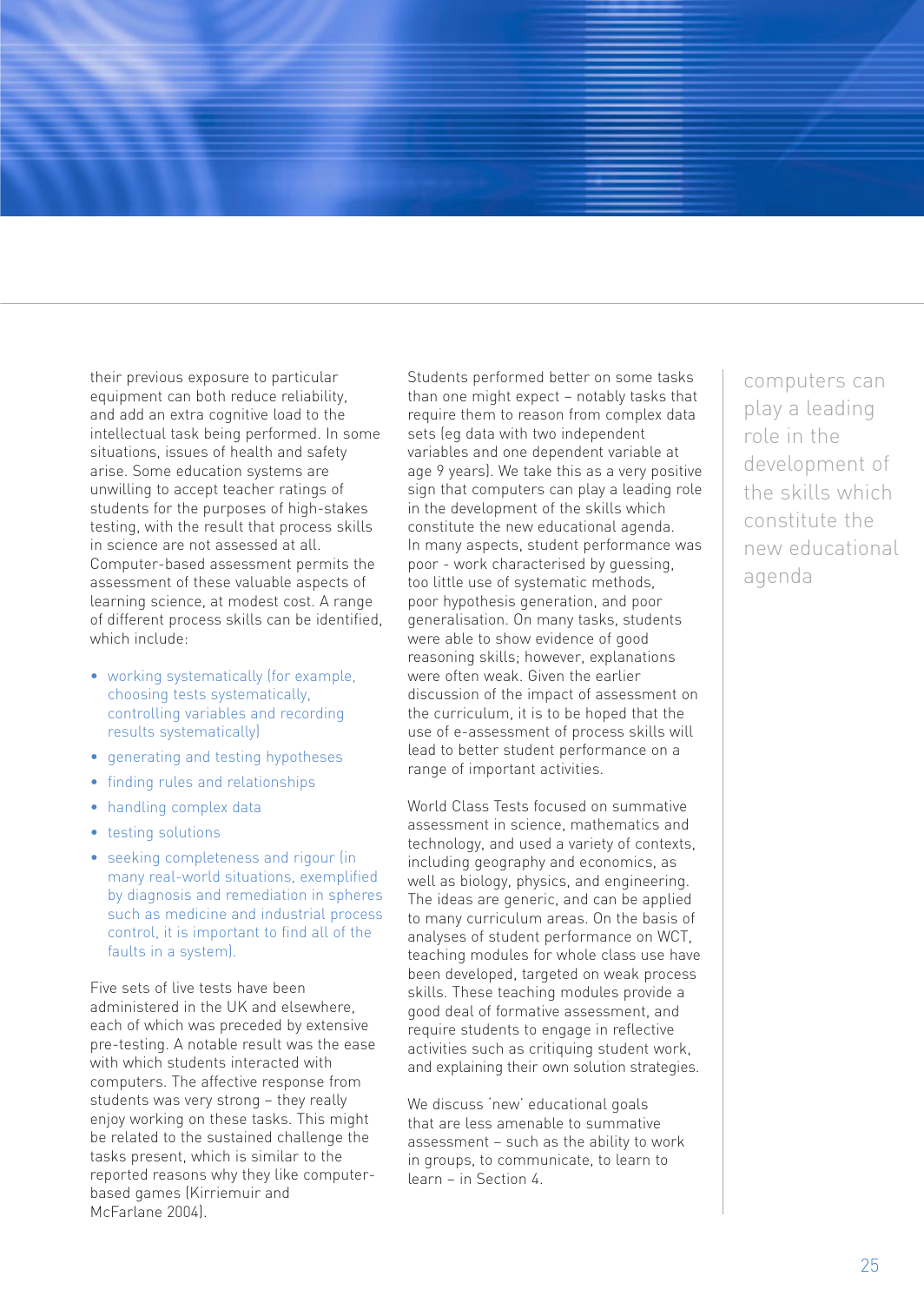their previous exposure to particular equipment can both reduce reliability, and add an extra cognitive load to the intellectual task being performed. In some situations, issues of health and safety arise. Some education systems are unwilling to accept teacher ratings of students for the purposes of high-stakes testing, with the result that process skills in science are not assessed at all. Computer-based assessment permits the assessment of these valuable aspects of learning science, at modest cost. A range of different process skills can be identified, which include:

- working systematically (for example, choosing tests systematically, controlling variables and recording results systematically)
- generating and testing hypotheses
- finding rules and relationships
- handling complex data
- testing solutions
- seeking completeness and rigour (in many real-world situations, exemplified by diagnosis and remediation in spheres such as medicine and industrial process control, it is important to find all of the faults in a system).

Five sets of live tests have been administered in the UK and elsewhere, each of which was preceded by extensive pre-testing. A notable result was the ease with which students interacted with computers. The affective response from students was very strong – they really enjoy working on these tasks. This might be related to the sustained challenge the tasks present, which is similar to the reported reasons why they like computer-based games (Kirriemuir and McFarlane 2004).

Students performed better on some tasks than one might expect – notably tasks that require them to reason from complex data sets (eg data with two independent variables and one dependent variable at age 9 years). We take this as a very positive sign that computers can play a leading role in the development of the skills which constitute the new educational agenda. In many aspects, student performance was poor - work characterised by guessing, too little use of systematic methods, poor hypothesis generation, and poor generalisation. On many tasks, students were able to show evidence of good reasoning skills; however, explanations were often weak. Given the earlier discussion of the impact of assessment on the curriculum, it is to be hoped that the use of e-assessment of process skills will lead to better student performance on a range of important activities.

World Class Tests focused on summative assessment in science, mathematics and technology, and used a variety of contexts, including geography and economics, as well as biology, physics, and engineering. The ideas are generic, and can be applied to many curriculum areas. On the basis of analyses of student performance on WCT, teaching modules for whole class use have been developed, targeted on weak process skills. These teaching modules provide a good deal of formative assessment, and require students to engage in reflective activities such as critiquing student work, and explaining their own solution strategies.

We discuss 'new' educational goals that are less amenable to summative assessment – such as the ability to work in groups, to communicate, to learn to learn – in Section 4.

computers can play a leading role in the development of the skills which constitute the new educational agenda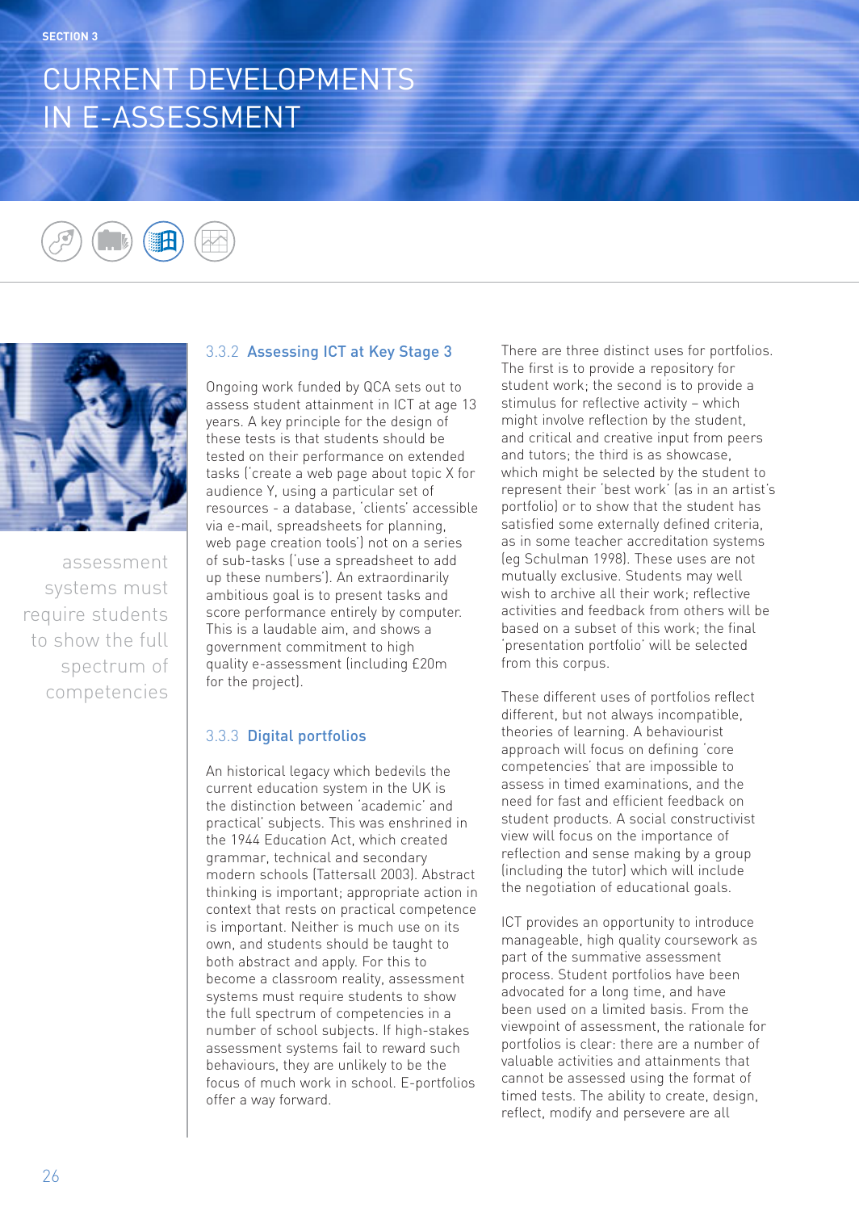### 3.3.2 Assessing ICT at Key Stage 3

Ongoing work funded by QCA sets out to assess student attainment in ICT at age 13 years. A key principle for the design of these tests is that students should be tested on their performance on extended tasks ('create a web page about topic X for audience Y, using a particular set of resources - a database, 'clients' accessible via e-mail, spreadsheets for planning, web page creation tools') not on a series of sub-tasks ('use a spreadsheet to add up these numbers'). An extraordinarily ambitious goal is to present tasks and score performance entirely by computer. This is a laudable aim, and shows a government commitment to high quality e-assessment (including £20m for the project).

### 3.3.3 Digital portfolios

An historical legacy which bedevils the current education system in the UK is the distinction between 'academic' and practical' subjects. This was enshrined in the 1944 Education Act, which created grammar, technical and secondary modern schools (Tattersall 2003). Abstract thinking is important; appropriate action in context that rests on practical competence is important. Neither is much use on its own, and students should be taught to both abstract and apply. For this to become a classroom reality, assessment systems must require students to show the full spectrum of competencies in a number of school subjects. If high-stakes assessment systems fail to reward such behaviours, they are unlikely to be the focus of much work in school. E-portfolios offer a way forward.

> assessment systems must require students to show the full spectrum of competencies

There are three distinct uses for portfolios. The first is to provide a repository for student work; the second is to provide a stimulus for reflective activity – which might involve reflection by the student, and critical and creative input from peers and tutors; the third is as showcase, which might be selected by the student to represent their 'best work' (as in an artist's portfolio) or to show that the student has satisfied some externally defined criteria, as in some teacher accreditation systems (eg Schulman 1998). These uses are not mutually exclusive. Students may well wish to archive all their work; reflective activities and feedback from others will be based on a subset of this work; the final 'presentation portfolio' will be selected from this corpus.

These different uses of portfolios reflect different, but not always incompatible, theories of learning. A behaviourist approach will focus on defining 'core competencies' that are impossible to assess in timed examinations, and the need for fast and efficient feedback on student products. A social constructivist view will focus on the importance of reflection and sense making by a group (including the tutor) which will include the negotiation of educational goals.

ICT provides an opportunity to introduce manageable, high quality coursework as part of the summative assessment process. Student portfolios have been advocated for a long time, and have been used on a limited basis. From the viewpoint of assessment, the rationale for portfolios is clear: there are a number of valuable activities and attainments that cannot be assessed using the format of timed tests. The ability to create, design, reflect, modify and persevere are all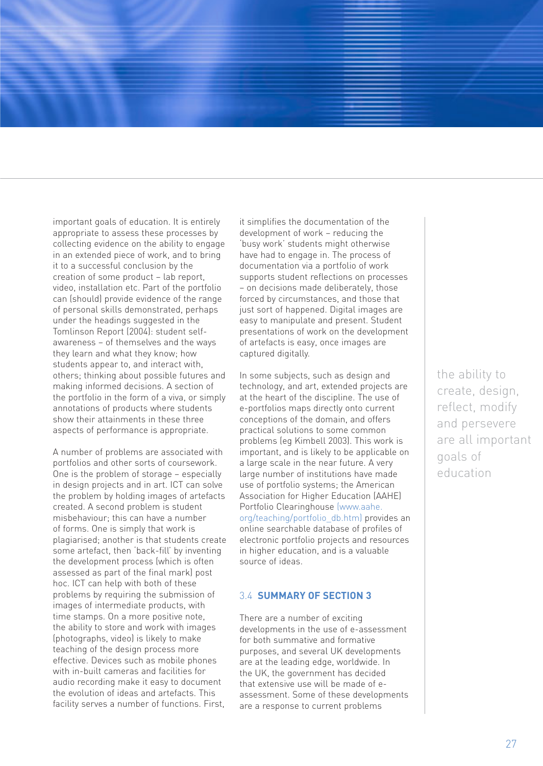important goals of education. It is entirely appropriate to assess these processes by collecting evidence on the ability to engage in an extended piece of work, and to bring it to a successful conclusion by the creation of some product – lab report, video, installation etc. Part of the portfolio can (should) provide evidence of the range of personal skills demonstrated, perhaps under the headings suggested in the Tomlinson Report (2004): student self-awareness – of themselves and the ways they learn and what they know; how students appear to, and interact with, others; thinking about possible futures and making informed decisions. A section of the portfolio in the form of a viva, or simply annotations of products where students show their attainments in these three aspects of performance is appropriate.

A number of problems are associated with portfolios and other sorts of coursework. One is the problem of storage – especially in design projects and in art. ICT can solve the problem by holding images of artefacts created. A second problem is student misbehaviour; this can have a number of forms. One is simply that work is plagiarised; another is that students create some artefact, then 'back-fill' by inventing the development process (which is often assessed as part of the final mark) post hoc. ICT can help with both of these problems by requiring the submission of images of intermediate products, with time stamps. On a more positive note, the ability to store and work with images (photographs, video) is likely to make teaching of the design process more effective. Devices such as mobile phones with in-built cameras and facilities for audio recording make it easy to document the evolution of ideas and artefacts. This facility serves a number of functions. First, it simplifies the documentation of the development of work – reducing the 'busy work' students might otherwise have had to engage in. The process of documentation via a portfolio of work supports student reflections on processes – on decisions made deliberately, those forced by circumstances, and those that just sort of happened. Digital images are easy to manipulate and present. Student presentations of work on the development of artefacts is easy, once images are captured digitally.

In some subjects, such as design and technology, and art, extended projects are at the heart of the discipline. The use of e-portfolios maps directly onto current conceptions of the domain, and offers practical solutions to some common problems (eg Kimbell 2003). This work is important, and is likely to be applicable on a large scale in the near future. A very large number of institutions have made use of portfolio systems; the American Association for Higher Education (AAHE) Portfolio Clearinghouse (www.aahe.org/teaching/portfolio_db.htm) provides an online searchable database of profiles of electronic portfolio projects and resources in higher education, and is a valuable source of ideas.

> the ability to create, design, reflect, modify and persevere are all important goals of education

### 3.4 SUMMARY OF SECTION 3

There are a number of exciting developments in the use of e-assessment for both summative and formative purposes, and several UK developments are at the leading edge, worldwide. In the UK, the government has decided that extensive use will be made of e-assessment. Some of these developments are a response to current problems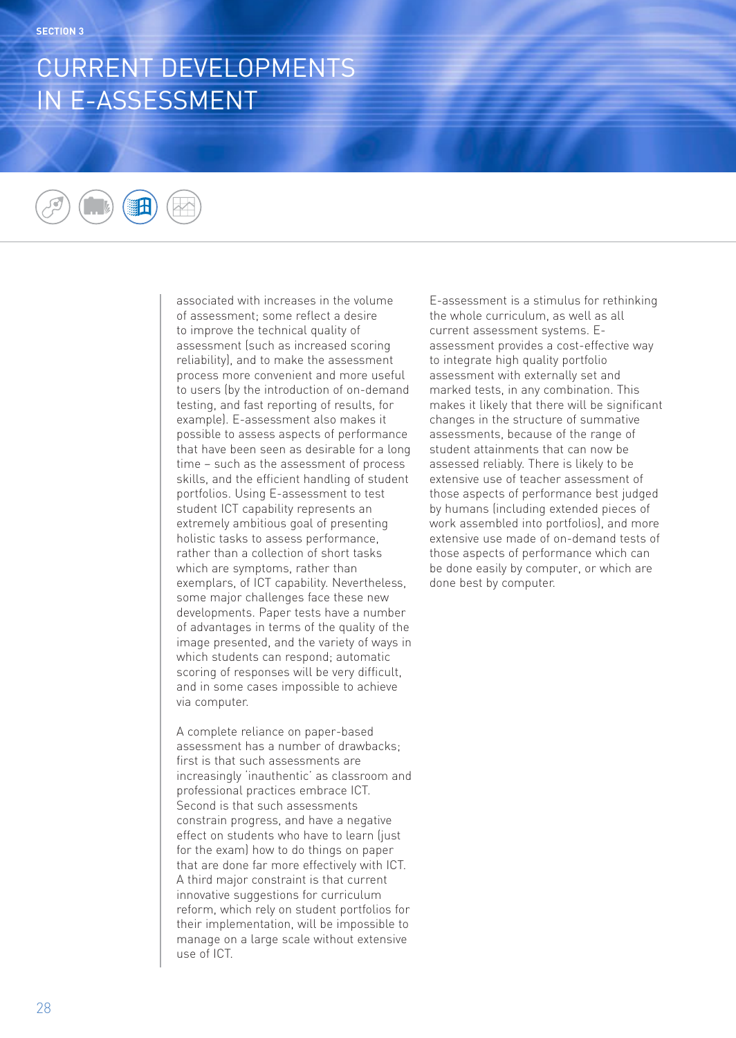associated with increases in the volume of assessment; some reflect a desire to improve the technical quality of assessment (such as increased scoring reliability), and to make the assessment process more convenient and more useful to users (by the introduction of on-demand testing, and fast reporting of results, for example). E-assessment also makes it possible to assess aspects of performance that have been seen as desirable for a long time – such as the assessment of process skills, and the efficient handling of student portfolios. Using E-assessment to test student ICT capability represents an extremely ambitious goal of presenting holistic tasks to assess performance, rather than a collection of short tasks which are symptoms, rather than exemplars, of ICT capability. Nevertheless, some major challenges face these new developments. Paper tests have a number of advantages in terms of the quality of the image presented, and the variety of ways in which students can respond; automatic scoring of responses will be very difficult, and in some cases impossible to achieve via computer.

A complete reliance on paper-based assessment has a number of drawbacks; first is that such assessments are increasingly 'inauthentic' as classroom and professional practices embrace ICT. Second is that such assessments constrain progress, and have a negative effect on students who have to learn (just for the exam) how to do things on paper that are done far more effectively with ICT. A third major constraint is that current innovative suggestions for curriculum reform, which rely on student portfolios for their implementation, will be impossible to manage on a large scale without extensive use of ICT.

E-assessment is a stimulus for rethinking the whole curriculum, as well as all current assessment systems. E-assessment provides a cost-effective way to integrate high quality portfolio assessment with externally set and marked tests, in any combination. This makes it likely that there will be significant changes in the structure of summative assessments, because of the range of student attainments that can now be assessed reliably. There is likely to be extensive use of teacher assessment of those aspects of performance best judged by humans (including extended pieces of work assembled into portfolios), and more extensive use made of on-demand tests of those aspects of performance which can be done easily by computer, or which are done best by computer.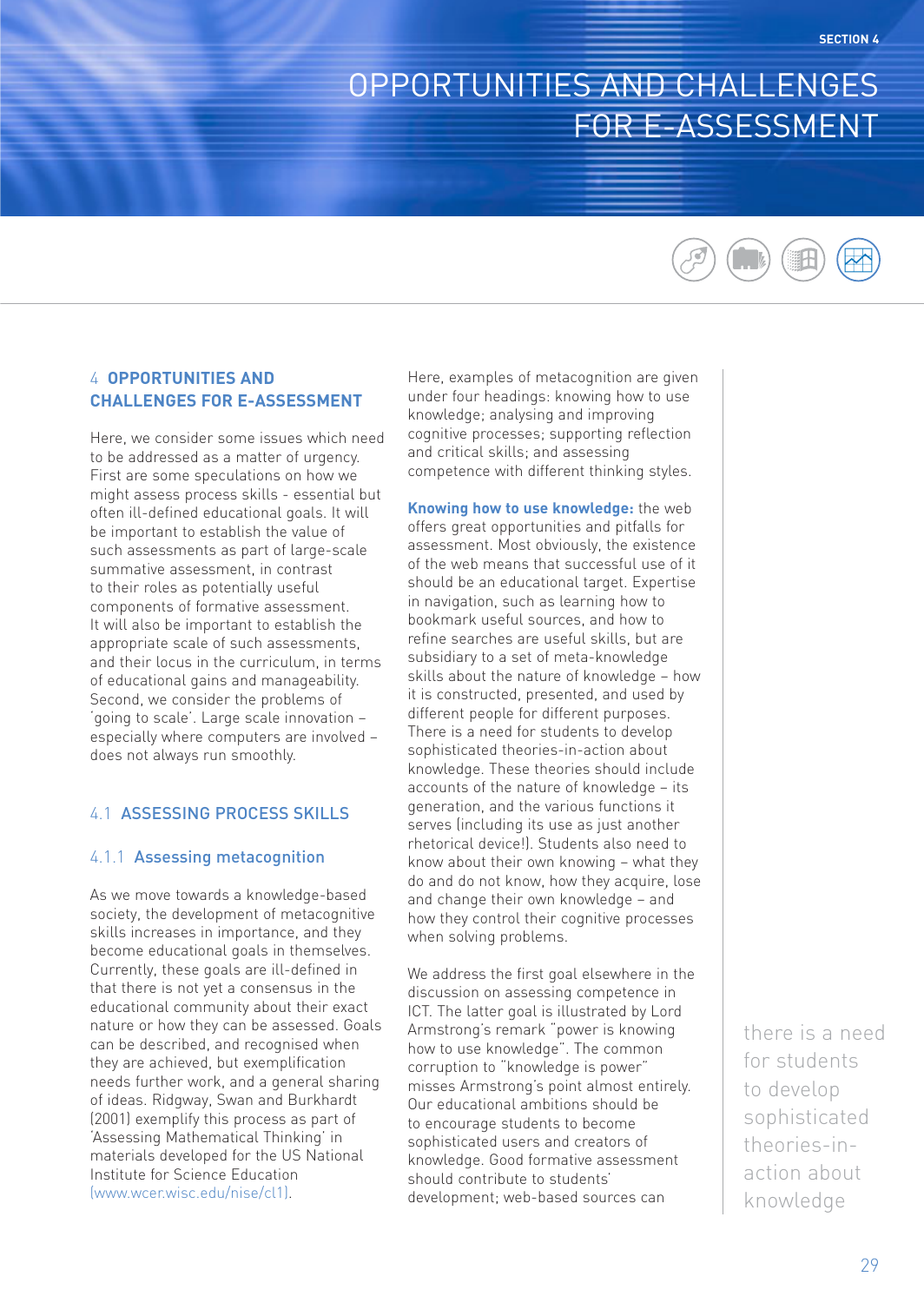# 4 OPPORTUNITIES AND CHALLENGES FOR E-ASSESSMENT

Here, we consider some issues which need to be addressed as a matter of urgency. First are some speculations on how we might assess process skills - essential but often ill-defined educational goals. It will be important to establish the value of such assessments as part of large-scale summative assessment, in contrast to their roles as potentially useful components of formative assessment. It will also be important to establish the appropriate scale of such assessments, and their locus in the curriculum, in terms of educational gains and manageability. Second, we consider the problems of 'going to scale'. Large scale innovation – especially where computers are involved – does not always run smoothly.

## 4.1 ASSESSING PROCESS SKILLS

### 4.1.1 Assessing metacognition

As we move towards a knowledge-based society, the development of metacognitive skills increases in importance, and they become educational goals in themselves. Currently, these goals are ill-defined in that there is not yet a consensus in the educational community about their exact nature or how they can be assessed. Goals can be described, and recognised when they are achieved, but exemplification needs further work, and a general sharing of ideas. Ridgway, Swan and Burkhardt (2001) exemplify this process as part of 'Assessing Mathematical Thinking' in materials developed for the US National Institute for Science Education (www.wcer.wisc.edu/nise/cl1).

Here, examples of metacognition are given under four headings: knowing how to use knowledge; analysing and improving cognitive processes; supporting reflection and critical skills; and assessing competence with different thinking styles.

**Knowing how to use knowledge:** the web offers great opportunities and pitfalls for assessment. Most obviously, the existence of the web means that successful use of it should be an educational target. Expertise in navigation, such as learning how to bookmark useful sources, and how to refine searches are useful skills, but are subsidiary to a set of meta-knowledge skills about the nature of knowledge – how it is constructed, presented, and used by different people for different purposes. There is a need for students to develop sophisticated theories-in-action about knowledge. These theories should include accounts of the nature of knowledge – its generation, and the various functions it serves (including its use as just another rhetorical device!). Students also need to know about their own knowing – what they do and do not know, how they acquire, lose and change their own knowledge – and how they control their cognitive processes when solving problems.

We address the first goal elsewhere in the discussion on assessing competence in ICT. The latter goal is illustrated by Lord Armstrong's remark "power is knowing how to use knowledge". The common corruption to "knowledge is power" misses Armstrong's point almost entirely. Our educational ambitions should be to encourage students to become sophisticated users and creators of knowledge. Good formative assessment should contribute to students' development; web-based sources can

there is a need for students to develop sophisticated theories-in-action about knowledge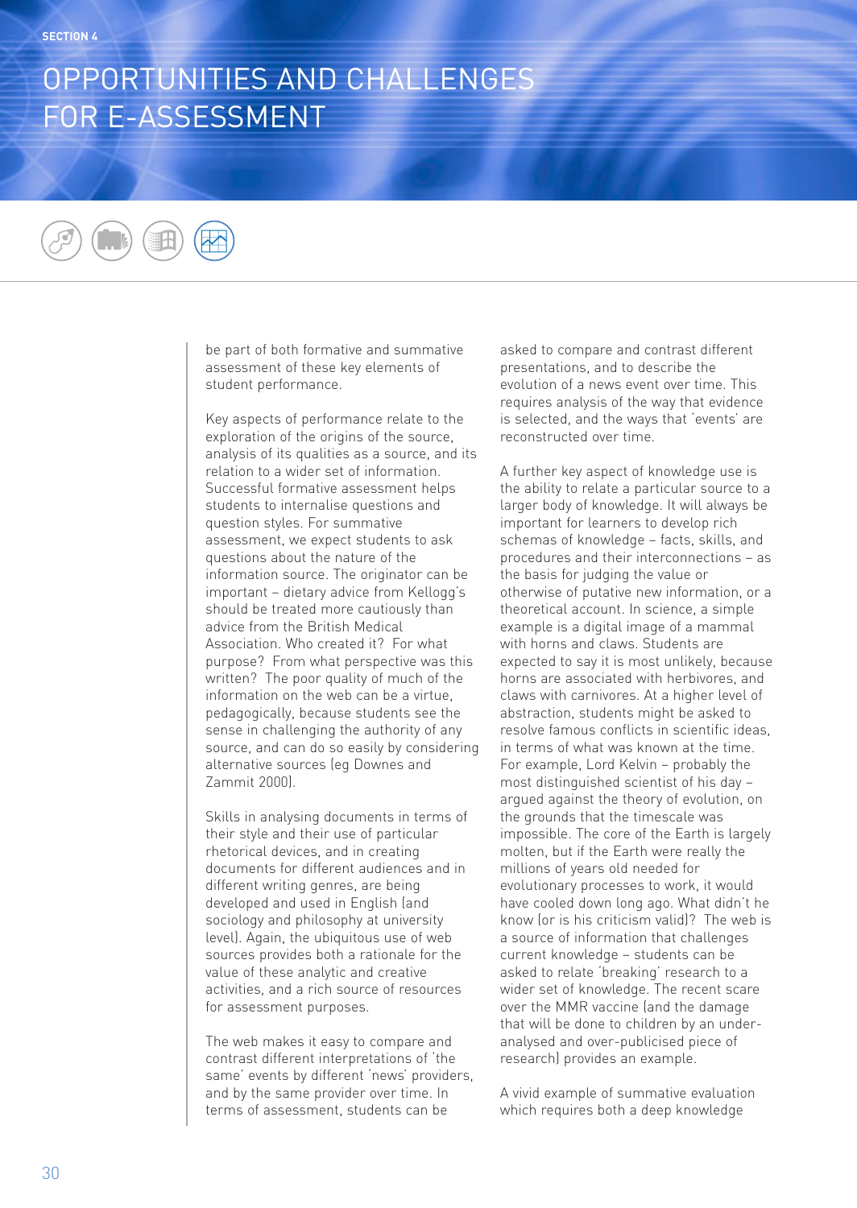be part of both formative and summative assessment of these key elements of student performance.

Key aspects of performance relate to the exploration of the origins of the source, analysis of its qualities as a source, and its relation to a wider set of information. Successful formative assessment helps students to internalise questions and question styles. For summative assessment, we expect students to ask questions about the nature of the information source. The originator can be important – dietary advice from Kellogg's should be treated more cautiously than advice from the British Medical Association. Who created it? For what purpose? From what perspective was this written? The poor quality of much of the information on the web can be a virtue, pedagogically, because students see the sense in challenging the authority of any source, and can do so easily by considering alternative sources (eg Downes and Zammit 2000).

Skills in analysing documents in terms of their style and their use of particular rhetorical devices, and in creating documents for different audiences and in different writing genres, are being developed and used in English (and sociology and philosophy at university level). Again, the ubiquitous use of web sources provides both a rationale for the value of these analytic and creative activities, and a rich source of resources for assessment purposes.

The web makes it easy to compare and contrast different interpretations of 'the same' events by different 'news' providers, and by the same provider over time. In terms of assessment, students can be asked to compare and contrast different presentations, and to describe the evolution of a news event over time. This requires analysis of the way that evidence is selected, and the ways that 'events' are reconstructed over time.

A further key aspect of knowledge use is the ability to relate a particular source to a larger body of knowledge. It will always be important for learners to develop rich schemas of knowledge – facts, skills, and procedures and their interconnections – as the basis for judging the value or otherwise of putative new information, or a theoretical account. In science, a simple example is a digital image of a mammal with horns and claws. Students are expected to say it is most unlikely, because horns are associated with herbivores, and claws with carnivores. At a higher level of abstraction, students might be asked to resolve famous conflicts in scientific ideas, in terms of what was known at the time. For example, Lord Kelvin – probably the most distinguished scientist of his day – argued against the theory of evolution, on the grounds that the timescale was impossible. The core of the Earth is largely molten, but if the Earth were really the millions of years old needed for evolutionary processes to work, it would have cooled down long ago. What didn't he know (or is his criticism valid)? The web is a source of information that challenges current knowledge – students can be asked to relate 'breaking' research to a wider set of knowledge. The recent scare over the MMR vaccine (and the damage that will be done to children by an under-analysed and over-publicised piece of research) provides an example.

A vivid example of summative evaluation which requires both a deep knowledge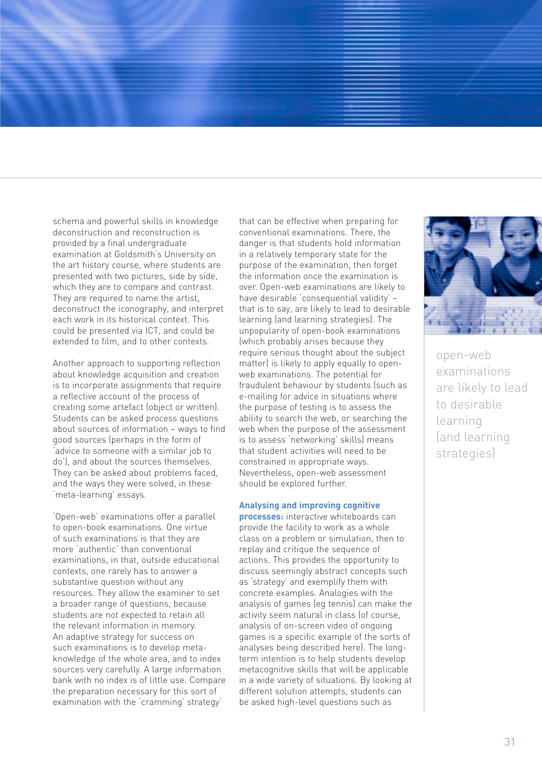schema and powerful skills in knowledge deconstruction and reconstruction is provided by a final undergraduate examination at Goldsmith's University on the art history course, where students are presented with two pictures, side by side, which they are to compare and contrast. They are required to name the artist, deconstruct the iconography, and interpret each work in its historical context. This could be presented via ICT, and could be extended to film, and to other contexts.

Another approach to supporting reflection about knowledge acquisition and creation is to incorporate assignments that require a reflective account of the process of creating some artefact (object or written). Students can be asked process questions about sources of information – ways to find good sources (perhaps in the form of 'advice to someone with a similar job to do'), and about the sources themselves. They can be asked about problems faced, and the ways they were solved, in these 'meta-learning' essays.

'Open-web' examinations offer a parallel to open-book examinations. One virtue of such examinations is that they are more 'authentic' than conventional examinations, in that, outside educational contexts, one rarely has to answer a substantive question without any resources. They allow the examiner to set a broader range of questions, because students are not expected to retain all the relevant information in memory. An adaptive strategy for success on such examinations is to develop meta-knowledge of the whole area, and to index sources very carefully. A large information bank with no index is of little use. Compare the preparation necessary for this sort of examination with the 'cramming' strategy that can be effective when preparing for conventional examinations. There, the danger is that students hold information in a relatively temporary state for the purpose of the examination, then forget the information once the examination is over. Open-web examinations are likely to have desirable 'consequential validity' – that is to say, are likely to lead to desirable learning (and learning strategies). The unpopularity of open-book examinations (which probably arises because they require serious thought about the subject matter) is likely to apply equally to open-web examinations. The potential for fraudulent behaviour by students (such as e-mailing for advice in situations where the purpose of testing is to assess the ability to search the web, or searching the web when the purpose of the assessment is to assess 'networking' skills) means that student activities will need to be constrained in appropriate ways. Nevertheless, open-web assessment should be explored further.

**Analysing and improving cognitive processes:** interactive whiteboards can provide the facility to work as a whole class on a problem or simulation, then to replay and critique the sequence of actions. This provides the opportunity to discuss seemingly abstract concepts such as 'strategy' and exemplify them with concrete examples. Analogies with the analysis of games (eg tennis) can make the activity seem natural in class (of course, analysis of on-screen video of ongoing games is a specific example of the sorts of analyses being described here). The long-term intention is to help students develop metacognitive skills that will be applicable in a wide variety of situations. By looking at different solution attempts, students can be asked high-level questions such as

open-web examinations are likely to lead to desirable learning (and learning strategies)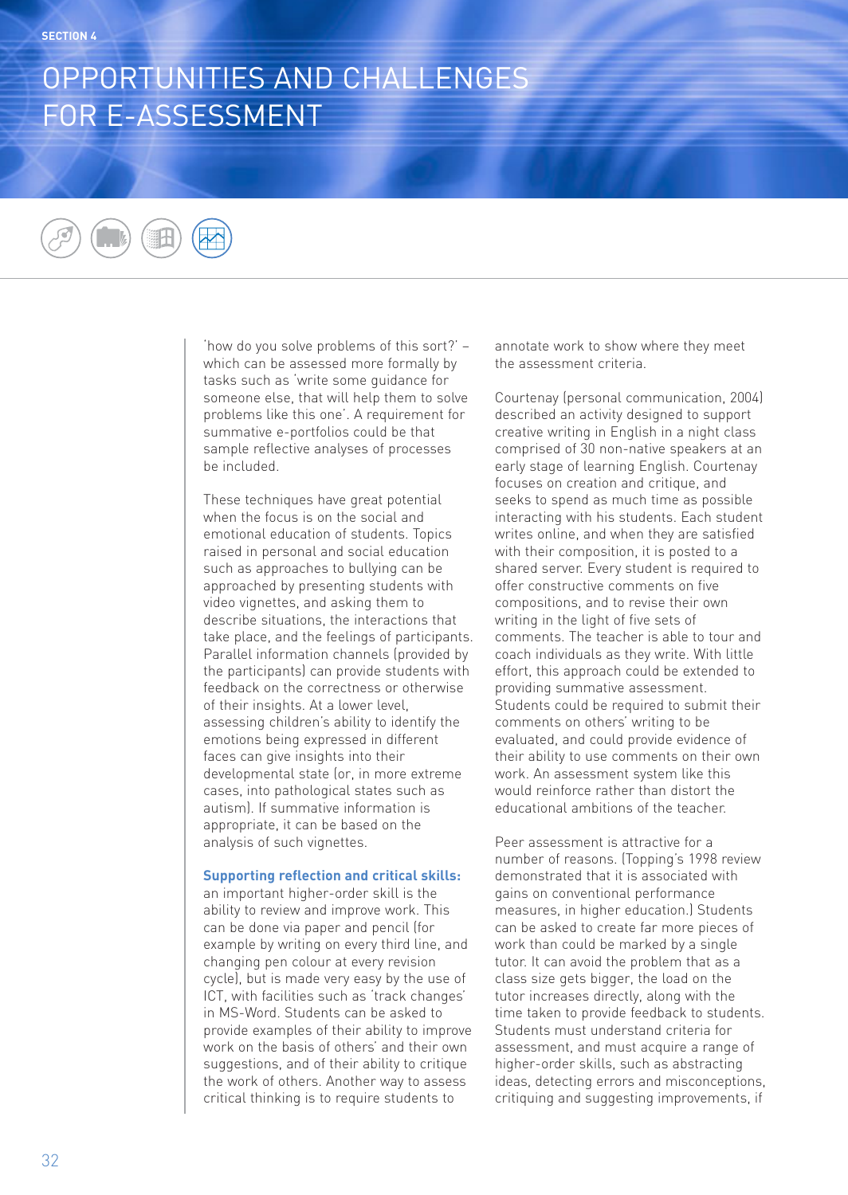'how do you solve problems of this sort?' – which can be assessed more formally by tasks such as 'write some guidance for someone else, that will help them to solve problems like this one'. A requirement for summative e-portfolios could be that sample reflective analyses of processes be included.

These techniques have great potential when the focus is on the social and emotional education of students. Topics raised in personal and social education such as approaches to bullying can be approached by presenting students with video vignettes, and asking them to describe situations, the interactions that take place, and the feelings of participants. Parallel information channels (provided by the participants) can provide students with feedback on the correctness or otherwise of their insights. At a lower level, assessing children's ability to identify the emotions being expressed in different faces can give insights into their developmental state (or, in more extreme cases, into pathological states such as autism). If summative information is appropriate, it can be based on the analysis of such vignettes.

**Supporting reflection and critical skills:** an important higher-order skill is the ability to review and improve work. This can be done via paper and pencil (for example by writing on every third line, and changing pen colour at every revision cycle), but is made very easy by the use of ICT, with facilities such as 'track changes' in MS-Word. Students can be asked to provide examples of their ability to improve work on the basis of others' and their own suggestions, and of their ability to critique the work of others. Another way to assess critical thinking is to require students to annotate work to show where they meet the assessment criteria.

Courtenay (personal communication, 2004) described an activity designed to support creative writing in English in a night class comprised of 30 non-native speakers at an early stage of learning English. Courtenay focuses on creation and critique, and seeks to spend as much time as possible interacting with his students. Each student writes online, and when they are satisfied with their composition, it is posted to a shared server. Every student is required to offer constructive comments on five compositions, and to revise their own writing in the light of five sets of comments. The teacher is able to tour and coach individuals as they write. With little effort, this approach could be extended to providing summative assessment. Students could be required to submit their comments on others' writing to be evaluated, and could provide evidence of their ability to use comments on their own work. An assessment system like this would reinforce rather than distort the educational ambitions of the teacher.

Peer assessment is attractive for a number of reasons. (Topping's 1998 review demonstrated that it is associated with gains on conventional performance measures, in higher education.) Students can be asked to create far more pieces of work than could be marked by a single tutor. It can avoid the problem that as a class size gets bigger, the load on the tutor increases directly, along with the time taken to provide feedback to students. Students must understand criteria for assessment, and must acquire a range of higher-order skills, such as abstracting ideas, detecting errors and misconceptions, critiquing and suggesting improvements, if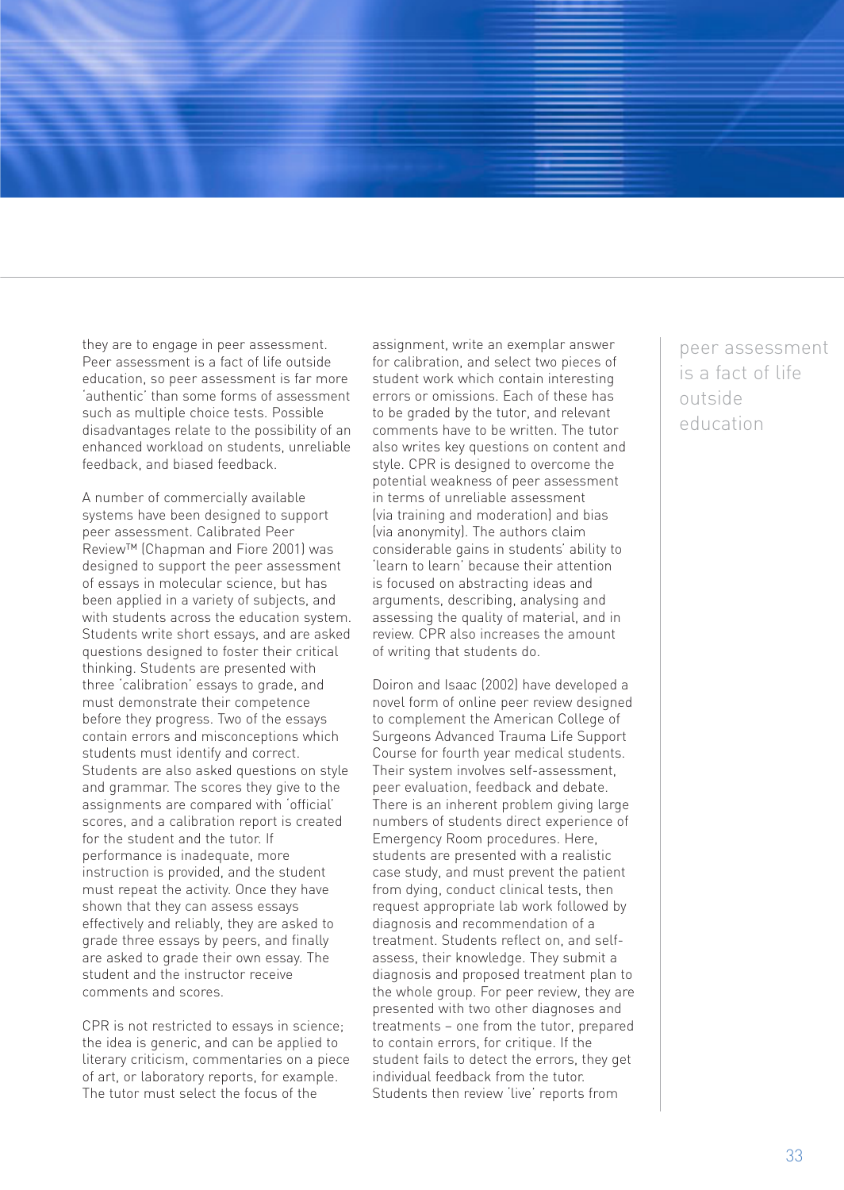they are to engage in peer assessment. Peer assessment is a fact of life outside education, so peer assessment is far more 'authentic' than some forms of assessment such as multiple choice tests. Possible disadvantages relate to the possibility of an enhanced workload on students, unreliable feedback, and biased feedback.

A number of commercially available systems have been designed to support peer assessment. Calibrated Peer Review™ (Chapman and Fiore 2001) was designed to support the peer assessment of essays in molecular science, but has been applied in a variety of subjects, and with students across the education system. Students write short essays, and are asked questions designed to foster their critical thinking. Students are presented with three 'calibration' essays to grade, and must demonstrate their competence before they progress. Two of the essays contain errors and misconceptions which students must identify and correct. Students are also asked questions on style and grammar. The scores they give to the assignments are compared with 'official' scores, and a calibration report is created for the student and the tutor. If performance is inadequate, more instruction is provided, and the student must repeat the activity. Once they have shown that they can assess essays effectively and reliably, they are asked to grade three essays by peers, and finally are asked to grade their own essay. The student and the instructor receive comments and scores.

CPR is not restricted to essays in science; the idea is generic, and can be applied to literary criticism, commentaries on a piece of art, or laboratory reports, for example. The tutor must select the focus of the assignment, write an exemplar answer for calibration, and select two pieces of student work which contain interesting errors or omissions. Each of these has to be graded by the tutor, and relevant comments have to be written. The tutor also writes key questions on content and style. CPR is designed to overcome the potential weakness of peer assessment in terms of unreliable assessment (via training and moderation) and bias (via anonymity). The authors claim considerable gains in students' ability to 'learn to learn' because their attention is focused on abstracting ideas and arguments, describing, analysing and assessing the quality of material, and in review. CPR also increases the amount of writing that students do.

Doiron and Isaac (2002) have developed a novel form of online peer review designed to complement the American College of Surgeons Advanced Trauma Life Support Course for fourth year medical students. Their system involves self-assessment, peer evaluation, feedback and debate. There is an inherent problem giving large numbers of students direct experience of Emergency Room procedures. Here, students are presented with a realistic case study, and must prevent the patient from dying, conduct clinical tests, then request appropriate lab work followed by diagnosis and recommendation of a treatment. Students reflect on, and self-assess, their knowledge. They submit a diagnosis and proposed treatment plan to the whole group. For peer review, they are presented with two other diagnoses and treatments – one from the tutor, prepared to contain errors, for critique. If the student fails to detect the errors, they get individual feedback from the tutor. Students then review 'live' reports from

peer assessment is a fact of life outside education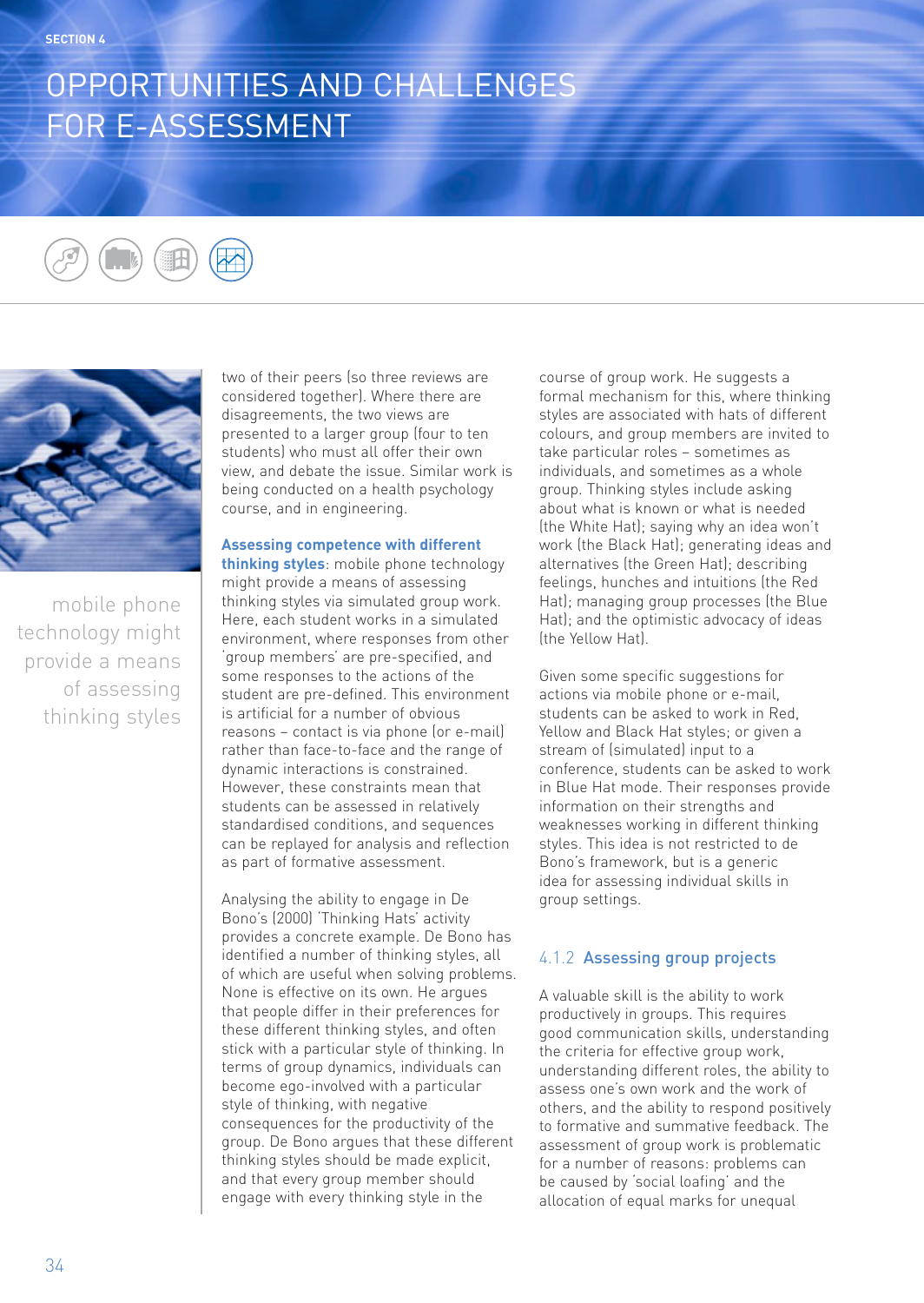# OPPORTUNITIES AND CHALLENGES FOR E-ASSESSMENT

mobile phone technology might provide a means of assessing thinking styles

two of their peers (so three reviews are considered together). Where there are disagreements, the two views are presented to a larger group (four to ten students) who must all offer their own view, and debate the issue. Similar work is being conducted on a health psychology course, and in engineering.

**Assessing competence with different thinking styles**: mobile phone technology might provide a means of assessing thinking styles via simulated group work. Here, each student works in a simulated environment, where responses from other 'group members' are pre-specified, and some responses to the actions of the student are pre-defined. This environment is artificial for a number of obvious reasons – contact is via phone (or e-mail) rather than face-to-face and the range of dynamic interactions is constrained. However, these constraints mean that students can be assessed in relatively standardised conditions, and sequences can be replayed for analysis and reflection as part of formative assessment.

Analysing the ability to engage in De Bono's (2000) 'Thinking Hats' activity provides a concrete example. De Bono has identified a number of thinking styles, all of which are useful when solving problems. None is effective on its own. He argues that people differ in their preferences for these different thinking styles, and often stick with a particular style of thinking. In terms of group dynamics, individuals can become ego-involved with a particular style of thinking, with negative consequences for the productivity of the group. De Bono argues that these different thinking styles should be made explicit, and that every group member should engage with every thinking style in the course of group work. He suggests a formal mechanism for this, where thinking styles are associated with hats of different colours, and group members are invited to take particular roles – sometimes as individuals, and sometimes as a whole group. Thinking styles include asking about what is known or what is needed (the White Hat); saying why an idea won't work (the Black Hat); generating ideas and alternatives (the Green Hat); describing feelings, hunches and intuitions (the Red Hat); managing group processes (the Blue Hat); and the optimistic advocacy of ideas (the Yellow Hat).

Given some specific suggestions for actions via mobile phone or e-mail, students can be asked to work in Red, Yellow and Black Hat styles; or given a stream of (simulated) input to a conference, students can be asked to work in Blue Hat mode. Their responses provide information on their strengths and weaknesses working in different thinking styles. This idea is not restricted to de Bono's framework, but is a generic idea for assessing individual skills in group settings.

### 4.1.2 Assessing group projects

A valuable skill is the ability to work productively in groups. This requires good communication skills, understanding the criteria for effective group work, understanding different roles, the ability to assess one's own work and the work of others, and the ability to respond positively to formative and summative feedback. The assessment of group work is problematic for a number of reasons: problems can be caused by 'social loafing' and the allocation of equal marks for unequal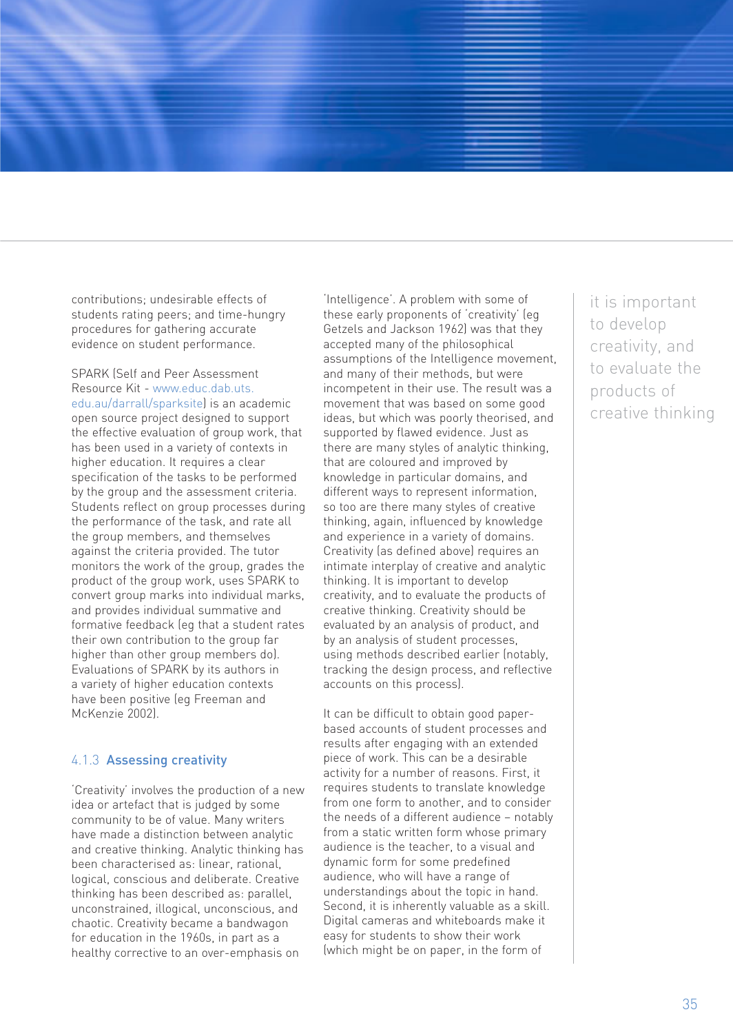contributions; undesirable effects of students rating peers; and time-hungry procedures for gathering accurate evidence on student performance.

SPARK (Self and Peer Assessment Resource Kit - www.educ.dab.uts.edu.au/darrall/sparksite) is an academic open source project designed to support the effective evaluation of group work, that has been used in a variety of contexts in higher education. It requires a clear specification of the tasks to be performed by the group and the assessment criteria. Students reflect on group processes during the performance of the task, and rate all the group members, and themselves against the criteria provided. The tutor monitors the work of the group, grades the product of the group work, uses SPARK to convert group marks into individual marks, and provides individual summative and formative feedback (eg that a student rates their own contribution to the group far higher than other group members do). Evaluations of SPARK by its authors in a variety of higher education contexts have been positive (eg Freeman and McKenzie 2002).

### 4.1.3 Assessing creativity

'Creativity' involves the production of a new idea or artefact that is judged by some community to be of value. Many writers have made a distinction between analytic and creative thinking. Analytic thinking has been characterised as: linear, rational, logical, conscious and deliberate. Creative thinking has been described as: parallel, unconstrained, illogical, unconscious, and chaotic. Creativity became a bandwagon for education in the 1960s, in part as a healthy corrective to an over-emphasis on 'Intelligence'. A problem with some of these early proponents of 'creativity' (eg Getzels and Jackson 1962) was that they accepted many of the philosophical assumptions of the Intelligence movement, and many of their methods, but were incompetent in their use. The result was a movement that was based on some good ideas, but which was poorly theorised, and supported by flawed evidence. Just as there are many styles of analytic thinking, that are coloured and improved by knowledge in particular domains, and different ways to represent information, so too are there many styles of creative thinking, again, influenced by knowledge and experience in a variety of domains. Creativity (as defined above) requires an intimate interplay of creative and analytic thinking. It is important to develop creativity, and to evaluate the products of creative thinking. Creativity should be evaluated by an analysis of product, and by an analysis of student processes, using methods described earlier (notably, tracking the design process, and reflective accounts on this process).

It can be difficult to obtain good paper-based accounts of student processes and results after engaging with an extended piece of work. This can be a desirable activity for a number of reasons. First, it requires students to translate knowledge from one form to another, and to consider the needs of a different audience – notably from a static written form whose primary audience is the teacher, to a visual and dynamic form for some predefined audience, who will have a range of understandings about the topic in hand. Second, it is inherently valuable as a skill. Digital cameras and whiteboards make it easy for students to show their work (which might be on paper, in the form of

> it is important to develop creativity, and to evaluate the products of creative thinking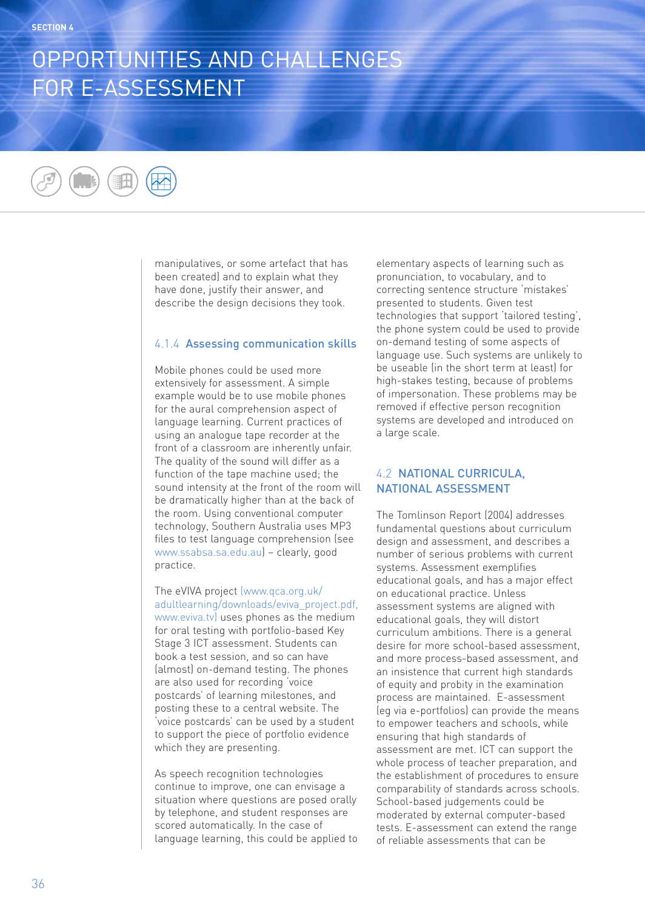# OPPORTUNITIES AND CHALLENGES FOR E-ASSESSMENT

manipulatives, or some artefact that has been created) and to explain what they have done, justify their answer, and describe the design decisions they took.

### 4.1.4 Assessing communication skills

Mobile phones could be used more extensively for assessment. A simple example would be to use mobile phones for the aural comprehension aspect of language learning. Current practices of using an analogue tape recorder at the front of a classroom are inherently unfair. The quality of the sound will differ as a function of the tape machine used; the sound intensity at the front of the room will be dramatically higher than at the back of the room. Using conventional computer technology, Southern Australia uses MP3 files to test language comprehension (see www.ssabsa.sa.edu.au) – clearly, good practice.

The eVIVA project (www.qca.org.uk/adultlearning/downloads/eviva_project.pdf, www.eviva.tv) uses phones as the medium for oral testing with portfolio-based Key Stage 3 ICT assessment. Students can book a test session, and so can have (almost) on-demand testing. The phones are also used for recording 'voice postcards' of learning milestones, and posting these to a central website. The 'voice postcards' can be used by a student to support the piece of portfolio evidence which they are presenting.

As speech recognition technologies continue to improve, one can envisage a situation where questions are posed orally by telephone, and student responses are scored automatically. In the case of language learning, this could be applied to elementary aspects of learning such as pronunciation, to vocabulary, and to correcting sentence structure 'mistakes' presented to students. Given test technologies that support 'tailored testing', the phone system could be used to provide on-demand testing of some aspects of language use. Such systems are unlikely to be useable (in the short term at least) for high-stakes testing, because of problems of impersonation. These problems may be removed if effective person recognition systems are developed and introduced on a large scale.

## 4.2 NATIONAL CURRICULA, NATIONAL ASSESSMENT

The Tomlinson Report (2004) addresses fundamental questions about curriculum design and assessment, and describes a number of serious problems with current systems. Assessment exemplifies educational goals, and has a major effect on educational practice. Unless assessment systems are aligned with educational goals, they will distort curriculum ambitions. There is a general desire for more school-based assessment, and more process-based assessment, and an insistence that current high standards of equity and probity in the examination process are maintained. E-assessment (eg via e-portfolios) can provide the means to empower teachers and schools, while ensuring that high standards of assessment are met. ICT can support the whole process of teacher preparation, and the establishment of procedures to ensure comparability of standards across schools. School-based judgements could be moderated by external computer-based tests. E-assessment can extend the range of reliable assessments that can be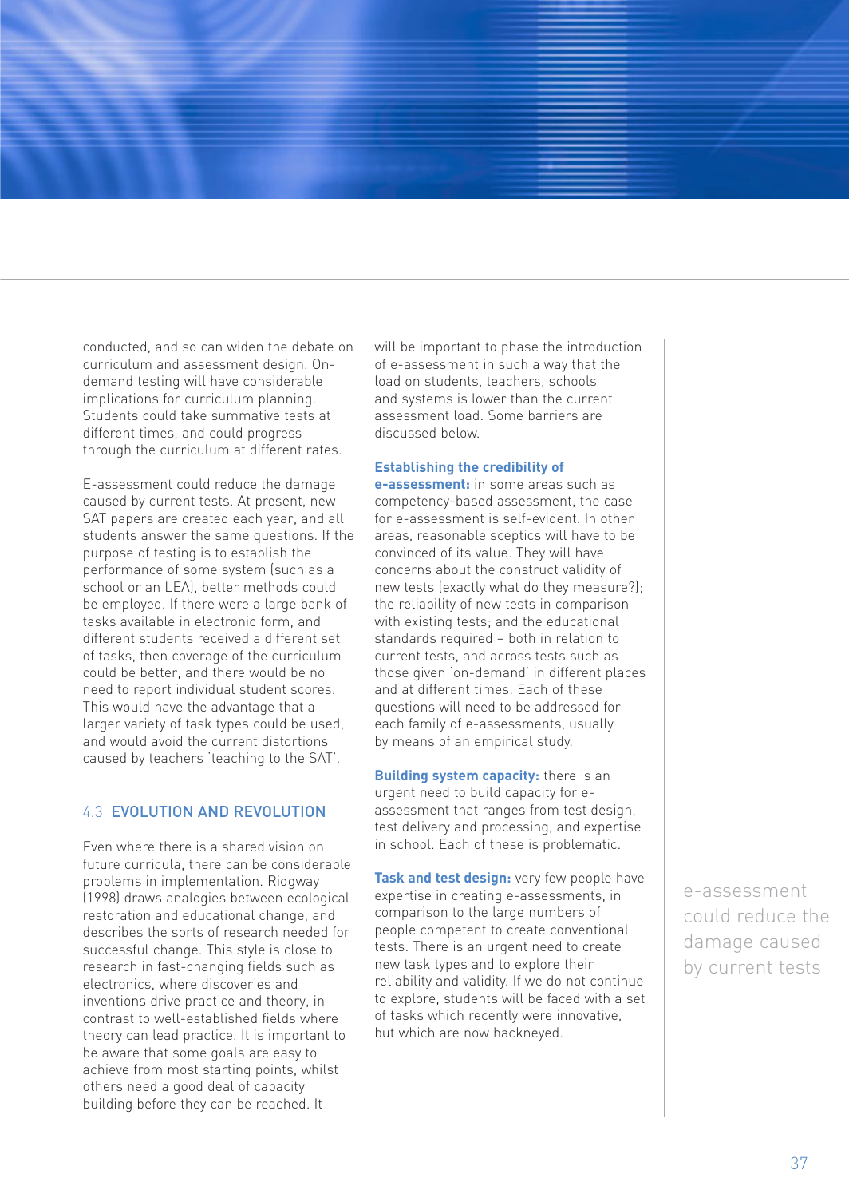conducted, and so can widen the debate on curriculum and assessment design. On-demand testing will have considerable implications for curriculum planning. Students could take summative tests at different times, and could progress through the curriculum at different rates.

E-assessment could reduce the damage caused by current tests. At present, new SAT papers are created each year, and all students answer the same questions. If the purpose of testing is to establish the performance of some system (such as a school or an LEA), better methods could be employed. If there were a large bank of tasks available in electronic form, and different students received a different set of tasks, then coverage of the curriculum could be better, and there would be no need to report individual student scores. This would have the advantage that a larger variety of task types could be used, and would avoid the current distortions caused by teachers 'teaching to the SAT'.

## 4.3 EVOLUTION AND REVOLUTION

Even where there is a shared vision on future curricula, there can be considerable problems in implementation. Ridgway (1998) draws analogies between ecological restoration and educational change, and describes the sorts of research needed for successful change. This style is close to research in fast-changing fields such as electronics, where discoveries and inventions drive practice and theory, in contrast to well-established fields where theory can lead practice. It is important to be aware that some goals are easy to achieve from most starting points, whilst others need a good deal of capacity building before they can be reached. It will be important to phase the introduction of e-assessment in such a way that the load on students, teachers, schools and systems is lower than the current assessment load. Some barriers are discussed below.

**Establishing the credibility of e-assessment:** in some areas such as competency-based assessment, the case for e-assessment is self-evident. In other areas, reasonable sceptics will have to be convinced of its value. They will have concerns about the construct validity of new tests (exactly what do they measure?); the reliability of new tests in comparison with existing tests; and the educational standards required – both in relation to current tests, and across tests such as those given 'on-demand' in different places and at different times. Each of these questions will need to be addressed for each family of e-assessments, usually by means of an empirical study.

**Building system capacity:** there is an urgent need to build capacity for e-assessment that ranges from test design, test delivery and processing, and expertise in school. Each of these is problematic.

**Task and test design:** very few people have expertise in creating e-assessments, in comparison to the large numbers of people competent to create conventional tests. There is an urgent need to create new task types and to explore their reliability and validity. If we do not continue to explore, students will be faced with a set of tasks which recently were innovative, but which are now hackneyed.

e-assessment could reduce the damage caused by current tests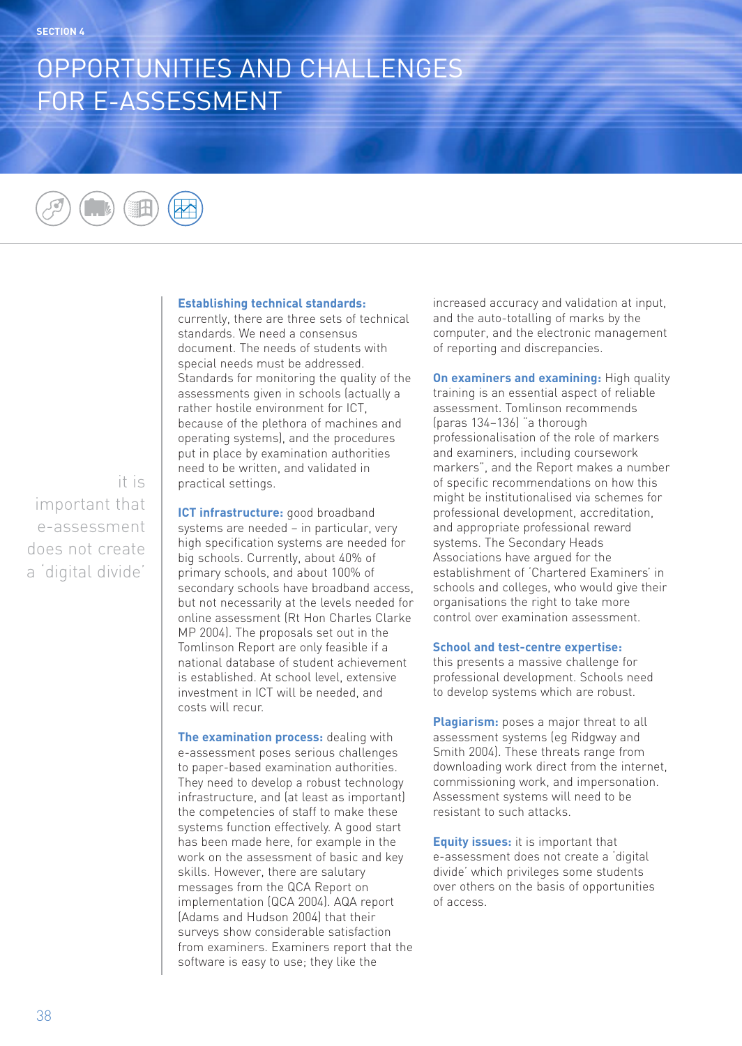# OPPORTUNITIES AND CHALLENGES FOR E-ASSESSMENT

> it is important that e-assessment does not create a 'digital divide'

**Establishing technical standards:** currently, there are three sets of technical standards. We need a consensus document. The needs of students with special needs must be addressed. Standards for monitoring the quality of the assessments given in schools (actually a rather hostile environment for ICT, because of the plethora of machines and operating systems), and the procedures put in place by examination authorities need to be written, and validated in practical settings.

**ICT infrastructure:** good broadband systems are needed – in particular, very high specification systems are needed for big schools. Currently, about 40% of primary schools, and about 100% of secondary schools have broadband access, but not necessarily at the levels needed for online assessment (Rt Hon Charles Clarke MP 2004). The proposals set out in the Tomlinson Report are only feasible if a national database of student achievement is established. At school level, extensive investment in ICT will be needed, and costs will recur.

**The examination process:** dealing with e-assessment poses serious challenges to paper-based examination authorities. They need to develop a robust technology infrastructure, and (at least as important) the competencies of staff to make these systems function effectively. A good start has been made here, for example in the work on the assessment of basic and key skills. However, there are salutary messages from the QCA Report on implementation (QCA 2004). AQA report (Adams and Hudson 2004) that their surveys show considerable satisfaction from examiners. Examiners report that the software is easy to use; they like the increased accuracy and validation at input, and the auto-totalling of marks by the computer, and the electronic management of reporting and discrepancies.

**On examiners and examining:** High quality training is an essential aspect of reliable assessment. Tomlinson recommends (paras 134–136) "a thorough professionalisation of the role of markers and examiners, including coursework markers", and the Report makes a number of specific recommendations on how this might be institutionalised via schemes for professional development, accreditation, and appropriate professional reward systems. The Secondary Heads Associations have argued for the establishment of 'Chartered Examiners' in schools and colleges, who would give their organisations the right to take more control over examination assessment.

**School and test-centre expertise:** this presents a massive challenge for professional development. Schools need to develop systems which are robust.

**Plagiarism:** poses a major threat to all assessment systems (eg Ridgway and Smith 2004). These threats range from downloading work direct from the internet, commissioning work, and impersonation. Assessment systems will need to be resistant to such attacks.

**Equity issues:** it is important that e-assessment does not create a 'digital divide' which privileges some students over others on the basis of opportunities of access.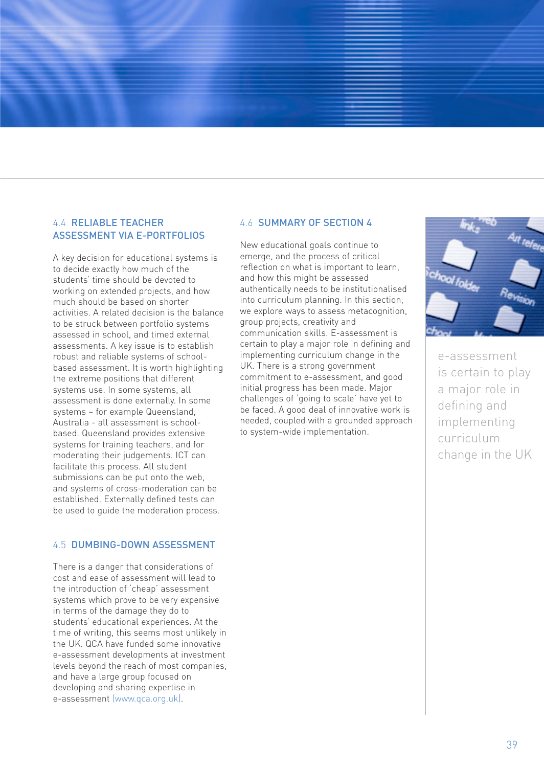## 4.4 RELIABLE TEACHER ASSESSMENT VIA E-PORTFOLIOS

A key decision for educational systems is to decide exactly how much of the students' time should be devoted to working on extended projects, and how much should be based on shorter activities. A related decision is the balance to be struck between portfolio systems assessed in school, and timed external assessments. A key issue is to establish robust and reliable systems of school-based assessment. It is worth highlighting the extreme positions that different systems use. In some systems, all assessment is done externally. In some systems – for example Queensland, Australia - all assessment is school-based. Queensland provides extensive systems for training teachers, and for moderating their judgements. ICT can facilitate this process. All student submissions can be put onto the web, and systems of cross-moderation can be established. Externally defined tests can be used to guide the moderation process.

## 4.5 DUMBING-DOWN ASSESSMENT

There is a danger that considerations of cost and ease of assessment will lead to the introduction of 'cheap' assessment systems which prove to be very expensive in terms of the damage they do to students' educational experiences. At the time of writing, this seems most unlikely in the UK. QCA have funded some innovative e-assessment developments at investment levels beyond the reach of most companies, and have a large group focused on developing and sharing expertise in e-assessment (www.qca.org.uk).

## 4.6 SUMMARY OF SECTION 4

New educational goals continue to emerge, and the process of critical reflection on what is important to learn, and how this might be assessed authentically needs to be institutionalised into curriculum planning. In this section, we explore ways to assess metacognition, group projects, creativity and communication skills. E-assessment is certain to play a major role in defining and implementing curriculum change in the UK. There is a strong government commitment to e-assessment, and good initial progress has been made. Major challenges of 'going to scale' have yet to be faced. A good deal of innovative work is needed, coupled with a grounded approach to system-wide implementation.

e-assessment is certain to play a major role in defining and implementing curriculum change in the UK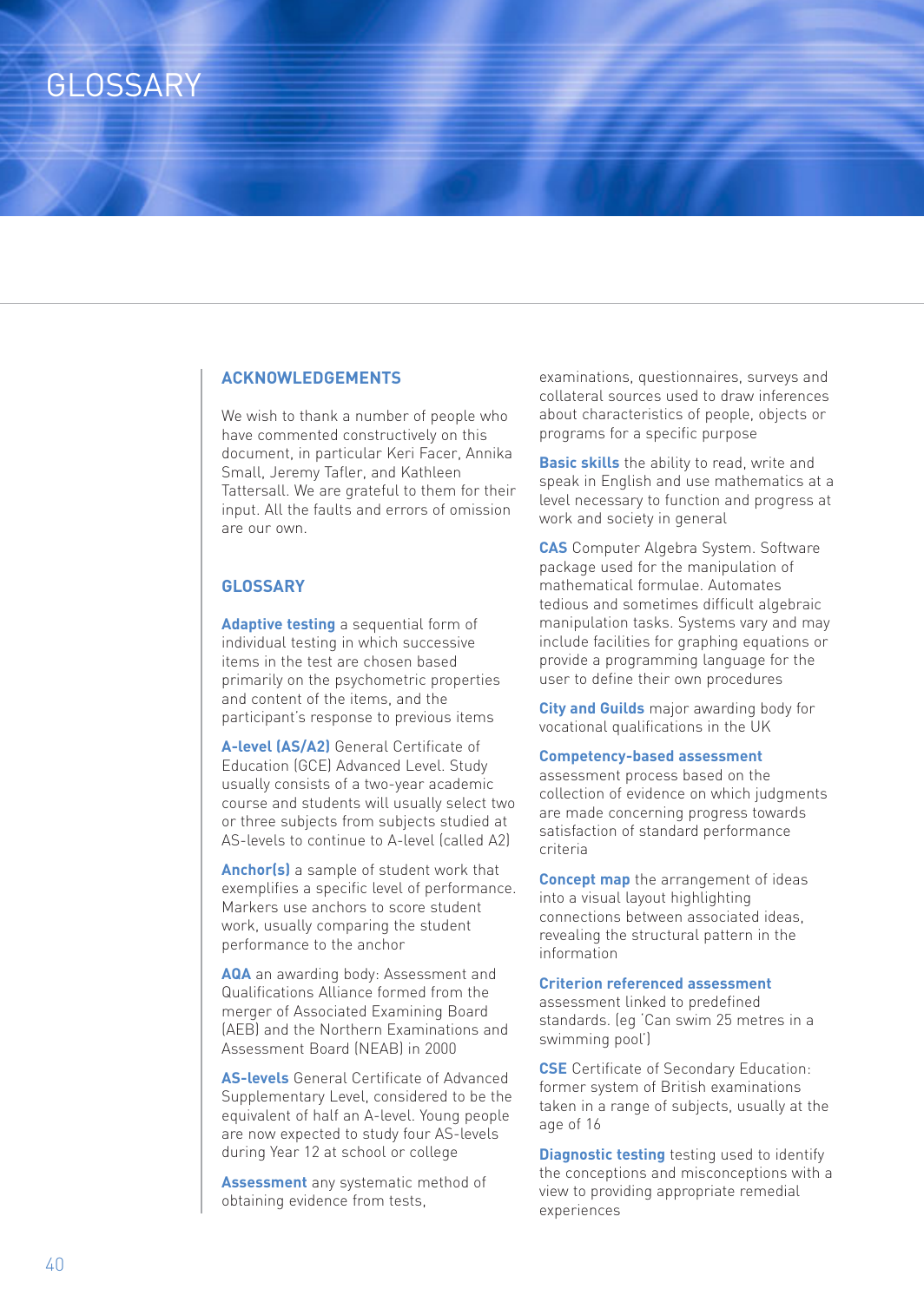# GLOSSARY

## ACKNOWLEDGEMENTS

We wish to thank a number of people who have commented constructively on this document, in particular Keri Facer, Annika Small, Jeremy Tafler, and Kathleen Tattersall. We are grateful to them for their input. All the faults and errors of omission are our own.

## GLOSSARY

**Adaptive testing** a sequential form of individual testing in which successive items in the test are chosen based primarily on the psychometric properties and content of the items, and the participant's response to previous items

**A-level (AS/A2)** General Certificate of Education (GCE) Advanced Level. Study usually consists of a two-year academic course and students will usually select two or three subjects from subjects studied at AS-levels to continue to A-level (called A2)

**Anchor(s)** a sample of student work that exemplifies a specific level of performance. Markers use anchors to score student work, usually comparing the student performance to the anchor

**AQA** an awarding body: Assessment and Qualifications Alliance formed from the merger of Associated Examining Board (AEB) and the Northern Examinations and Assessment Board (NEAB) in 2000

**AS-levels** General Certificate of Advanced Supplementary Level, considered to be the equivalent of half an A-level. Young people are now expected to study four AS-levels during Year 12 at school or college

**Assessment** any systematic method of obtaining evidence from tests, examinations, questionnaires, surveys and collateral sources used to draw inferences about characteristics of people, objects or programs for a specific purpose

**Basic skills** the ability to read, write and speak in English and use mathematics at a level necessary to function and progress at work and society in general

**CAS** Computer Algebra System. Software package used for the manipulation of mathematical formulae. Automates tedious and sometimes difficult algebraic manipulation tasks. Systems vary and may include facilities for graphing equations or provide a programming language for the user to define their own procedures

**City and Guilds** major awarding body for vocational qualifications in the UK

**Competency-based assessment** assessment process based on the collection of evidence on which judgments are made concerning progress towards satisfaction of standard performance criteria

**Concept map** the arrangement of ideas into a visual layout highlighting connections between associated ideas, revealing the structural pattern in the information

**Criterion referenced assessment** assessment linked to predefined standards. (eg 'Can swim 25 metres in a swimming pool')

**CSE** Certificate of Secondary Education: former system of British examinations taken in a range of subjects, usually at the age of 16

**Diagnostic testing** testing used to identify the conceptions and misconceptions with a view to providing appropriate remedial experiences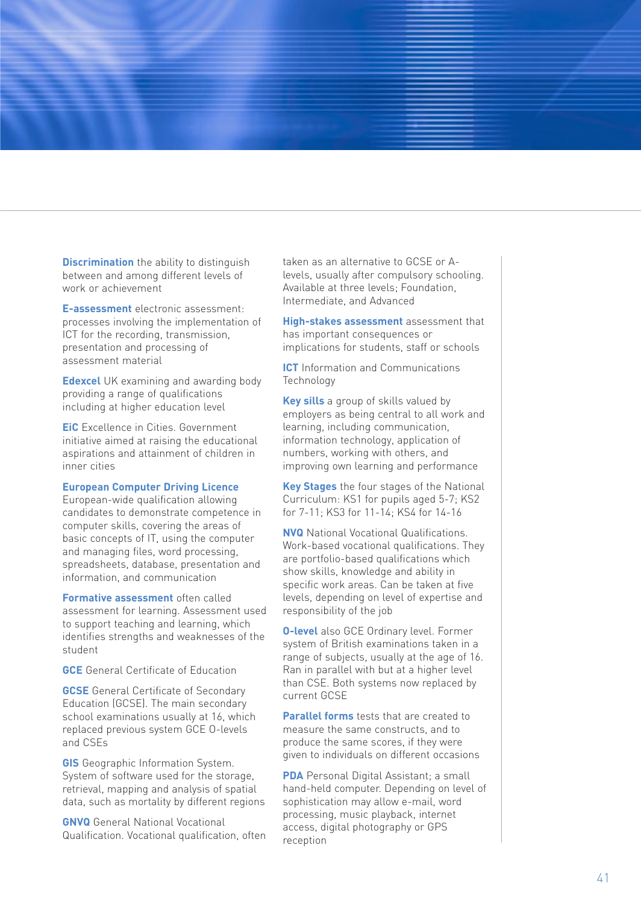**Discrimination** the ability to distinguish between and among different levels of work or achievement

**E-assessment** electronic assessment: processes involving the implementation of ICT for the recording, transmission, presentation and processing of assessment material

**Edexcel** UK examining and awarding body providing a range of qualifications including at higher education level

**EiC** Excellence in Cities. Government initiative aimed at raising the educational aspirations and attainment of children in inner cities

**European Computer Driving Licence** European-wide qualification allowing candidates to demonstrate competence in computer skills, covering the areas of basic concepts of IT, using the computer and managing files, word processing, spreadsheets, database, presentation and information, and communication

**Formative assessment** often called assessment for learning. Assessment used to support teaching and learning, which identifies strengths and weaknesses of the student

**GCE** General Certificate of Education

**GCSE** General Certificate of Secondary Education (GCSE). The main secondary school examinations usually at 16, which replaced previous system GCE O-levels and CSEs

**GIS** Geographic Information System. System of software used for the storage, retrieval, mapping and analysis of spatial data, such as mortality by different regions

**GNVQ** General National Vocational Qualification. Vocational qualification, often taken as an alternative to GCSE or A-levels, usually after compulsory schooling. Available at three levels; Foundation, Intermediate, and Advanced

**High-stakes assessment** assessment that has important consequences or implications for students, staff or schools

**ICT** Information and Communications Technology

**Key sills** a group of skills valued by employers as being central to all work and learning, including communication, information technology, application of numbers, working with others, and improving own learning and performance

**Key Stages** the four stages of the National Curriculum: KS1 for pupils aged 5-7; KS2 for 7-11; KS3 for 11-14; KS4 for 14-16

**NVQ** National Vocational Qualifications. Work-based vocational qualifications. They are portfolio-based qualifications which show skills, knowledge and ability in specific work areas. Can be taken at five levels, depending on level of expertise and responsibility of the job

**O-level** also GCE Ordinary level. Former system of British examinations taken in a range of subjects, usually at the age of 16. Ran in parallel with but at a higher level than CSE. Both systems now replaced by current GCSE

**Parallel forms** tests that are created to measure the same constructs, and to produce the same scores, if they were given to individuals on different occasions

**PDA** Personal Digital Assistant; a small hand-held computer. Depending on level of sophistication may allow e-mail, word processing, music playback, internet access, digital photography or GPS reception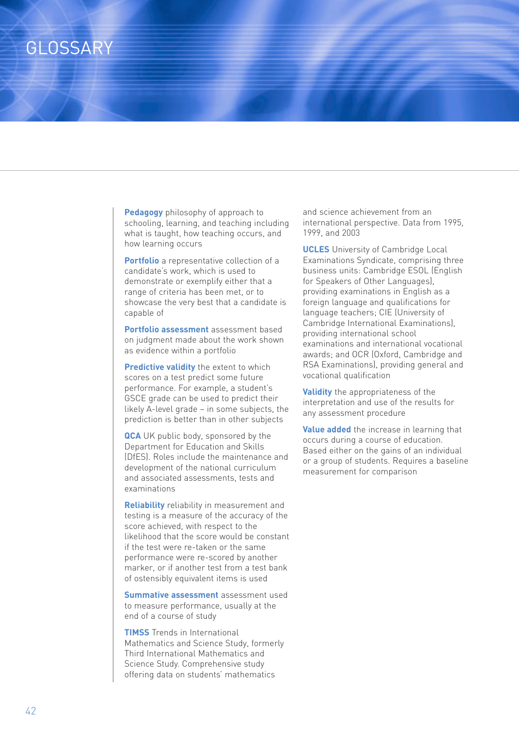# GLOSSARY

**Pedagogy** philosophy of approach to schooling, learning, and teaching including what is taught, how teaching occurs, and how learning occurs

**Portfolio** a representative collection of a candidate's work, which is used to demonstrate or exemplify either that a range of criteria has been met, or to showcase the very best that a candidate is capable of

**Portfolio assessment** assessment based on judgment made about the work shown as evidence within a portfolio

**Predictive validity** the extent to which scores on a test predict some future performance. For example, a student's GSCE grade can be used to predict their likely A-level grade – in some subjects, the prediction is better than in other subjects

**QCA** UK public body, sponsored by the Department for Education and Skills (DfES). Roles include the maintenance and development of the national curriculum and associated assessments, tests and examinations

**Reliability** reliability in measurement and testing is a measure of the accuracy of the score achieved, with respect to the likelihood that the score would be constant if the test were re-taken or the same performance were re-scored by another marker, or if another test from a test bank of ostensibly equivalent items is used

**Summative assessment** assessment used to measure performance, usually at the end of a course of study

**TIMSS** Trends in International Mathematics and Science Study, formerly Third International Mathematics and Science Study. Comprehensive study offering data on students' mathematics and science achievement from an international perspective. Data from 1995, 1999, and 2003

**UCLES** University of Cambridge Local Examinations Syndicate, comprising three business units: Cambridge ESOL (English for Speakers of Other Languages), providing examinations in English as a foreign language and qualifications for language teachers; CIE (University of Cambridge International Examinations), providing international school examinations and international vocational awards; and OCR (Oxford, Cambridge and RSA Examinations), providing general and vocational qualification

**Validity** the appropriateness of the interpretation and use of the results for any assessment procedure

**Value added** the increase in learning that occurs during a course of education. Based either on the gains of an individual or a group of students. Requires a baseline measurement for comparison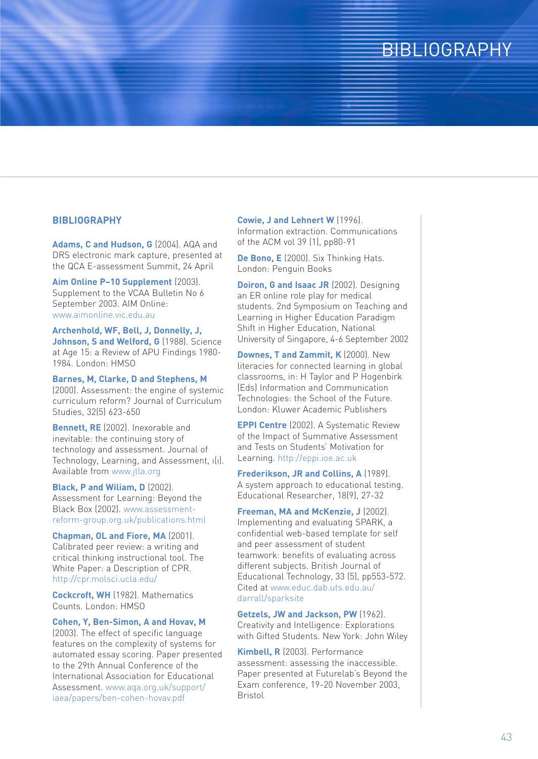# BIBLIOGRAPHY

## BIBLIOGRAPHY

**Adams, C and Hudson, G** (2004). AQA and DRS electronic mark capture, presented at the QCA E-assessment Summit, 24 April

**Aim Online P–10 Supplement** (2003). Supplement to the VCAA Bulletin No 6 September 2003. AIM Online: www.aimonline.vic.edu.au

**Archenhold, WF, Bell, J, Donnelly, J, Johnson, S and Welford, G** (1988). Science at Age 15: a Review of APU Findings 1980-1984. London: HMSO

**Barnes, M, Clarke, D and Stephens, M** (2000). Assessment: the engine of systemic curriculum reform? Journal of Curriculum Studies, 32(5) 623-650

**Bennett, RE** (2002). Inexorable and inevitable: the continuing story of technology and assessment. Journal of Technology, Learning, and Assessment, 1(1). Available from www.jtla.org

**Black, P and Wiliam, D** (2002). Assessment for Learning: Beyond the Black Box (2002). www.assessment-reform-group.org.uk/publications.html

**Chapman, OL and Fiore, MA** (2001). Calibrated peer review: a writing and critical thinking instructional tool. The White Paper: a Description of CPR. http://cpr.molsci.ucla.edu/

**Cockcroft, WH** (1982). Mathematics Counts. London: HMSO

**Cohen, Y, Ben-Simon, A and Hovav, M** (2003). The effect of specific language features on the complexity of systems for automated essay scoring. Paper presented to the 29th Annual Conference of the International Association for Educational Assessment. www.aqa.org.uk/support/iaea/papers/ben-cohen-hovav.pdf

**Cowie, J and Lehnert W** (1996). Information extraction. Communications of the ACM vol 39 (1), pp80-91

**De Bono, E** (2000). Six Thinking Hats. London: Penguin Books

**Doiron, G and Isaac JR** (2002). Designing an ER online role play for medical students. 2nd Symposium on Teaching and Learning in Higher Education Paradigm Shift in Higher Education, National University of Singapore, 4-6 September 2002

**Downes, T and Zammit, K** (2000). New literacies for connected learning in global classrooms, in: H Taylor and P Hogenbirk (Eds) Information and Communication Technologies: the School of the Future. London: Kluwer Academic Publishers

**EPPI Centre** (2002). A Systematic Review of the Impact of Summative Assessment and Tests on Students' Motivation for Learning. http://eppi.ioe.ac.uk

**Frederikson, JR and Collins, A** (1989). A system approach to educational testing. Educational Researcher, 18(9), 27-32

**Freeman, MA and McKenzie, J** (2002). Implementing and evaluating SPARK, a confidential web-based template for self and peer assessment of student teamwork: benefits of evaluating across different subjects. British Journal of Educational Technology, 33 (5), pp553-572. Cited at www.educ.dab.uts.edu.au/darrall/sparksite

**Getzels, JW and Jackson, PW** (1962). Creativity and Intelligence: Explorations with Gifted Students. New York: John Wiley

**Kimbell, R** (2003). Performance assessment: assessing the inaccessible. Paper presented at Futurelab's Beyond the Exam conference, 19-20 November 2003, Bristol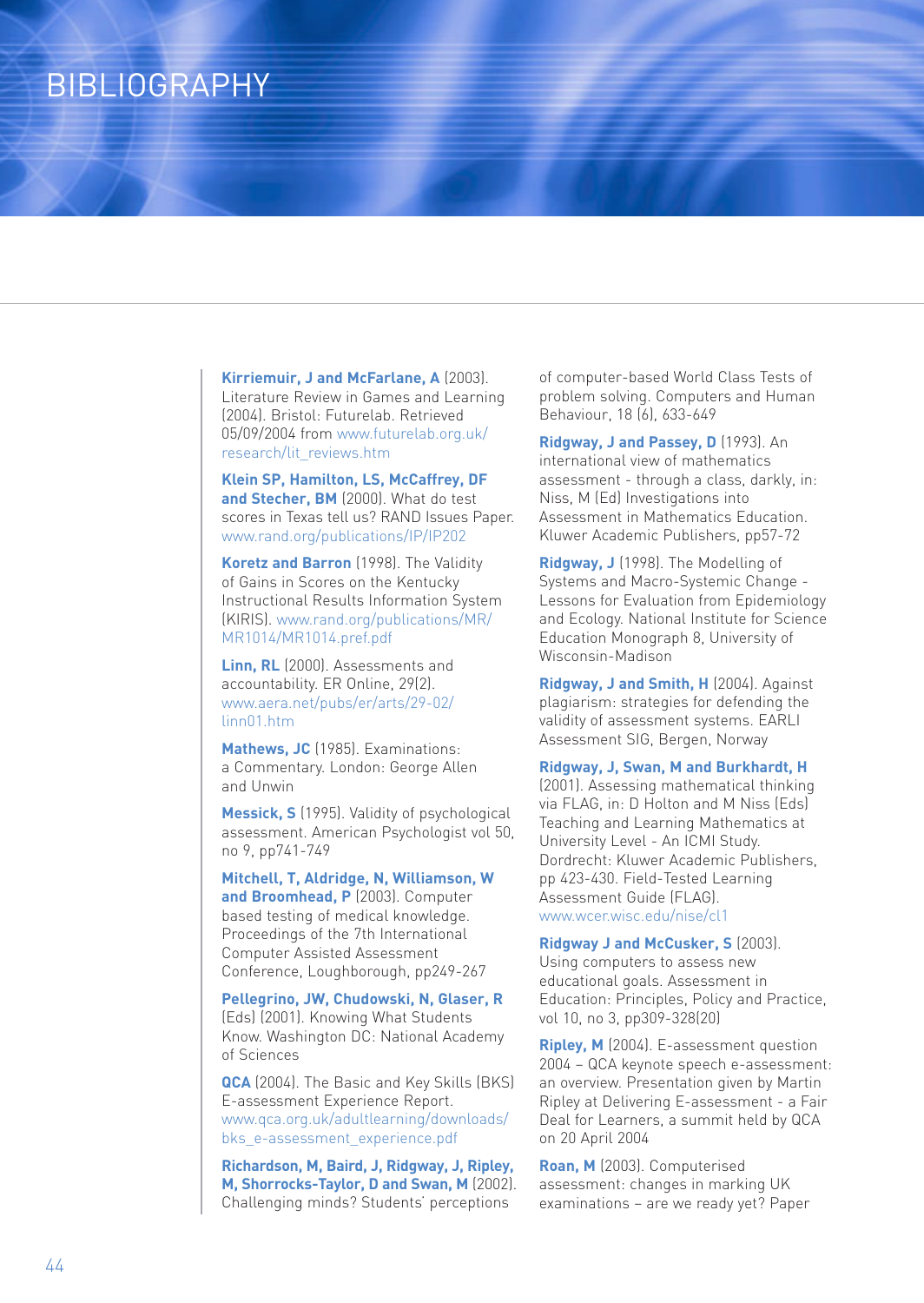# BIBLIOGRAPHY

**Kirriemuir, J and McFarlane, A** (2003). Literature Review in Games and Learning (2004). Bristol: Futurelab. Retrieved 05/09/2004 from www.futurelab.org.uk/research/lit_reviews.htm

**Klein SP, Hamilton, LS, McCaffrey, DF and Stecher, BM** (2000). What do test scores in Texas tell us? RAND Issues Paper. www.rand.org/publications/IP/IP202

**Koretz and Barron** (1998). The Validity of Gains in Scores on the Kentucky Instructional Results Information System (KIRIS). www.rand.org/publications/MR/MR1014/MR1014.pref.pdf

**Linn, RL** (2000). Assessments and accountability. ER Online, 29(2). www.aera.net/pubs/er/arts/29-02/linn01.htm

**Mathews, JC** (1985). Examinations: a Commentary. London: George Allen and Unwin

**Messick, S** (1995). Validity of psychological assessment. American Psychologist vol 50, no 9, pp741-749

**Mitchell, T, Aldridge, N, Williamson, W and Broomhead, P** (2003). Computer based testing of medical knowledge. Proceedings of the 7th International Computer Assisted Assessment Conference, Loughborough, pp249-267

**Pellegrino, JW, Chudowski, N, Glaser, R** (Eds) (2001). Knowing What Students Know. Washington DC: National Academy of Sciences

**QCA** (2004). The Basic and Key Skills (BKS) E-assessment Experience Report. www.qca.org.uk/adultlearning/downloads/bks_e-assessment_experience.pdf

**Richardson, M, Baird, J, Ridgway, J, Ripley, M, Shorrocks-Taylor, D and Swan, M** (2002). Challenging minds? Students' perceptions of computer-based World Class Tests of problem solving. Computers and Human Behaviour, 18 (6), 633-649

**Ridgway, J and Passey, D** (1993). An international view of mathematics assessment - through a class, darkly, in: Niss, M (Ed) Investigations into Assessment in Mathematics Education. Kluwer Academic Publishers, pp57-72

**Ridgway, J** (1998). The Modelling of Systems and Macro-Systemic Change - Lessons for Evaluation from Epidemiology and Ecology. National Institute for Science Education Monograph 8, University of Wisconsin-Madison

**Ridgway, J and Smith, H** (2004). Against plagiarism: strategies for defending the validity of assessment systems. EARLI Assessment SIG, Bergen, Norway

**Ridgway, J, Swan, M and Burkhardt, H** (2001). Assessing mathematical thinking via FLAG, in: D Holton and M Niss (Eds) Teaching and Learning Mathematics at University Level - An ICMI Study. Dordrecht: Kluwer Academic Publishers, pp 423-430. Field-Tested Learning Assessment Guide (FLAG). www.wcer.wisc.edu/nise/cl1

**Ridgway J and McCusker, S** (2003). Using computers to assess new educational goals. Assessment in Education: Principles, Policy and Practice, vol 10, no 3, pp309-328(20)

**Ripley, M** (2004). E-assessment question 2004 – QCA keynote speech e-assessment: an overview. Presentation given by Martin Ripley at Delivering E-assessment - a Fair Deal for Learners, a summit held by QCA on 20 April 2004

**Roan, M** (2003). Computerised assessment: changes in marking UK examinations – are we ready yet? Paper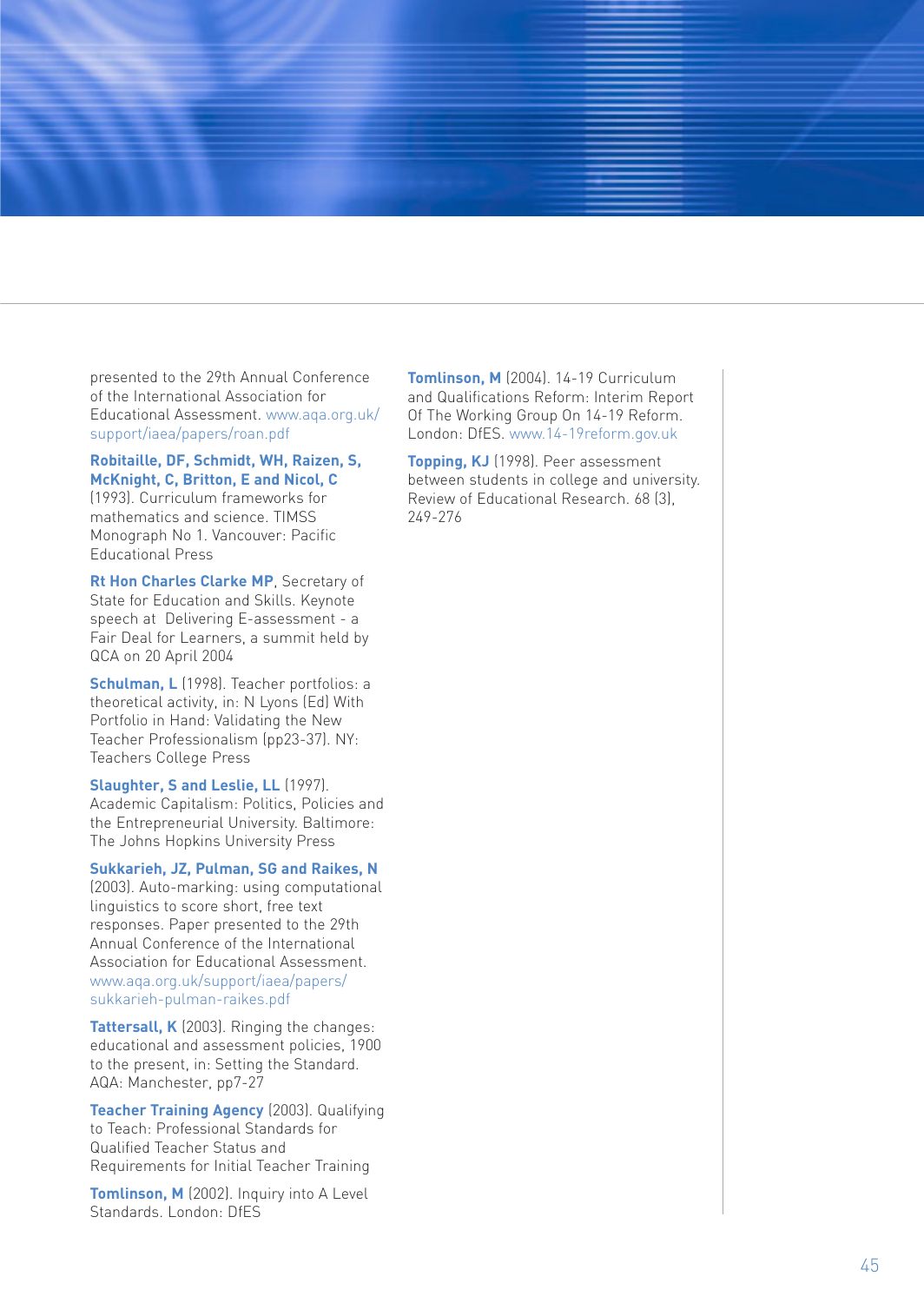presented to the 29th Annual Conference of the International Association for Educational Assessment. www.aqa.org.uk/support/iaea/papers/roan.pdf

**Robitaille, DF, Schmidt, WH, Raizen, S, McKnight, C, Britton, E and Nicol, C** (1993). Curriculum frameworks for mathematics and science. TIMSS Monograph No 1. Vancouver: Pacific Educational Press

**Rt Hon Charles Clarke MP**, Secretary of State for Education and Skills. Keynote speech at Delivering E-assessment - a Fair Deal for Learners, a summit held by QCA on 20 April 2004

**Schulman, L** (1998). Teacher portfolios: a theoretical activity, in: N Lyons (Ed) With Portfolio in Hand: Validating the New Teacher Professionalism (pp23-37). NY: Teachers College Press

**Slaughter, S and Leslie, LL** (1997). Academic Capitalism: Politics, Policies and the Entrepreneurial University. Baltimore: The Johns Hopkins University Press

**Sukkarieh, JZ, Pulman, SG and Raikes, N** (2003). Auto-marking: using computational linguistics to score short, free text responses. Paper presented to the 29th Annual Conference of the International Association for Educational Assessment. www.aqa.org.uk/support/iaea/papers/sukkarieh-pulman-raikes.pdf

**Tattersall, K** (2003). Ringing the changes: educational and assessment policies, 1900 to the present, in: Setting the Standard. AQA: Manchester, pp7-27

**Teacher Training Agency** (2003). Qualifying to Teach: Professional Standards for Qualified Teacher Status and Requirements for Initial Teacher Training

**Tomlinson, M** (2002). Inquiry into A Level Standards. London: DfES

**Tomlinson, M** (2004). 14-19 Curriculum and Qualifications Reform: Interim Report Of The Working Group On 14-19 Reform. London: DfES. www.14-19reform.gov.uk

**Topping, KJ** (1998). Peer assessment between students in college and university. Review of Educational Research. 68 (3), 249-276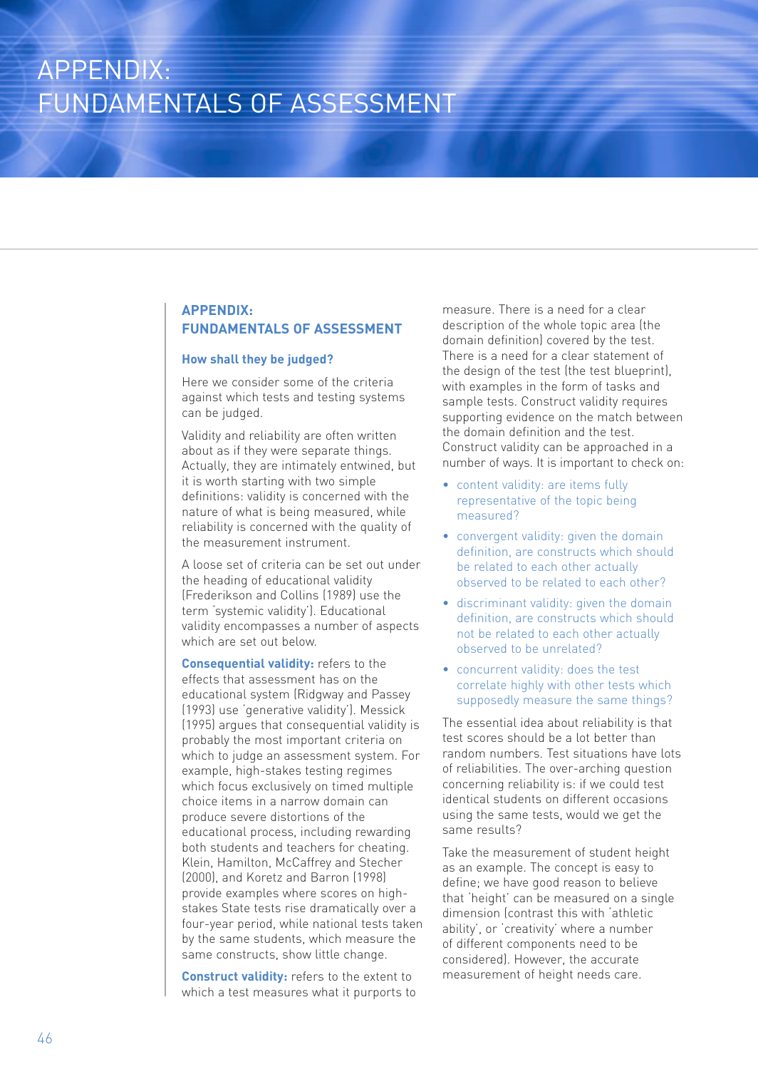# APPENDIX: FUNDAMENTALS OF ASSESSMENT

## APPENDIX: FUNDAMENTALS OF ASSESSMENT

### How shall they be judged?

Here we consider some of the criteria against which tests and testing systems can be judged.

Validity and reliability are often written about as if they were separate things. Actually, they are intimately entwined, but it is worth starting with two simple definitions: validity is concerned with the nature of what is being measured, while reliability is concerned with the quality of the measurement instrument.

A loose set of criteria can be set out under the heading of educational validity (Frederikson and Collins (1989) use the term 'systemic validity'). Educational validity encompasses a number of aspects which are set out below.

**Consequential validity:** refers to the effects that assessment has on the educational system (Ridgway and Passey (1993) use 'generative validity'). Messick (1995) argues that consequential validity is probably the most important criteria on which to judge an assessment system. For example, high-stakes testing regimes which focus exclusively on timed multiple choice items in a narrow domain can produce severe distortions of the educational process, including rewarding both students and teachers for cheating. Klein, Hamilton, McCaffrey and Stecher (2000), and Koretz and Barron (1998) provide examples where scores on high-stakes State tests rise dramatically over a four-year period, while national tests taken by the same students, which measure the same constructs, show little change.

**Construct validity:** refers to the extent to which a test measures what it purports to measure. There is a need for a clear description of the whole topic area (the domain definition) covered by the test. There is a need for a clear statement of the design of the test (the test blueprint), with examples in the form of tasks and sample tests. Construct validity requires supporting evidence on the match between the domain definition and the test. Construct validity can be approached in a number of ways. It is important to check on:

- content validity: are items fully representative of the topic being measured?
- convergent validity: given the domain definition, are constructs which should be related to each other actually observed to be related to each other?
- discriminant validity: given the domain definition, are constructs which should not be related to each other actually observed to be unrelated?
- concurrent validity: does the test correlate highly with other tests which supposedly measure the same things?

The essential idea about reliability is that test scores should be a lot better than random numbers. Test situations have lots of reliabilities. The over-arching question concerning reliability is: if we could test identical students on different occasions using the same tests, would we get the same results?

Take the measurement of student height as an example. The concept is easy to define; we have good reason to believe that 'height' can be measured on a single dimension (contrast this with 'athletic ability', or 'creativity' where a number of different components need to be considered). However, the accurate measurement of height needs care.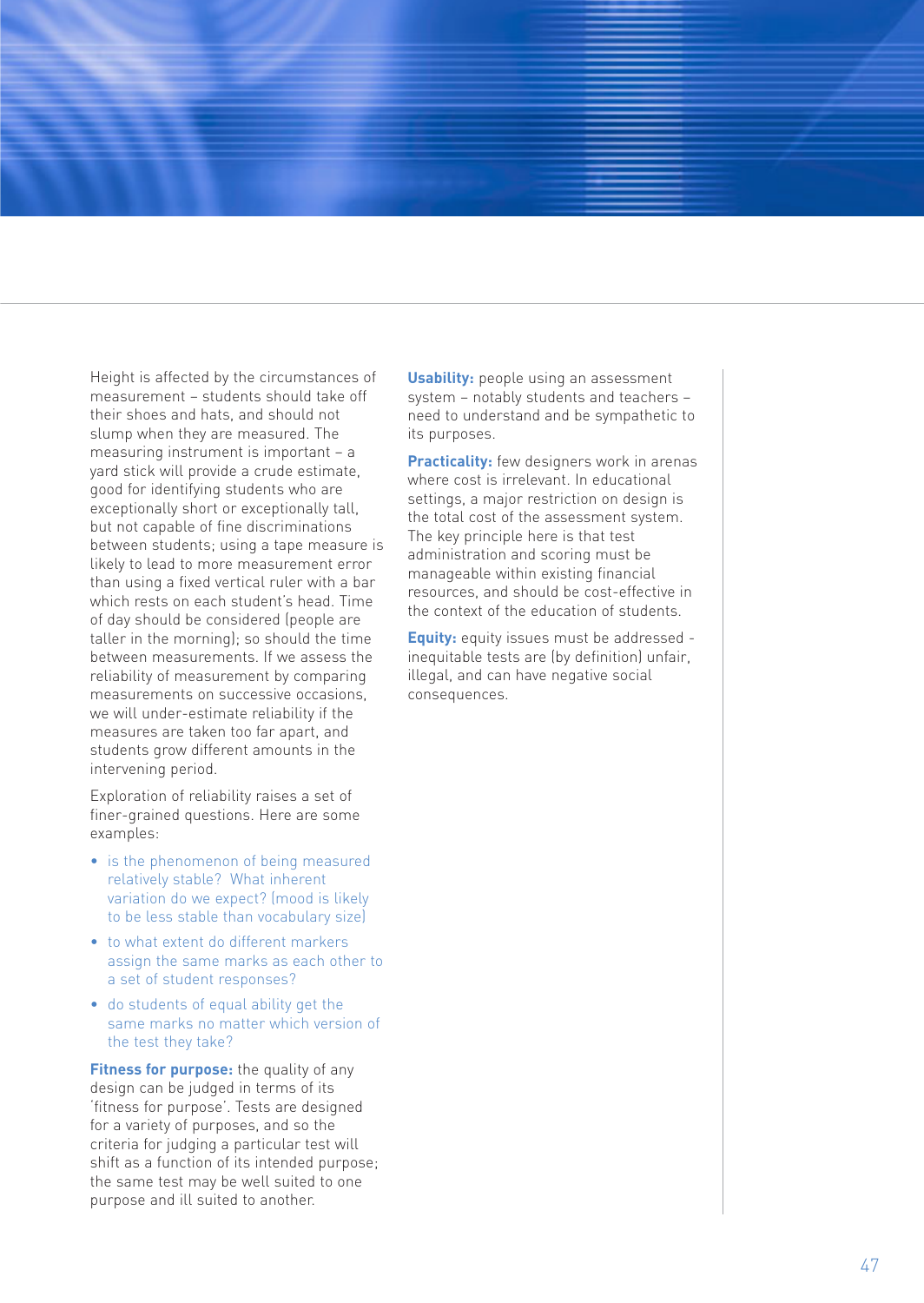Height is affected by the circumstances of measurement – students should take off their shoes and hats, and should not slump when they are measured. The measuring instrument is important – a yard stick will provide a crude estimate, good for identifying students who are exceptionally short or exceptionally tall, but not capable of fine discriminations between students; using a tape measure is likely to lead to more measurement error than using a fixed vertical ruler with a bar which rests on each student's head. Time of day should be considered (people are taller in the morning); so should the time between measurements. If we assess the reliability of measurement by comparing measurements on successive occasions, we will under-estimate reliability if the measures are taken too far apart, and students grow different amounts in the intervening period.

Exploration of reliability raises a set of finer-grained questions. Here are some examples:

- is the phenomenon of being measured relatively stable? What inherent variation do we expect? (mood is likely to be less stable than vocabulary size)
- to what extent do different markers assign the same marks as each other to a set of student responses?
- do students of equal ability get the same marks no matter which version of the test they take?

**Fitness for purpose:** the quality of any design can be judged in terms of its 'fitness for purpose'. Tests are designed for a variety of purposes, and so the criteria for judging a particular test will shift as a function of its intended purpose; the same test may be well suited to one purpose and ill suited to another.

**Usability:** people using an assessment system – notably students and teachers – need to understand and be sympathetic to its purposes.

**Practicality:** few designers work in arenas where cost is irrelevant. In educational settings, a major restriction on design is the total cost of the assessment system. The key principle here is that test administration and scoring must be manageable within existing financial resources, and should be cost-effective in the context of the education of students.

**Equity:** equity issues must be addressed - inequitable tests are (by definition) unfair, illegal, and can have negative social consequences.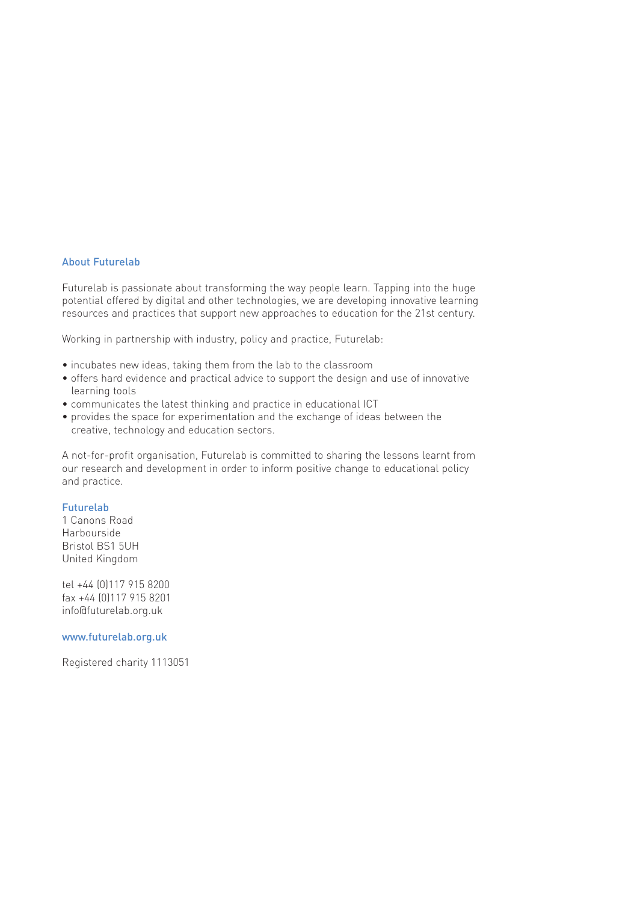## About Futurelab

Futurelab is passionate about transforming the way people learn. Tapping into the huge potential offered by digital and other technologies, we are developing innovative learning resources and practices that support new approaches to education for the 21st century.

Working in partnership with industry, policy and practice, Futurelab:

- incubates new ideas, taking them from the lab to the classroom
- offers hard evidence and practical advice to support the design and use of innovative learning tools
- communicates the latest thinking and practice in educational ICT
- provides the space for experimentation and the exchange of ideas between the creative, technology and education sectors.

A not-for-profit organisation, Futurelab is committed to sharing the lessons learnt from our research and development in order to inform positive change to educational policy and practice.

**Futurelab**
1 Canons Road
Harbourside
Bristol BS1 5UH
United Kingdom

tel +44 (0)117 915 8200
fax +44 (0)117 915 8201
info@futurelab.org.uk

www.futurelab.org.uk

Registered charity 1113051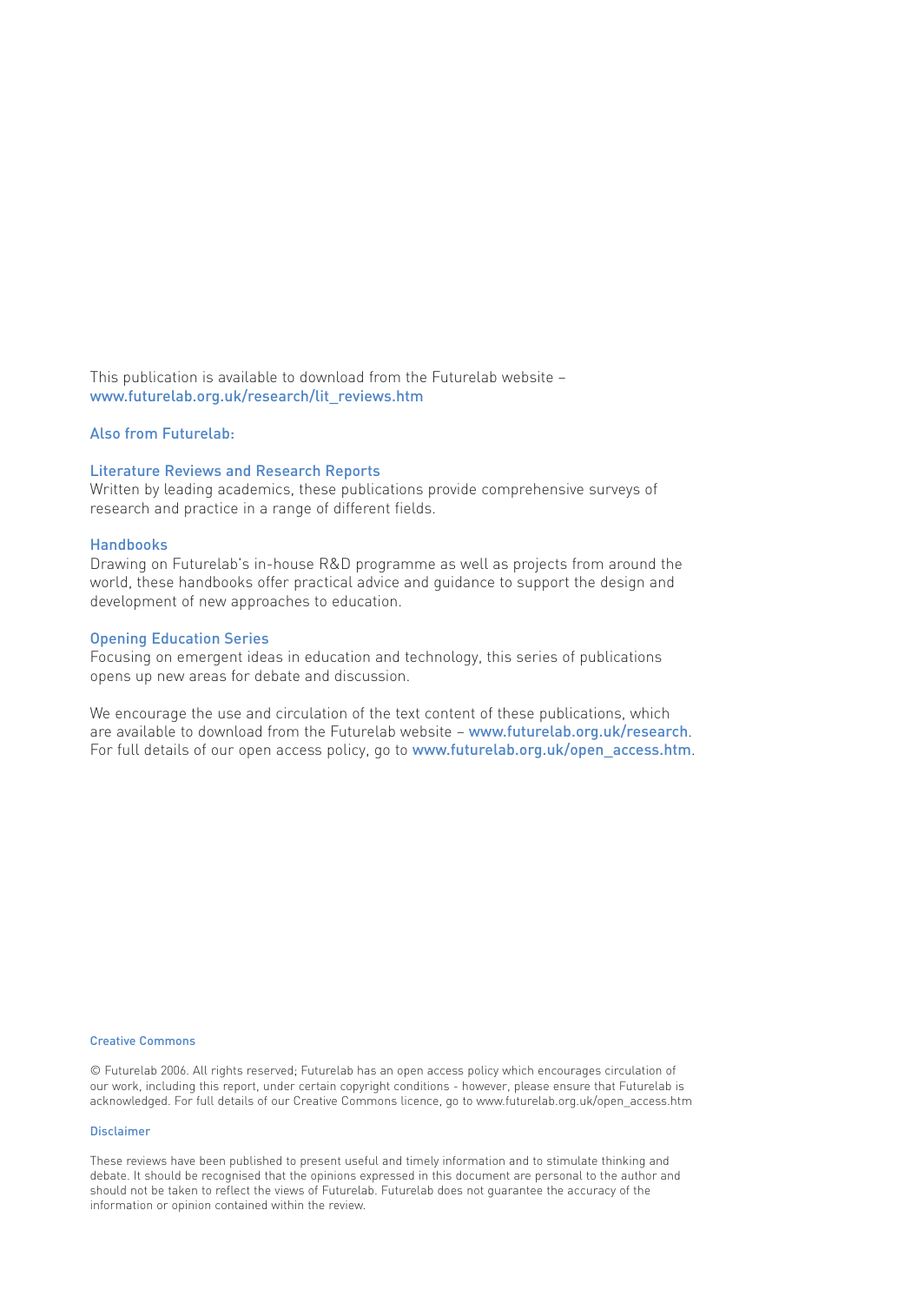This publication is available to download from the Futurelab website – www.futurelab.org.uk/research/lit_reviews.htm

### Also from Futurelab:

### Literature Reviews and Research Reports

Written by leading academics, these publications provide comprehensive surveys of research and practice in a range of different fields.

### Handbooks

Drawing on Futurelab's in-house R&D programme as well as projects from around the world, these handbooks offer practical advice and guidance to support the design and development of new approaches to education.

### Opening Education Series

Focusing on emergent ideas in education and technology, this series of publications opens up new areas for debate and discussion.

We encourage the use and circulation of the text content of these publications, which are available to download from the Futurelab website – www.futurelab.org.uk/research. For full details of our open access policy, go to www.futurelab.org.uk/open_access.htm.

#### Creative Commons

© Futurelab 2006. All rights reserved; Futurelab has an open access policy which encourages circulation of our work, including this report, under certain copyright conditions - however, please ensure that Futurelab is acknowledged. For full details of our Creative Commons licence, go to www.futurelab.org.uk/open_access.htm

#### Disclaimer

These reviews have been published to present useful and timely information and to stimulate thinking and debate. It should be recognised that the opinions expressed in this document are personal to the author and should not be taken to reflect the views of Futurelab. Futurelab does not guarantee the accuracy of the information or opinion contained within the review.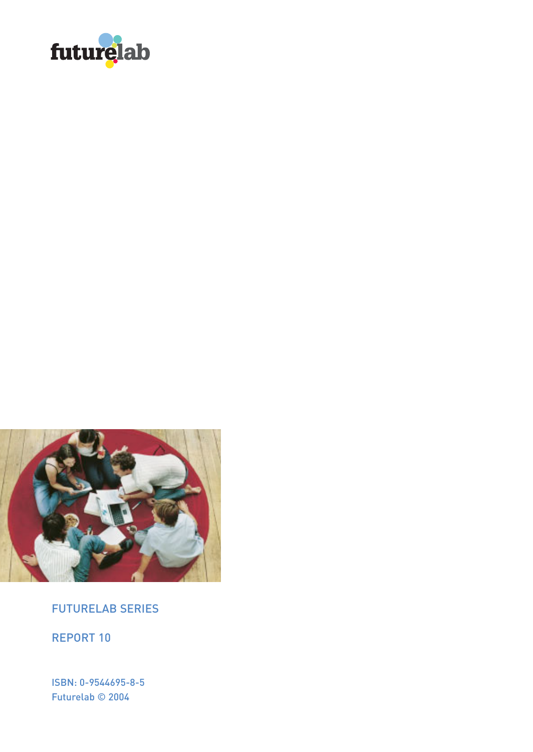futurelab

FUTURELAB SERIES

REPORT 10

ISBN: 0-9544695-8-5
Futurelab © 2004